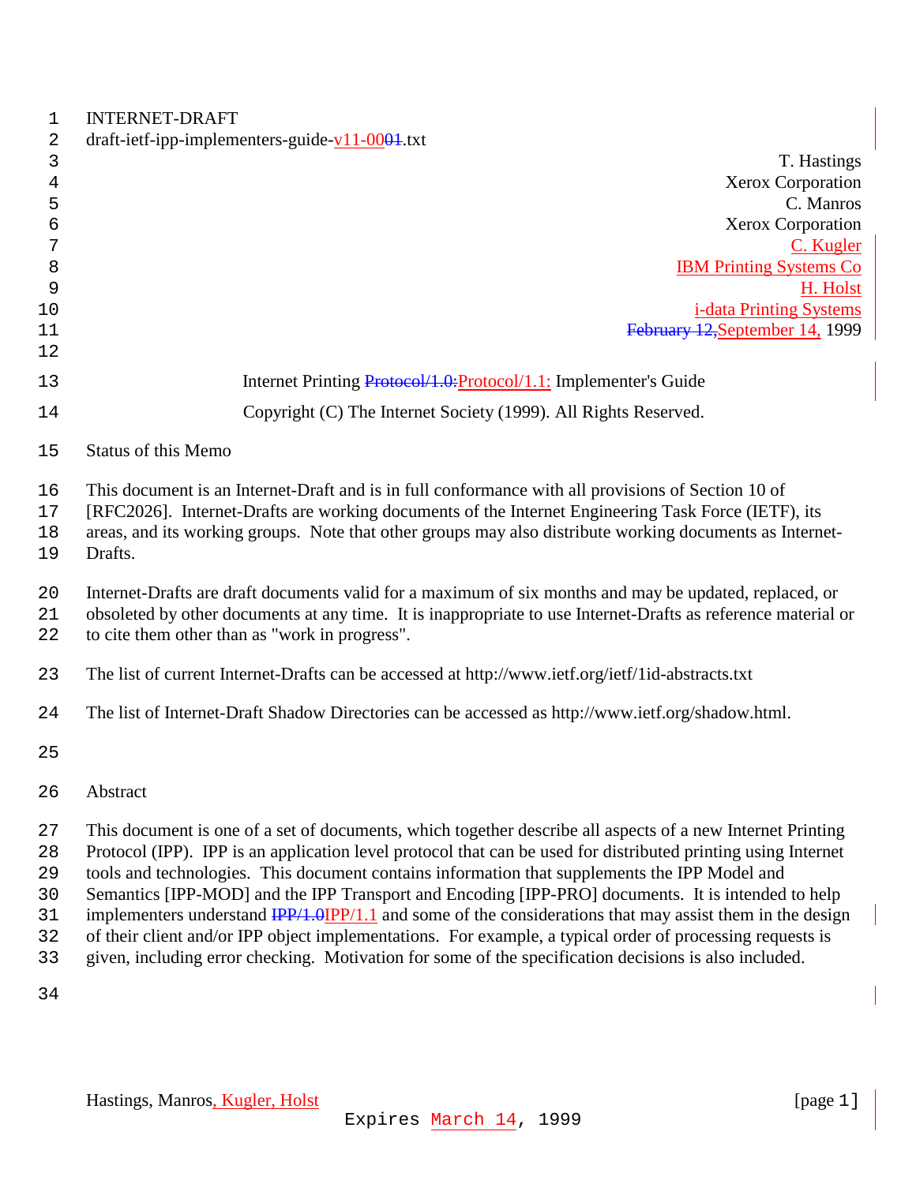INTERNET-DRAFT
draft-ietf-ipp-implementers-guide-v11-0001.txt

T. Hastings
Xerox Corporation
C. Manros
Xerox Corporation
C. Kugler
IBM Printing Systems Co
H. Holst
i-data Printing Systems
February 12,September 14, 1999

# Internet Printing Protocol/1.0:Protocol/1.1: Implementer's Guide

Copyright (C) The Internet Society (1999). All Rights Reserved.

## Status of this Memo

This document is an Internet-Draft and is in full conformance with all provisions of Section 10 of [RFC2026]. Internet-Drafts are working documents of the Internet Engineering Task Force (IETF), its areas, and its working groups. Note that other groups may also distribute working documents as Internet-Drafts.

Internet-Drafts are draft documents valid for a maximum of six months and may be updated, replaced, or obsoleted by other documents at any time. It is inappropriate to use Internet-Drafts as reference material or to cite them other than as "work in progress".

The list of current Internet-Drafts can be accessed at http://www.ietf.org/ietf/1id-abstracts.txt

The list of Internet-Draft Shadow Directories can be accessed as http://www.ietf.org/shadow.html.

## Abstract

This document is one of a set of documents, which together describe all aspects of a new Internet Printing Protocol (IPP). IPP is an application level protocol that can be used for distributed printing using Internet tools and technologies. This document contains information that supplements the IPP Model and Semantics [IPP-MOD] and the IPP Transport and Encoding [IPP-PRO] documents. It is intended to help implementers understand IPP/1.0IPP/1.1 and some of the considerations that may assist them in the design of their client and/or IPP object implementations. For example, a typical order of processing requests is given, including error checking. Motivation for some of the specification decisions is also included.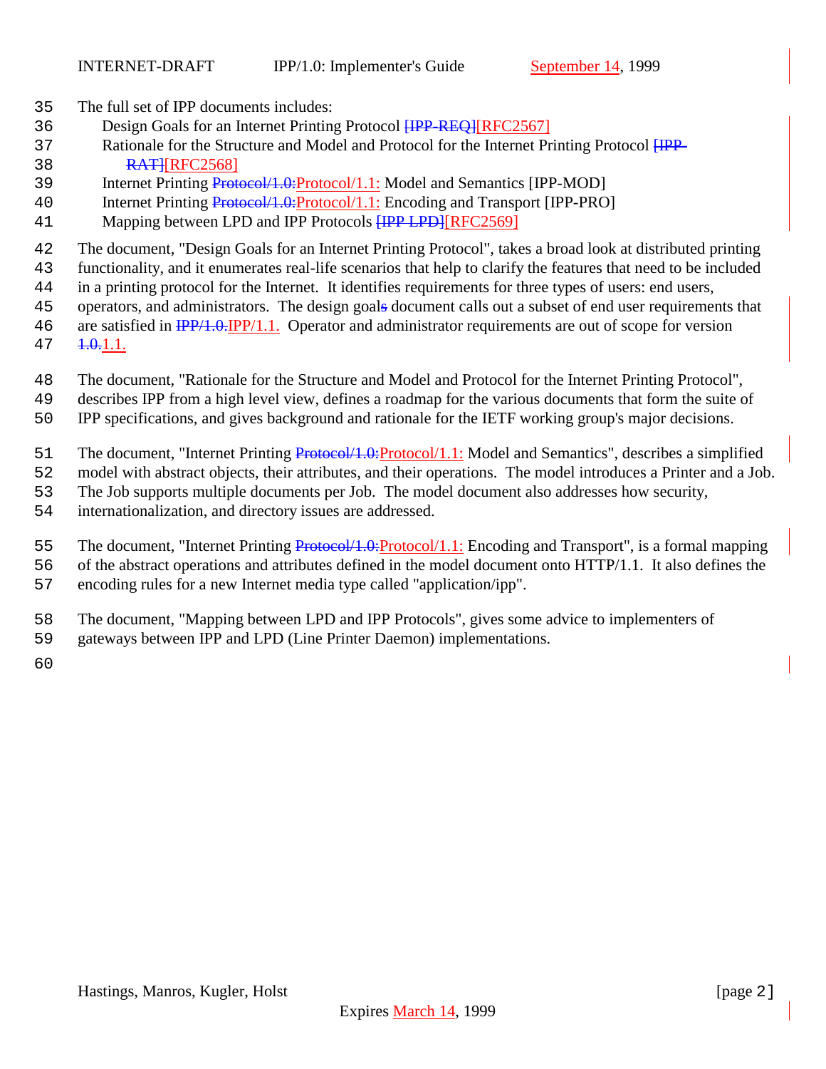The full set of IPP documents includes:

- Design Goals for an Internet Printing Protocol ~~[IPP-REQ]~~[RFC2567]
- Rationale for the Structure and Model and Protocol for the Internet Printing Protocol ~~[IPP-RAT]~~[RFC2568]
- Internet Printing ~~Protocol/1.0:~~Protocol/1.1: Model and Semantics [IPP-MOD]
- Internet Printing ~~Protocol/1.0:~~Protocol/1.1: Encoding and Transport [IPP-PRO]
- Mapping between LPD and IPP Protocols ~~[IPP LPD]~~[RFC2569]

The document, "Design Goals for an Internet Printing Protocol", takes a broad look at distributed printing functionality, and it enumerates real-life scenarios that help to clarify the features that need to be included in a printing protocol for the Internet. It identifies requirements for three types of users: end users, operators, and administrators. The design goal~~s~~ document calls out a subset of end user requirements that are satisfied in ~~IPP/1.0.~~IPP/1.1. Operator and administrator requirements are out of scope for version ~~1.0.~~1.1.

The document, "Rationale for the Structure and Model and Protocol for the Internet Printing Protocol", describes IPP from a high level view, defines a roadmap for the various documents that form the suite of IPP specifications, and gives background and rationale for the IETF working group's major decisions.

The document, "Internet Printing ~~Protocol/1.0:~~Protocol/1.1: Model and Semantics", describes a simplified model with abstract objects, their attributes, and their operations. The model introduces a Printer and a Job. The Job supports multiple documents per Job. The model document also addresses how security, internationalization, and directory issues are addressed.

The document, "Internet Printing ~~Protocol/1.0:~~Protocol/1.1: Encoding and Transport", is a formal mapping of the abstract operations and attributes defined in the model document onto HTTP/1.1. It also defines the encoding rules for a new Internet media type called "application/ipp".

The document, "Mapping between LPD and IPP Protocols", gives some advice to implementers of gateways between IPP and LPD (Line Printer Daemon) implementations.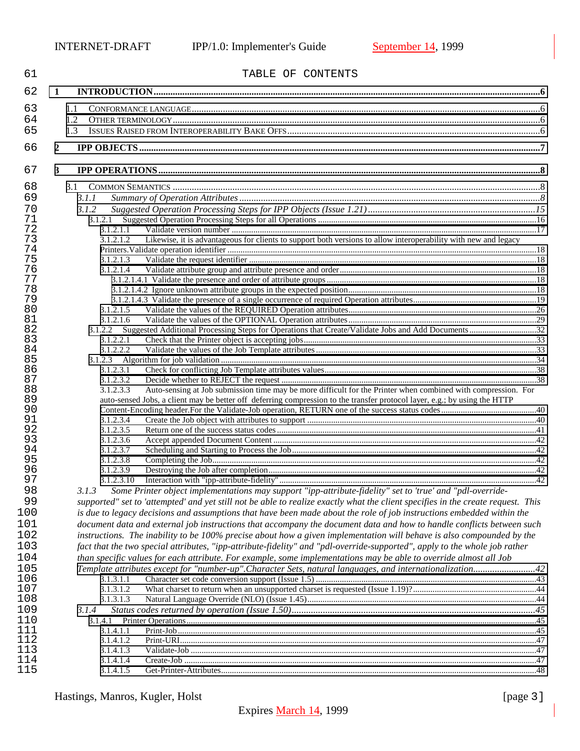TABLE OF CONTENTS

1 INTRODUCTION....6

1.1 CONFORMANCE LANGUAGE....6
1.2 OTHER TERMINOLOGY....6
1.3 ISSUES RAISED FROM INTEROPERABILITY BAKE OFFS....6

2 IPP OBJECTS....7

3 IPP OPERATIONS....8

3.1 COMMON SEMANTICS....8
*3.1.1 Summary of Operation Attributes....8*
*3.1.2 Suggested Operation Processing Steps for IPP Objects (Issue 1.21)....15*
3.1.2.1 Suggested Operation Processing Steps for all Operations....16
3.1.2.1.1 Validate version number....17
3.1.2.1.2 Likewise, it is advantageous for clients to support both versions to allow interoperability with new and legacy Printers.Validate operation identifier....18
3.1.2.1.3 Validate the request identifier....18
3.1.2.1.4 Validate attribute group and attribute presence and order....18
3.1.2.1.4.1 Validate the presence and order of attribute groups....18
3.1.2.1.4.2 Ignore unknown attribute groups in the expected position....18
3.1.2.1.4.3 Validate the presence of a single occurrence of required Operation attributes....19
3.1.2.1.5 Validate the values of the REQUIRED Operation attributes....26
3.1.2.1.6 Validate the values of the OPTIONAL Operation attributes....29
3.1.2.2 Suggested Additional Processing Steps for Operations that Create/Validate Jobs and Add Documents....32
3.1.2.2.1 Check that the Printer object is accepting jobs....33
3.1.2.2.2 Validate the values of the Job Template attributes....33
3.1.2.3 Algorithm for job validation....34
3.1.2.3.1 Check for conflicting Job Template attributes values....38
3.1.2.3.2 Decide whether to REJECT the request....38
3.1.2.3.3 Auto-sensing at Job submission time may be more difficult for the Printer when combined with compression. For auto-sensed Jobs, a client may be better off deferring compression to the transfer protocol layer, e.g.; by using the HTTP Content-Encoding header.For the Validate-Job operation, RETURN one of the success status codes....40
3.1.2.3.4 Create the Job object with attributes to support....40
3.1.2.3.5 Return one of the success status codes....41
3.1.2.3.6 Accept appended Document Content....42
3.1.2.3.7 Scheduling and Starting to Process the Job....42
3.1.2.3.8 Completing the Job....42
3.1.2.3.9 Destroying the Job after completion....42
3.1.2.3.10 Interaction with "ipp-attribute-fidelity"....42
*3.1.3 Some Printer object implementations may support "ipp-attribute-fidelity" set to 'true' and "pdl-override-supported" set to 'attempted' and yet still not be able to realize exactly what the client specifies in the create request. This is due to legacy decisions and assumptions that have been made about the role of job instructions embedded within the document data and external job instructions that accompany the document data and how to handle conflicts between such instructions. The inability to be 100% precise about how a given implementation will behave is also compounded by the fact that the two special attributes, "ipp-attribute-fidelity" and "pdl-override-supported", apply to the whole job rather than specific values for each attribute. For example, some implementations may be able to override almost all Job Template attributes except for "number-up".Character Sets, natural languages, and internationalization....42*
3.1.3.1.1 Character set code conversion support (Issue 1.5)....43
3.1.3.1.2 What charset to return when an unsupported charset is requested (Issue 1.19)?....44
3.1.3.1.3 Natural Language Override (NLO) (Issue 1.45)....44
*3.1.4 Status codes returned by operation (Issue 1.50)....45*
3.1.4.1 Printer Operations....45
3.1.4.1.1 Print-Job....45
3.1.4.1.2 Print-URI....47
3.1.4.1.3 Validate-Job....47
3.1.4.1.4 Create-Job....47
3.1.4.1.5 Get-Printer-Attributes....48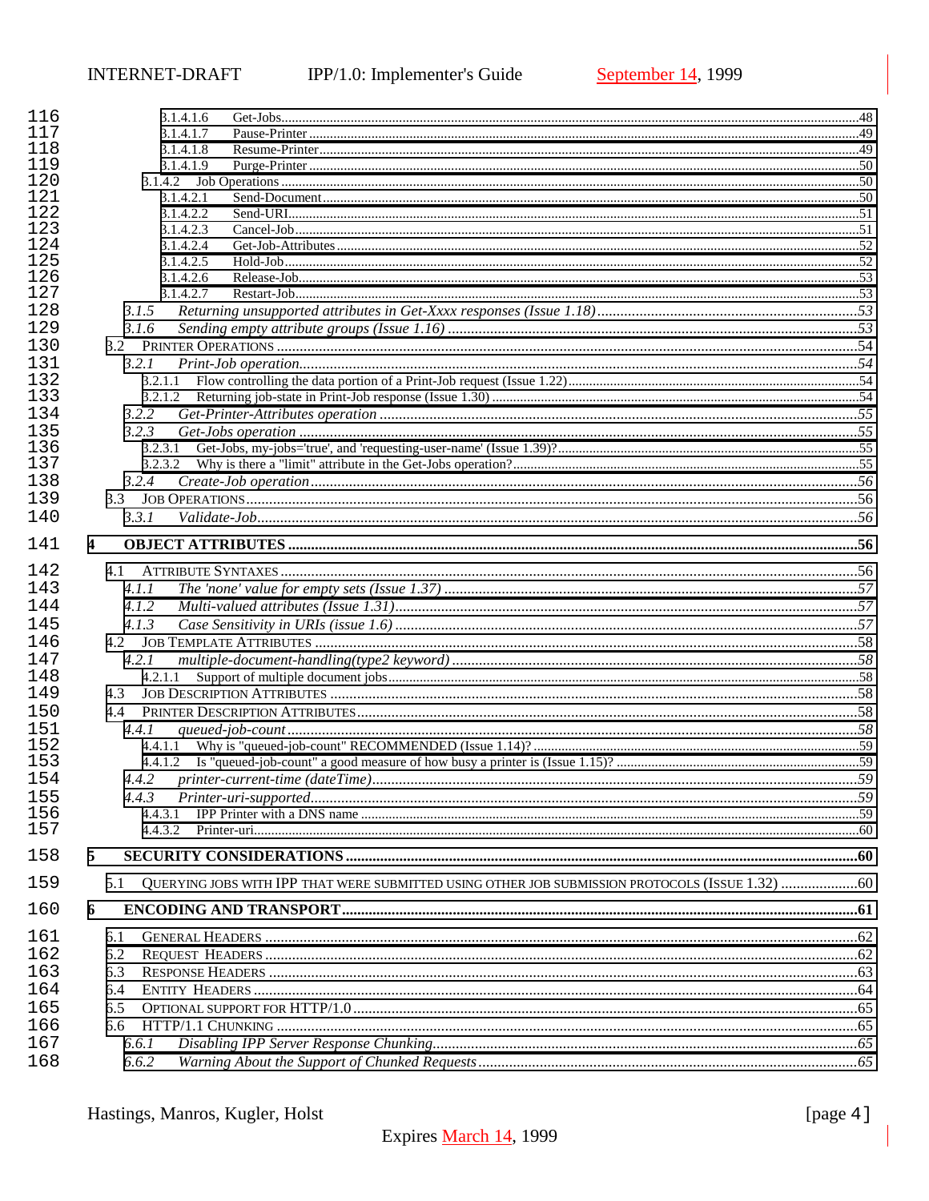3.1.4.1.6 Get-Jobs...........48
3.1.4.1.7 Pause-Printer...........49
3.1.4.1.8 Resume-Printer...........49
3.1.4.1.9 Purge-Printer...........50
3.1.4.2 Job Operations...........50
3.1.4.2.1 Send-Document...........50
3.1.4.2.2 Send-URI...........51
3.1.4.2.3 Cancel-Job...........51
3.1.4.2.4 Get-Job-Attributes...........52
3.1.4.2.5 Hold-Job...........52
3.1.4.2.6 Release-Job...........53
3.1.4.2.7 Restart-Job...........53
*3.1.5 Returning unsupported attributes in Get-Xxxx responses (Issue 1.18)...........53*
*3.1.6 Sending empty attribute groups (Issue 1.16)...........53*
3.2 PRINTER OPERATIONS...........54
*3.2.1 Print-Job operation...........54*
3.2.1.1 Flow controlling the data portion of a Print-Job request (Issue 1.22)...........54
3.2.1.2 Returning job-state in Print-Job response (Issue 1.30)...........54
*3.2.2 Get-Printer-Attributes operation...........55*
*3.2.3 Get-Jobs operation...........55*
3.2.3.1 Get-Jobs, my-jobs='true', and 'requesting-user-name' (Issue 1.39)?...........55
3.2.3.2 Why is there a "limit" attribute in the Get-Jobs operation?...........55
*3.2.4 Create-Job operation...........56*
3.3 JOB OPERATIONS...........56
*3.3.1 Validate-Job...........56*

**4 OBJECT ATTRIBUTES...........56**

4.1 ATTRIBUTE SYNTAXES...........56
*4.1.1 The 'none' value for empty sets (Issue 1.37)...........57*
*4.1.2 Multi-valued attributes (Issue 1.31)...........57*
*4.1.3 Case Sensitivity in URIs (issue 1.6)...........57*
4.2 JOB TEMPLATE ATTRIBUTES...........58
*4.2.1 multiple-document-handling(type2 keyword)...........58*
4.2.1.1 Support of multiple document jobs...........58
4.3 JOB DESCRIPTION ATTRIBUTES...........58
4.4 PRINTER DESCRIPTION ATTRIBUTES...........58
*4.4.1 queued-job-count...........58*
4.4.1.1 Why is "queued-job-count" RECOMMENDED (Issue 1.14)?...........59
4.4.1.2 Is "queued-job-count" a good measure of how busy a printer is (Issue 1.15)?...........59
*4.4.2 printer-current-time (dateTime)...........59*
*4.4.3 Printer-uri-supported...........59*
4.4.3.1 IPP Printer with a DNS name...........59
4.4.3.2 Printer-uri...........60

**5 SECURITY CONSIDERATIONS...........60**

5.1 QUERYING JOBS WITH IPP THAT WERE SUBMITTED USING OTHER JOB SUBMISSION PROTOCOLS (ISSUE 1.32)...........60

**6 ENCODING AND TRANSPORT...........61**

6.1 GENERAL HEADERS...........62
6.2 REQUEST HEADERS...........62
6.3 RESPONSE HEADERS...........63
6.4 ENTITY HEADERS...........64
6.5 OPTIONAL SUPPORT FOR HTTP/1.0...........65
6.6 HTTP/1.1 CHUNKING...........65
*6.6.1 Disabling IPP Server Response Chunking...........65*
*6.6.2 Warning About the Support of Chunked Requests...........65*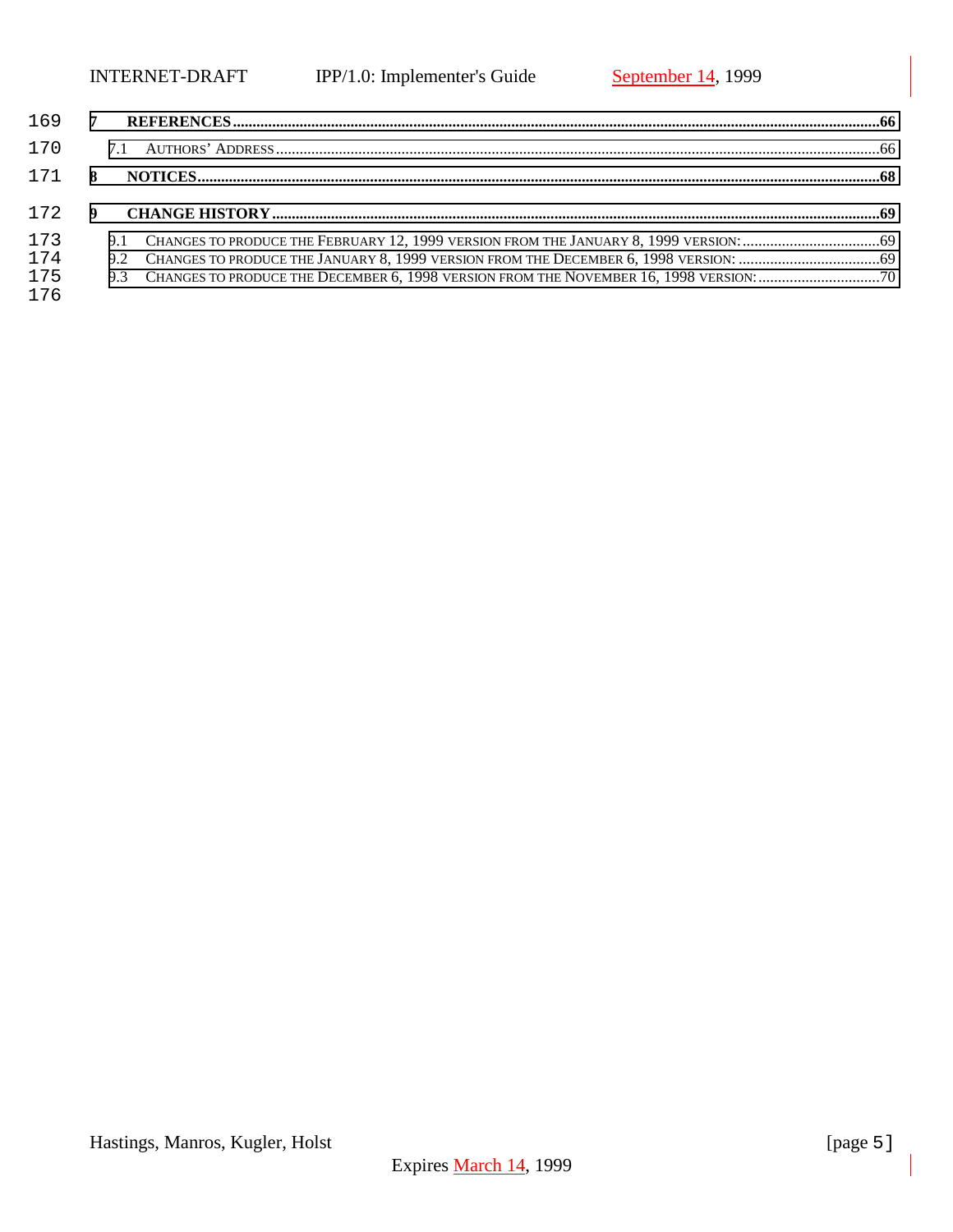**7 REFERENCES .....66**

7.1 AUTHORS' ADDRESS .....66

**8 NOTICES .....68**

**9 CHANGE HISTORY .....69**

9.1 CHANGES TO PRODUCE THE FEBRUARY 12, 1999 VERSION FROM THE JANUARY 8, 1999 VERSION: .....69

9.2 CHANGES TO PRODUCE THE JANUARY 8, 1999 VERSION FROM THE DECEMBER 6, 1998 VERSION: .....69

9.3 CHANGES TO PRODUCE THE DECEMBER 6, 1998 VERSION FROM THE NOVEMBER 16, 1998 VERSION: .....70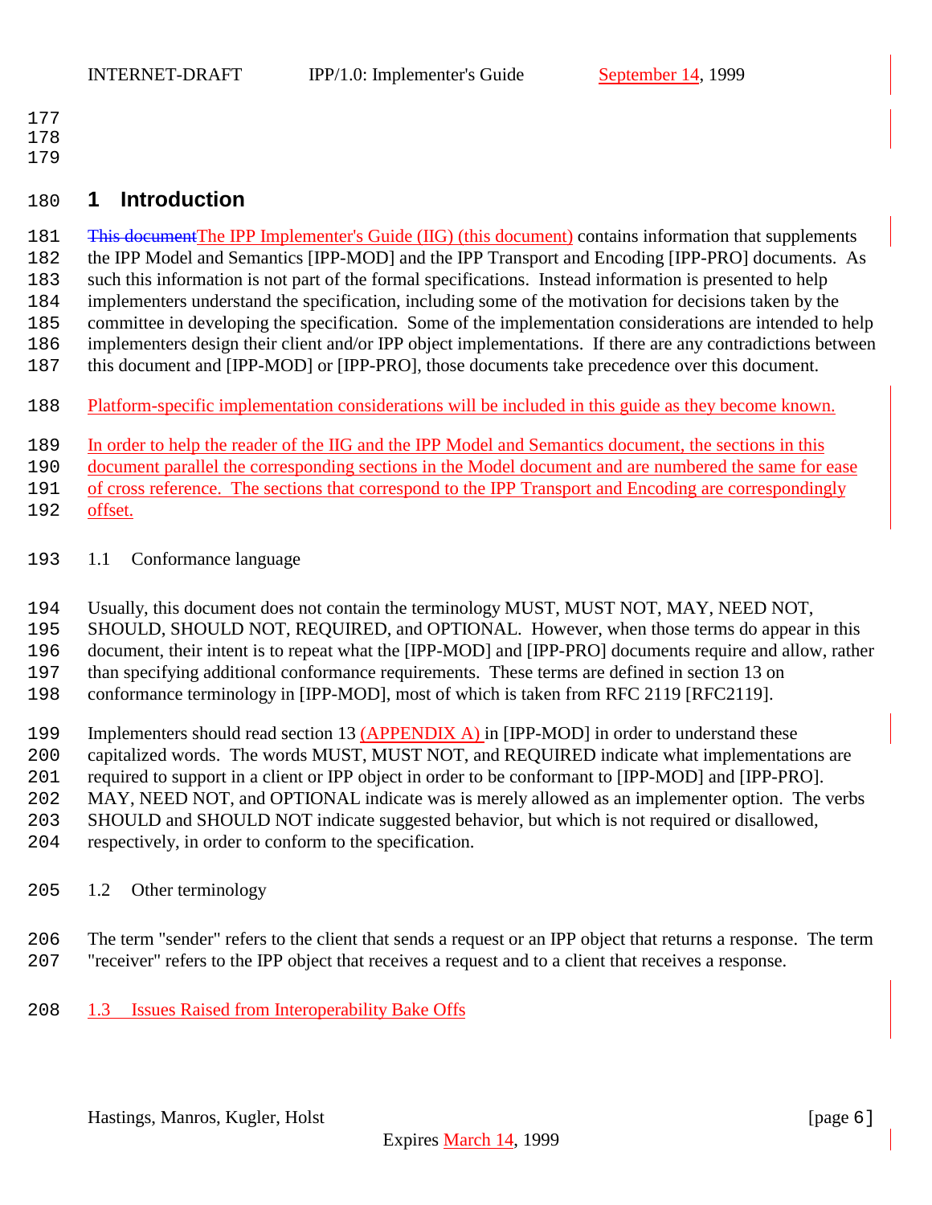# 1 Introduction

~~This document~~The IPP Implementer's Guide (IIG) (this document) contains information that supplements the IPP Model and Semantics [IPP-MOD] and the IPP Transport and Encoding [IPP-PRO] documents. As such this information is not part of the formal specifications. Instead information is presented to help implementers understand the specification, including some of the motivation for decisions taken by the committee in developing the specification. Some of the implementation considerations are intended to help implementers design their client and/or IPP object implementations. If there are any contradictions between this document and [IPP-MOD] or [IPP-PRO], those documents take precedence over this document.

Platform-specific implementation considerations will be included in this guide as they become known.

In order to help the reader of the IIG and the IPP Model and Semantics document, the sections in this document parallel the corresponding sections in the Model document and are numbered the same for ease of cross reference. The sections that correspond to the IPP Transport and Encoding are correspondingly offset.

## 1.1 Conformance language

Usually, this document does not contain the terminology MUST, MUST NOT, MAY, NEED NOT, SHOULD, SHOULD NOT, REQUIRED, and OPTIONAL. However, when those terms do appear in this document, their intent is to repeat what the [IPP-MOD] and [IPP-PRO] documents require and allow, rather than specifying additional conformance requirements. These terms are defined in section 13 on conformance terminology in [IPP-MOD], most of which is taken from RFC 2119 [RFC2119].

Implementers should read section 13 (APPENDIX A) in [IPP-MOD] in order to understand these capitalized words. The words MUST, MUST NOT, and REQUIRED indicate what implementations are required to support in a client or IPP object in order to be conformant to [IPP-MOD] and [IPP-PRO]. MAY, NEED NOT, and OPTIONAL indicate was is merely allowed as an implementer option. The verbs SHOULD and SHOULD NOT indicate suggested behavior, but which is not required or disallowed, respectively, in order to conform to the specification.

## 1.2 Other terminology

The term "sender" refers to the client that sends a request or an IPP object that returns a response. The term "receiver" refers to the IPP object that receives a request and to a client that receives a response.

## 1.3 Issues Raised from Interoperability Bake Offs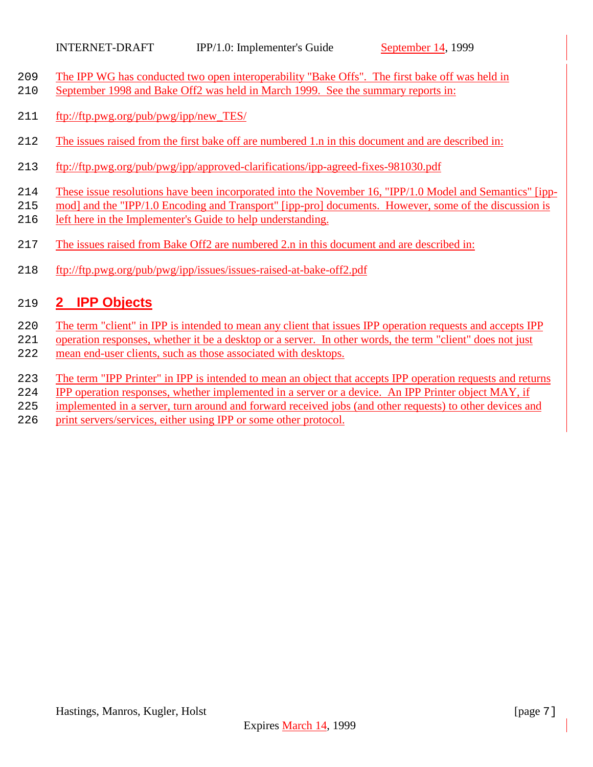The IPP WG has conducted two open interoperability "Bake Offs". The first bake off was held in September 1998 and Bake Off2 was held in March 1999. See the summary reports in:

ftp://ftp.pwg.org/pub/pwg/ipp/new_TES/

The issues raised from the first bake off are numbered 1.n in this document and are described in:

ftp://ftp.pwg.org/pub/pwg/ipp/approved-clarifications/ipp-agreed-fixes-981030.pdf

These issue resolutions have been incorporated into the November 16, "IPP/1.0 Model and Semantics" [ipp-mod] and the "IPP/1.0 Encoding and Transport" [ipp-pro] documents. However, some of the discussion is left here in the Implementer's Guide to help understanding.

The issues raised from Bake Off2 are numbered 2.n in this document and are described in:

ftp://ftp.pwg.org/pub/pwg/ipp/issues/issues-raised-at-bake-off2.pdf

# 2 IPP Objects

The term "client" in IPP is intended to mean any client that issues IPP operation requests and accepts IPP operation responses, whether it be a desktop or a server. In other words, the term "client" does not just mean end-user clients, such as those associated with desktops.

The term "IPP Printer" in IPP is intended to mean an object that accepts IPP operation requests and returns IPP operation responses, whether implemented in a server or a device. An IPP Printer object MAY, if implemented in a server, turn around and forward received jobs (and other requests) to other devices and print servers/services, either using IPP or some other protocol.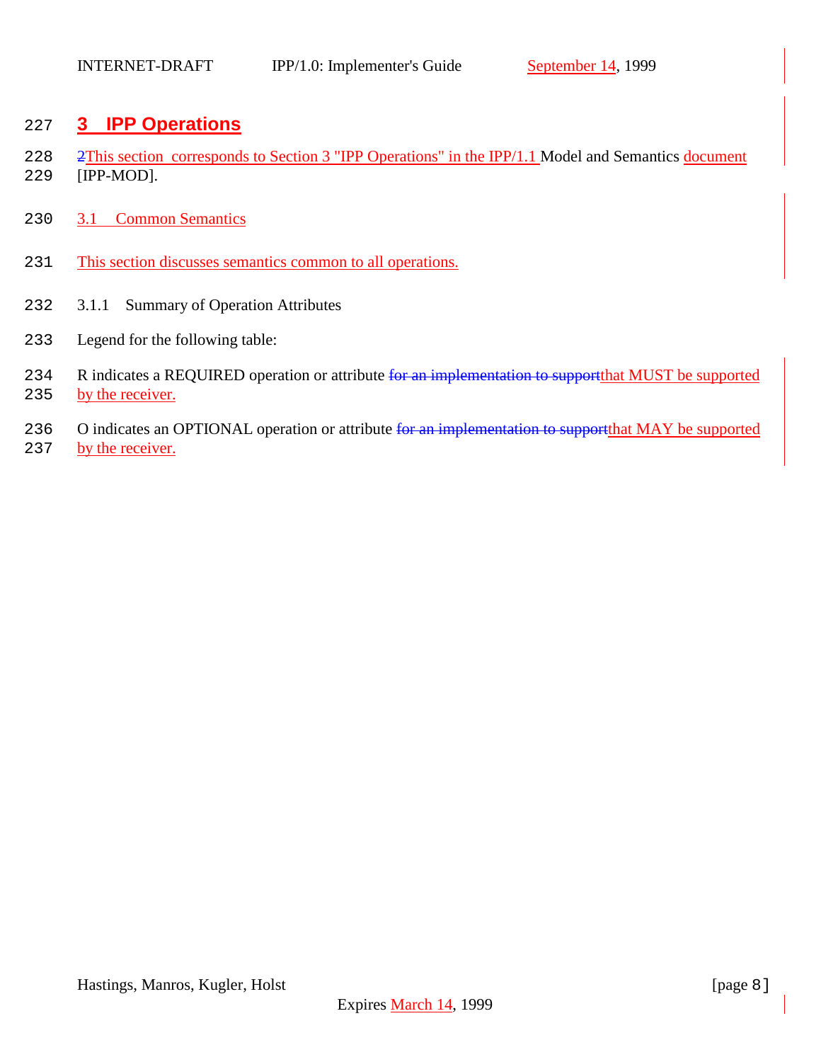# 3 IPP Operations

2This section corresponds to Section 3 "IPP Operations" in the IPP/1.1 Model and Semantics document [IPP-MOD].

## 3.1 Common Semantics

This section discusses semantics common to all operations.

### 3.1.1 Summary of Operation Attributes

Legend for the following table:

R indicates a REQUIRED operation or attribute ~~for an implementation to support~~that MUST be supported by the receiver.

O indicates an OPTIONAL operation or attribute ~~for an implementation to support~~that MAY be supported by the receiver.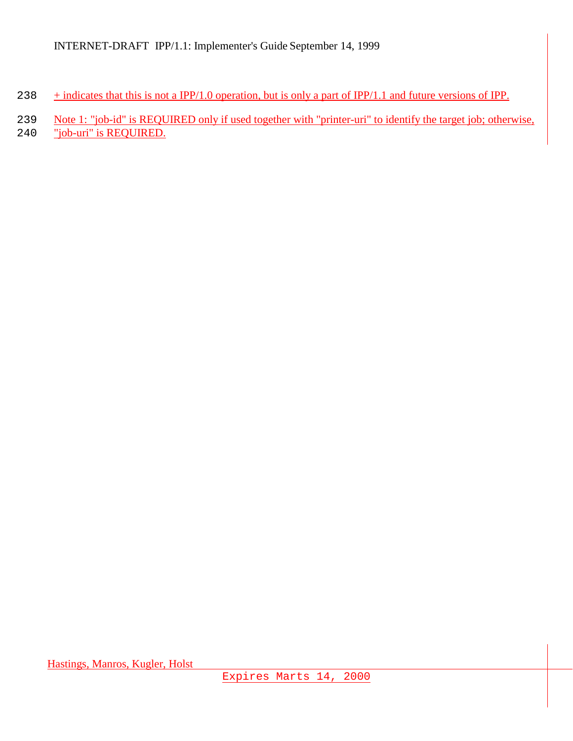+ indicates that this is not a IPP/1.0 operation, but is only a part of IPP/1.1 and future versions of IPP.

Note 1: "job-id" is REQUIRED only if used together with "printer-uri" to identify the target job; otherwise, "job-uri" is REQUIRED.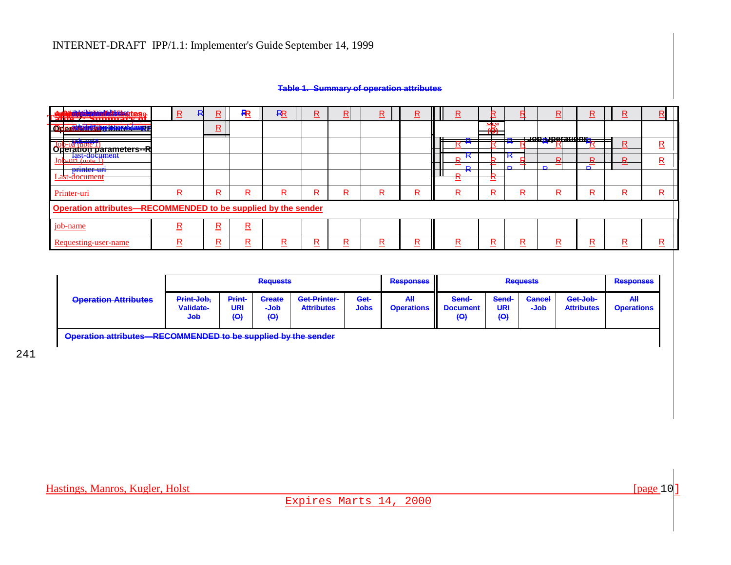**Table 1. Summary of operation attributes**

| Operation attributes | | | | | | | | | | | | | | | | |
|---|---|---|---|---|---|---|---|---|---|---|---|---|---|---|---|---|
| Attributes-natural-language | R | R | R | R | R | R | R | R | R | R | R | R | R | R | R |
| | | R | | | | | | | | | | | | | |
| Job-id (note 1) | | | | | | | | | R | R | R | R | R | R | R |
| Job-uri (note 1) | | | | | | | | | R | R | R | R | R | R | R |
| Last-document | | | | | | | | | R | R | | | | | |
| Printer-uri | R | R | R | R | R | R | R | R | R | R | R | R | R | R | R |
| **Operation attributes—RECOMMENDED to be supplied by the sender** | | | | | | | | | | | | | | | |
| job-name | R | R | R | | | | | | | | | | | | |
| Requesting-user-name | R | R | R | R | R | R | R | R | R | R | R | R | R | R | R |

241

| Operation Attributes | Requests | | | | | Responses | Requests | | | | Responses |
|---|---|---|---|---|---|---|---|---|---|---|---|
| | Print-Job, Validate-Job | Print-URI (O) | Create-Job (O) | Get-Printer-Attributes | Get-Jobs | All Operations | Send-Document (O) | Send-URI (O) | Cancel-Job | Get-Job-Attributes | All Operations |
| **Operation attributes—RECOMMENDED to be supplied by the sender** | | | | | | | | | | | |

Expires Marts 14, 2000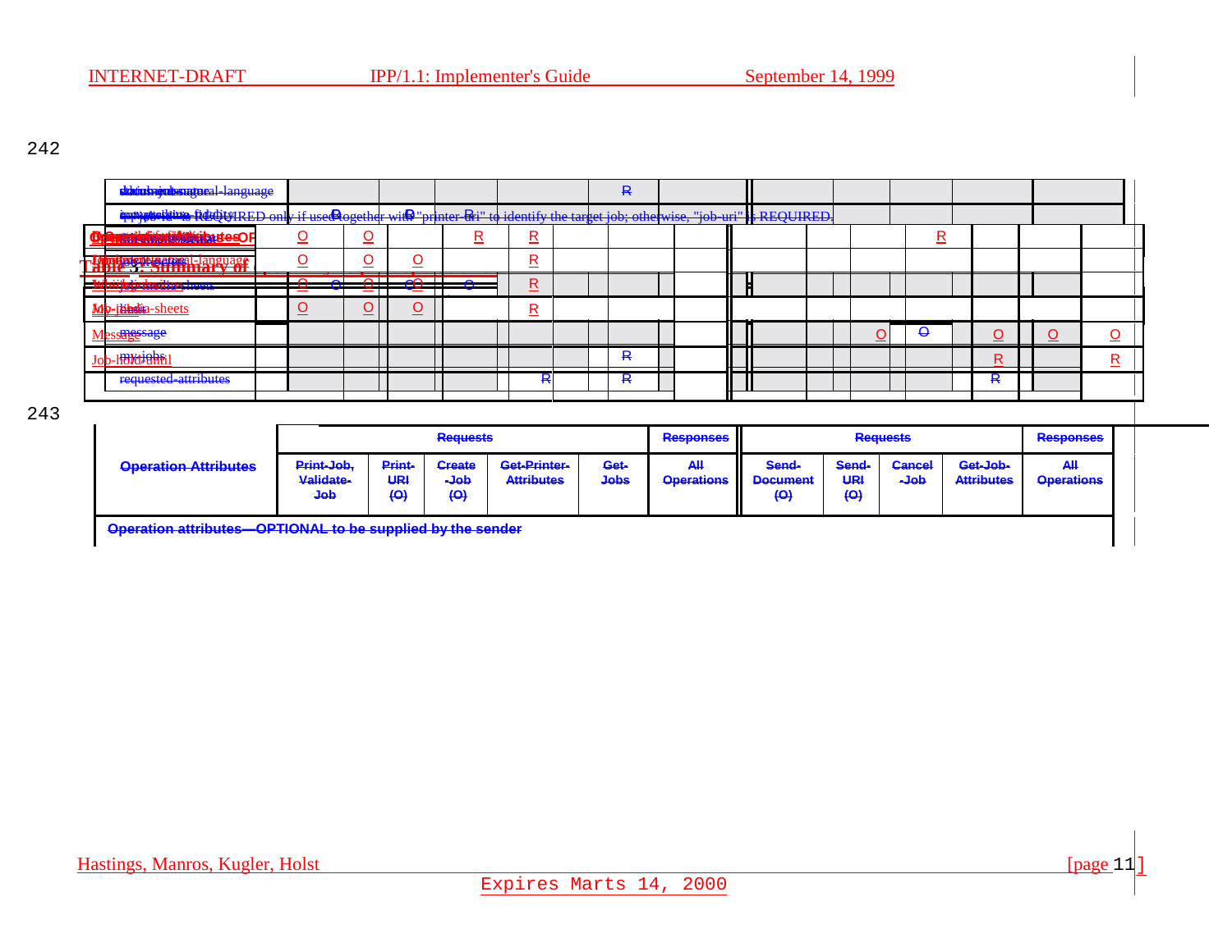242

| | | | | | | | | | | | | | | | | |
|---|---|---|---|---|---|---|---|---|---|---|---|---|---|---|---|---|
| document-natural-language | | | | | | | R | | | | | | | | | |
| "job-id" is REQUIRED only if used together with "printer-uri" to identify the target job; otherwise, "job-uri" is REQUIRED. | | | | | | | | | | | | | | | | |
| Operation Attributes | O | O | | R | R | | | | | | | R | | | | |
| Table 3: Summary of | O | O | O | | R | | | | | | | | | | | |
| | O | O | O | | R | | | | | | | | | | | |
| Job-media-sheets | O | O | O | | R | | | | | | | | | | | |
| Message | | | | | | | | | | | O | O | | O | O | O |
| Job-hold-until | | | | | | | R | | | | | | | R | | R |
| requested-attributes | | | | | R | | R | | | | | | | R | | |

243

| Operation Attributes | Requests | | | | | Responses | Requests | | | | Responses |
|---|---|---|---|---|---|---|---|---|---|---|---|
| | Print-Job, Validate-Job | Print-URI (O) | Create-Job (O) | Get-Printer-Attributes | Get-Jobs | All Operations | Send-Document (O) | Send-URI (O) | Cancel-Job | Get-Job-Attributes | All Operations |
| Operation attributes—OPTIONAL to be supplied by the sender | | | | | | | | | | | |

Expires Marts 14, 2000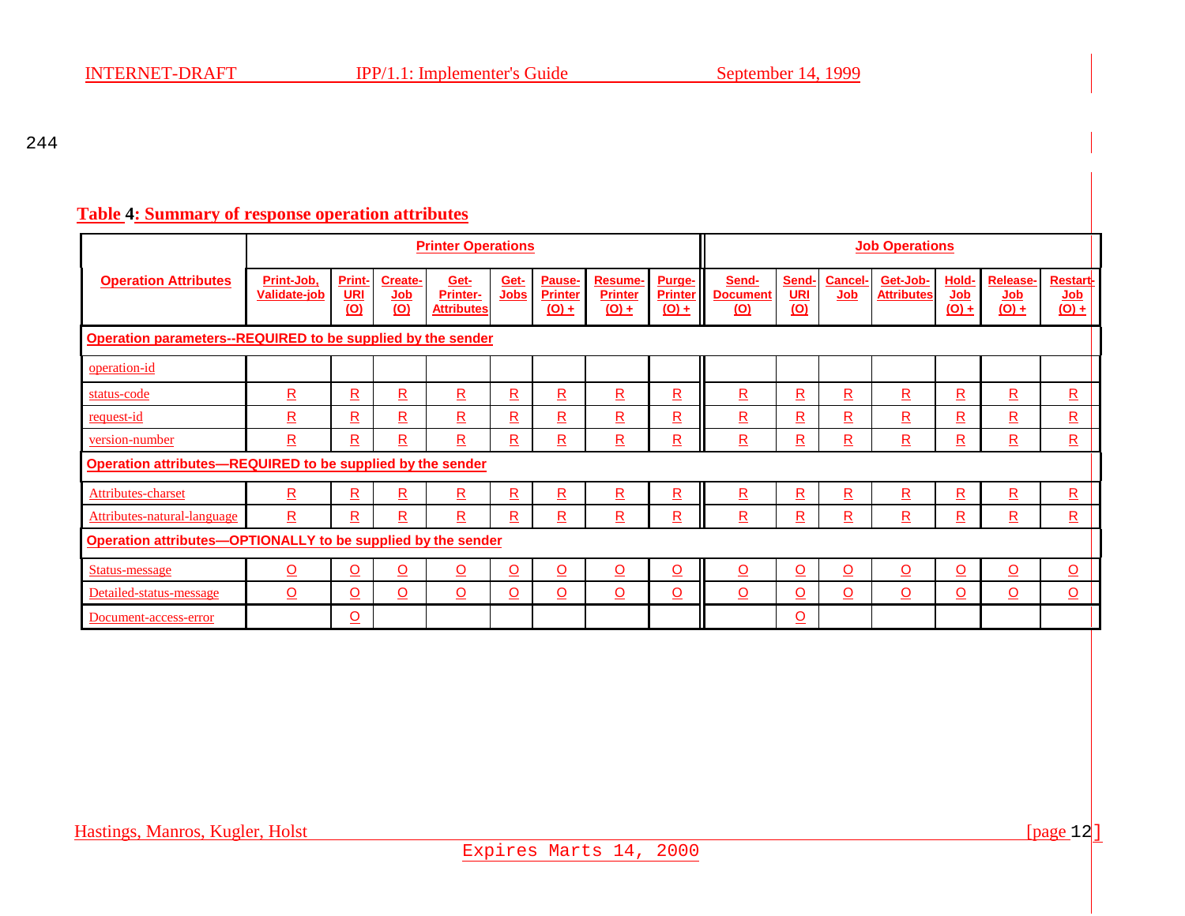244

**Table 4: Summary of response operation attributes**

| Operation Attributes | Printer Operations | | | | | | | | Job Operations | | | | | | |
|---|---|---|---|---|---|---|---|---|---|---|---|---|---|---|---|
| | Print-Job, Validate-job | Print-URI (O) | Create-Job (O) | Get-Printer-Attributes | Get-Jobs | Pause-Printer (O) + | Resume-Printer (O) + | Purge-Printer (O) + | Send-Document (O) | Send-URI (O) | Cancel-Job | Get-Job-Attributes | Hold-Job (O) + | Release-Job (O) + | Restart-Job (O) + |
| **Operation parameters--REQUIRED to be supplied by the sender** | | | | | | | | | | | | | | | |
| operation-id | | | | | | | | | | | | | | | |
| status-code | R | R | R | R | R | R | R | R | R | R | R | R | R | R | R |
| request-id | R | R | R | R | R | R | R | R | R | R | R | R | R | R | R |
| version-number | R | R | R | R | R | R | R | R | R | R | R | R | R | R | R |
| **Operation attributes—REQUIRED to be supplied by the sender** | | | | | | | | | | | | | | | |
| Attributes-charset | R | R | R | R | R | R | R | R | R | R | R | R | R | R | R |
| Attributes-natural-language | R | R | R | R | R | R | R | R | R | R | R | R | R | R | R |
| **Operation attributes—OPTIONALLY to be supplied by the sender** | | | | | | | | | | | | | | | |
| Status-message | O | O | O | O | O | O | O | O | O | O | O | O | O | O | O |
| Detailed-status-message | O | O | O | O | O | O | O | O | O | O | O | O | O | O | O |
| Document-access-error | | O | | | | | | | | O | | | | | |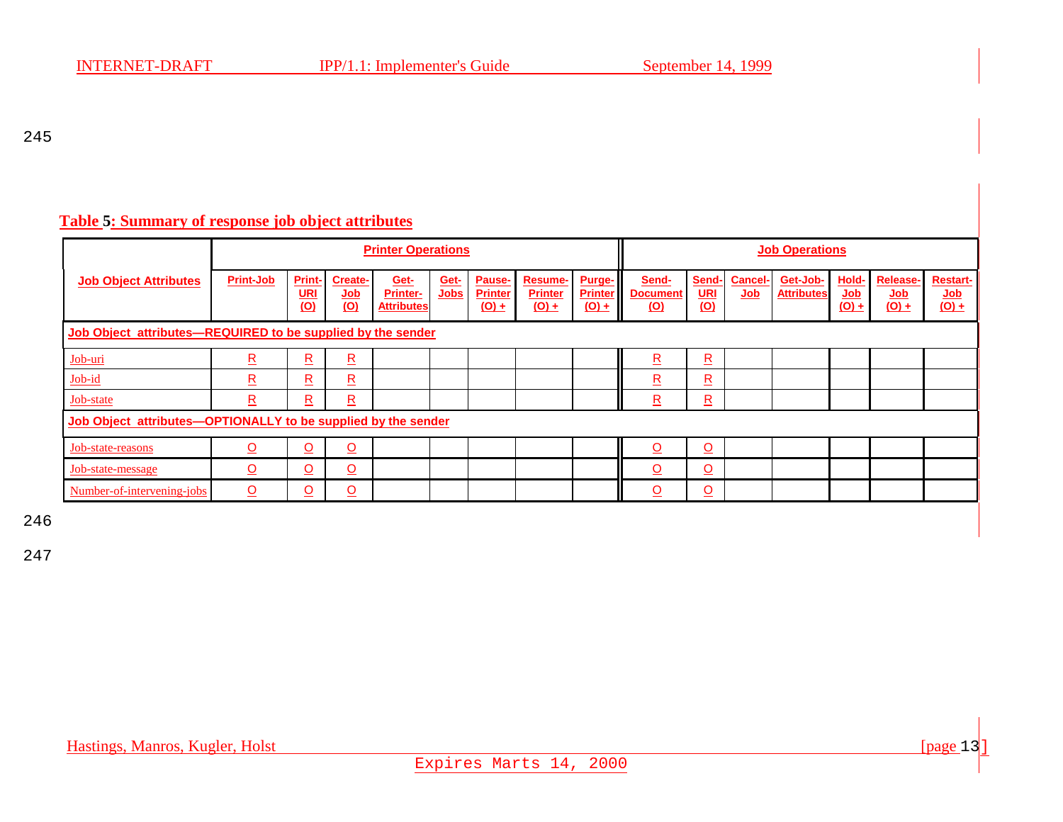**Table 5: Summary of response job object attributes**

| Job Object Attributes | Printer Operations | | | | | | | | Job Operations | | | | | | |
|---|---|---|---|---|---|---|---|---|---|---|---|---|---|---|---|
| | Print-Job | Print-URI (O) | Create-Job (O) | Get-Printer-Attributes | Get-Jobs | Pause-Printer (O) + | Resume-Printer (O) + | Purge-Printer (O) + | Send-Document (O) | Send-URI (O) | Cancel-Job | Get-Job-Attributes | Hold-Job (O) + | Release-Job (O) + | Restart-Job (O) + |
| **Job Object attributes—REQUIRED to be supplied by the sender** | | | | | | | | | | | | | | | |
| Job-uri | R | R | R | | | | | | R | R | | | | | |
| Job-id | R | R | R | | | | | | R | R | | | | | |
| Job-state | R | R | R | | | | | | R | R | | | | | |
| **Job Object attributes—OPTIONALLY to be supplied by the sender** | | | | | | | | | | | | | | | |
| Job-state-reasons | O | O | O | | | | | | O | O | | | | | |
| Job-state-message | O | O | O | | | | | | O | O | | | | | |
| Number-of-intervening-jobs | O | O | O | | | | | | O | O | | | | | |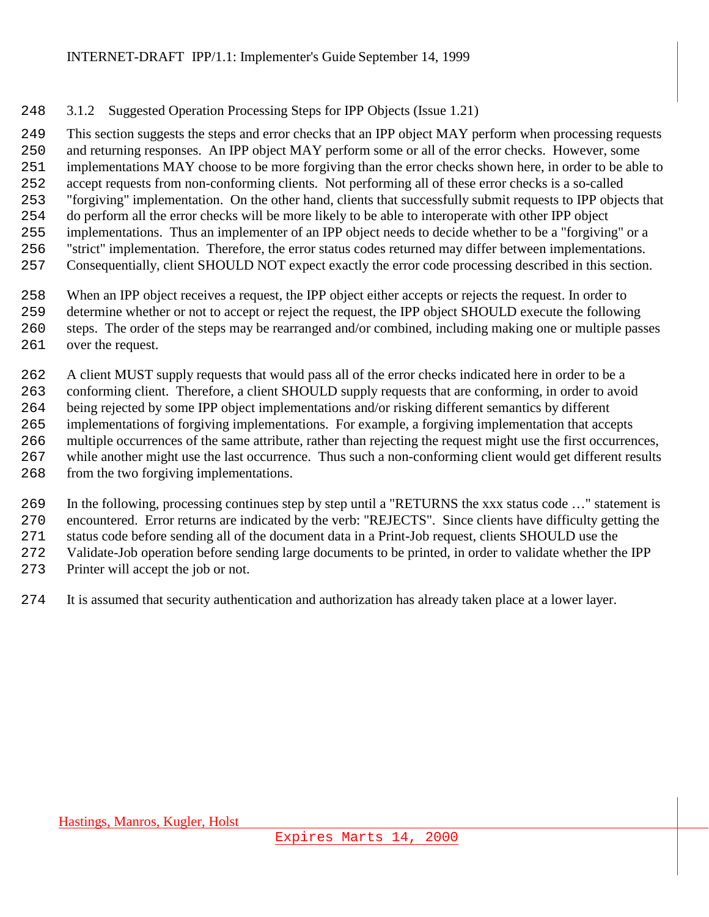### 3.1.2 Suggested Operation Processing Steps for IPP Objects (Issue 1.21)

This section suggests the steps and error checks that an IPP object MAY perform when processing requests and returning responses. An IPP object MAY perform some or all of the error checks. However, some implementations MAY choose to be more forgiving than the error checks shown here, in order to be able to accept requests from non-conforming clients. Not performing all of these error checks is a so-called "forgiving" implementation. On the other hand, clients that successfully submit requests to IPP objects that do perform all the error checks will be more likely to be able to interoperate with other IPP object implementations. Thus an implementer of an IPP object needs to decide whether to be a "forgiving" or a "strict" implementation. Therefore, the error status codes returned may differ between implementations. Consequentially, client SHOULD NOT expect exactly the error code processing described in this section.

When an IPP object receives a request, the IPP object either accepts or rejects the request. In order to determine whether or not to accept or reject the request, the IPP object SHOULD execute the following steps. The order of the steps may be rearranged and/or combined, including making one or multiple passes over the request.

A client MUST supply requests that would pass all of the error checks indicated here in order to be a conforming client. Therefore, a client SHOULD supply requests that are conforming, in order to avoid being rejected by some IPP object implementations and/or risking different semantics by different implementations of forgiving implementations. For example, a forgiving implementation that accepts multiple occurrences of the same attribute, rather than rejecting the request might use the first occurrences, while another might use the last occurrence. Thus such a non-conforming client would get different results from the two forgiving implementations.

In the following, processing continues step by step until a "RETURNS the xxx status code …" statement is encountered. Error returns are indicated by the verb: "REJECTS". Since clients have difficulty getting the status code before sending all of the document data in a Print-Job request, clients SHOULD use the Validate-Job operation before sending large documents to be printed, in order to validate whether the IPP Printer will accept the job or not.

It is assumed that security authentication and authorization has already taken place at a lower layer.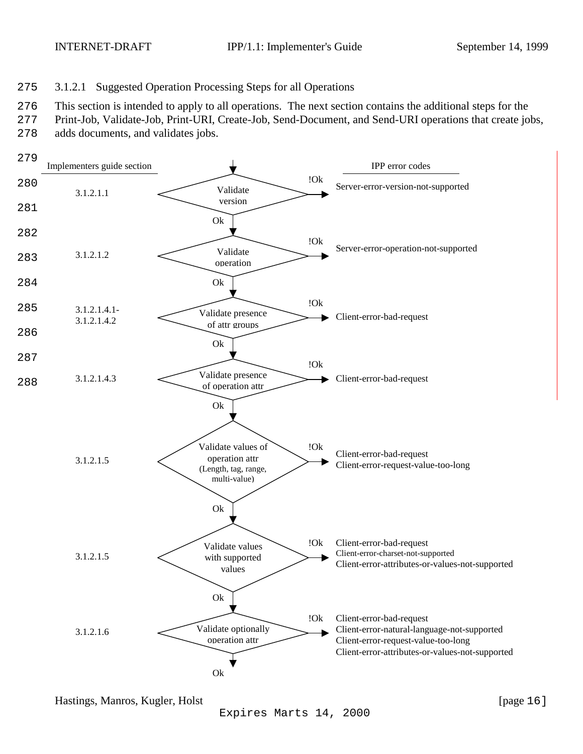### 3.1.2.1 Suggested Operation Processing Steps for all Operations

This section is intended to apply to all operations. The next section contains the additional steps for the Print-Job, Validate-Job, Print-URI, Create-Job, Send-Document, and Send-URI operations that create jobs, adds documents, and validates jobs.

| Implementers guide section | Step | IPP error codes (!Ok) |
| --- | --- | --- |
| 3.1.2.1.1 | Validate version | Server-error-version-not-supported |
| 3.1.2.1.2 | Validate operation | Server-error-operation-not-supported |
| 3.1.2.1.4.1-3.1.2.1.4.2 | Validate presence of attr groups | Client-error-bad-request |
| 3.1.2.1.4.3 | Validate presence of operation attr | Client-error-bad-request |
| 3.1.2.1.5 | Validate values of operation attr (Length, tag, range, multi-value) | Client-error-bad-request<br>Client-error-request-value-too-long |
| 3.1.2.1.5 | Validate values with supported values | Client-error-bad-request<br>Client-error-charset-not-supported<br>Client-error-attributes-or-values-not-supported |
| 3.1.2.1.6 | Validate optionally operation attr | Client-error-bad-request<br>Client-error-natural-language-not-supported<br>Client-error-request-value-too-long<br>Client-error-attributes-or-values-not-supported |

Each step proceeds to the next on Ok; the final step ends with Ok.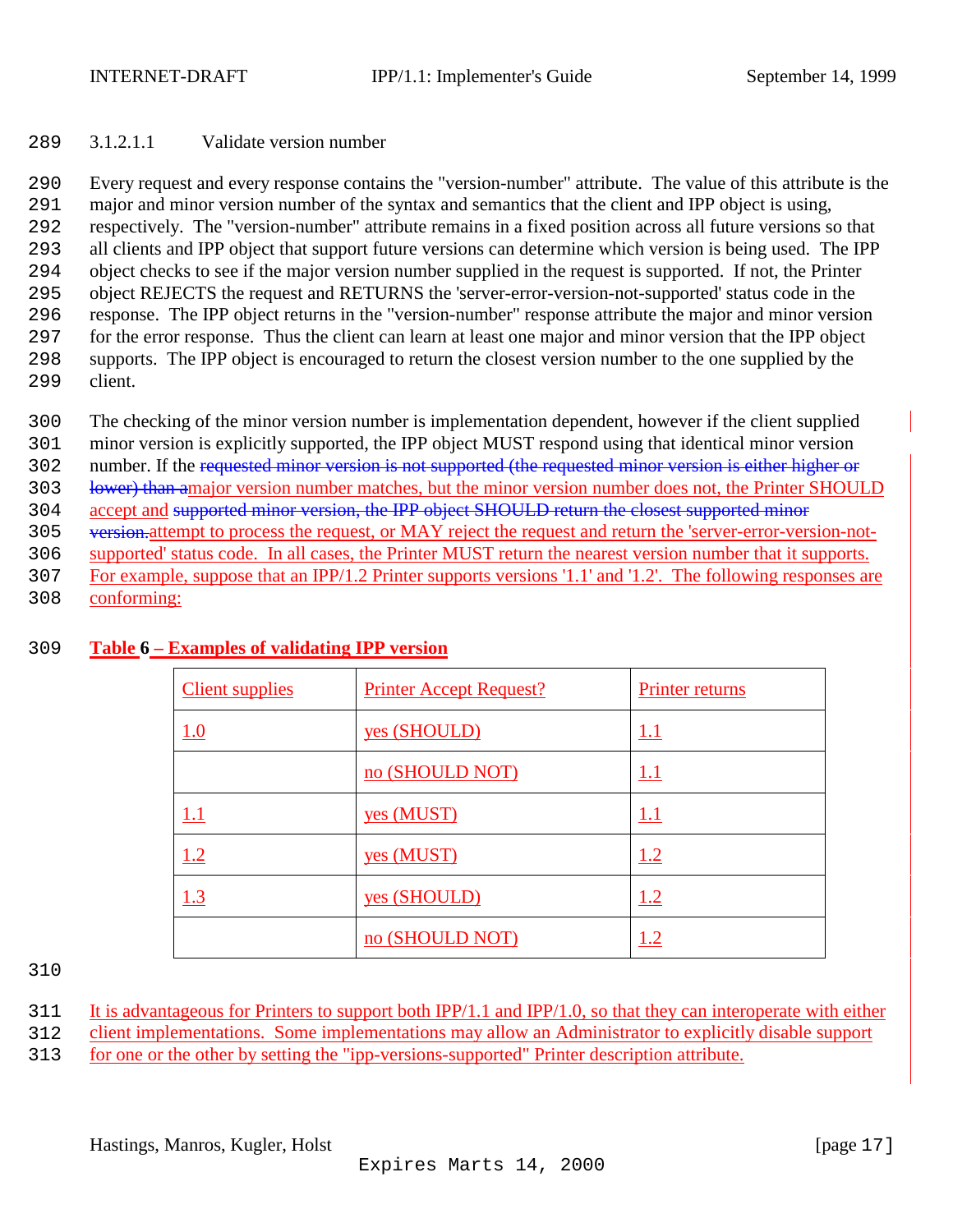#### 3.1.2.1.1 Validate version number

Every request and every response contains the "version-number" attribute. The value of this attribute is the major and minor version number of the syntax and semantics that the client and IPP object is using, respectively. The "version-number" attribute remains in a fixed position across all future versions so that all clients and IPP object that support future versions can determine which version is being used. The IPP object checks to see if the major version number supplied in the request is supported. If not, the Printer object REJECTS the request and RETURNS the 'server-error-version-not-supported' status code in the response. The IPP object returns in the "version-number" response attribute the major and minor version for the error response. Thus the client can learn at least one major and minor version that the IPP object supports. The IPP object is encouraged to return the closest version number to the one supplied by the client.

The checking of the minor version number is implementation dependent, however if the client supplied minor version is explicitly supported, the IPP object MUST respond using that identical minor version number. If the ~~requested minor version is not supported (the requested minor version is either higher or lower) than a~~major version number matches, but the minor version number does not, the Printer SHOULD accept and ~~supported minor version, the IPP object SHOULD return the closest supported minor version.~~attempt to process the request, or MAY reject the request and return the 'server-error-version-not-supported' status code. In all cases, the Printer MUST return the nearest version number that it supports. For example, suppose that an IPP/1.2 Printer supports versions '1.1' and '1.2'. The following responses are conforming:

**Table 6 – Examples of validating IPP version**

| Client supplies | Printer Accept Request? | Printer returns |
|---|---|---|
| 1.0 | yes (SHOULD) | 1.1 |
| | no (SHOULD NOT) | 1.1 |
| 1.1 | yes (MUST) | 1.1 |
| 1.2 | yes (MUST) | 1.2 |
| 1.3 | yes (SHOULD) | 1.2 |
| | no (SHOULD NOT) | 1.2 |

It is advantageous for Printers to support both IPP/1.1 and IPP/1.0, so that they can interoperate with either client implementations. Some implementations may allow an Administrator to explicitly disable support for one or the other by setting the "ipp-versions-supported" Printer description attribute.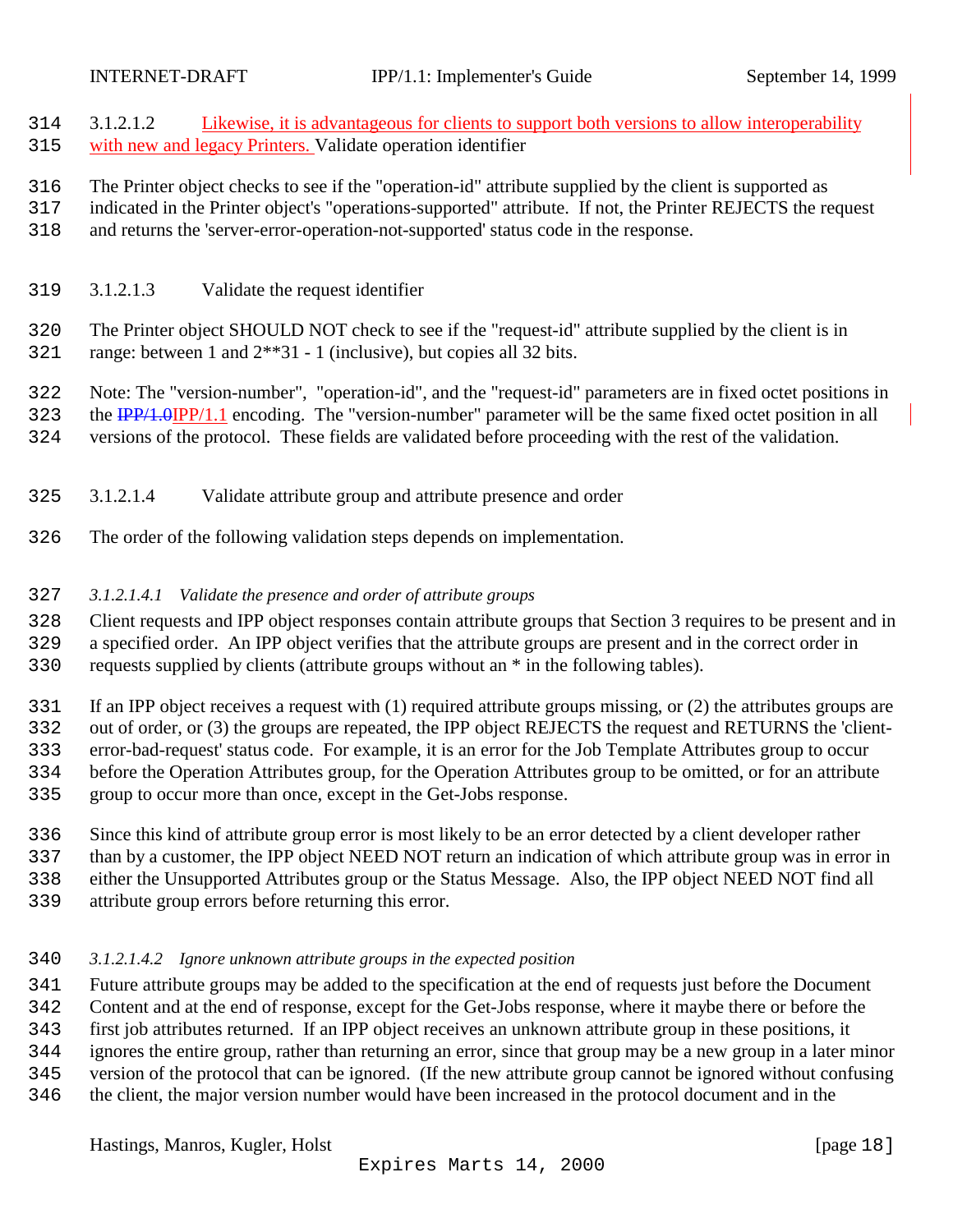3.1.2.1.2 Likewise, it is advantageous for clients to support both versions to allow interoperability with new and legacy Printers. Validate operation identifier

The Printer object checks to see if the "operation-id" attribute supplied by the client is supported as indicated in the Printer object's "operations-supported" attribute. If not, the Printer REJECTS the request and returns the 'server-error-operation-not-supported' status code in the response.

#### 3.1.2.1.3 Validate the request identifier

The Printer object SHOULD NOT check to see if the "request-id" attribute supplied by the client is in range: between 1 and 2**31 - 1 (inclusive), but copies all 32 bits.

Note: The "version-number", "operation-id", and the "request-id" parameters are in fixed octet positions in the ~~IPP/1.0~~IPP/1.1 encoding. The "version-number" parameter will be the same fixed octet position in all versions of the protocol. These fields are validated before proceeding with the rest of the validation.

#### 3.1.2.1.4 Validate attribute group and attribute presence and order

The order of the following validation steps depends on implementation.

##### *3.1.2.1.4.1 Validate the presence and order of attribute groups*

Client requests and IPP object responses contain attribute groups that Section 3 requires to be present and in a specified order. An IPP object verifies that the attribute groups are present and in the correct order in requests supplied by clients (attribute groups without an * in the following tables).

If an IPP object receives a request with (1) required attribute groups missing, or (2) the attributes groups are out of order, or (3) the groups are repeated, the IPP object REJECTS the request and RETURNS the 'client-error-bad-request' status code. For example, it is an error for the Job Template Attributes group to occur before the Operation Attributes group, for the Operation Attributes group to be omitted, or for an attribute group to occur more than once, except in the Get-Jobs response.

Since this kind of attribute group error is most likely to be an error detected by a client developer rather than by a customer, the IPP object NEED NOT return an indication of which attribute group was in error in either the Unsupported Attributes group or the Status Message. Also, the IPP object NEED NOT find all attribute group errors before returning this error.

##### *3.1.2.1.4.2 Ignore unknown attribute groups in the expected position*

Future attribute groups may be added to the specification at the end of requests just before the Document Content and at the end of response, except for the Get-Jobs response, where it maybe there or before the first job attributes returned. If an IPP object receives an unknown attribute group in these positions, it ignores the entire group, rather than returning an error, since that group may be a new group in a later minor version of the protocol that can be ignored. (If the new attribute group cannot be ignored without confusing the client, the major version number would have been increased in the protocol document and in the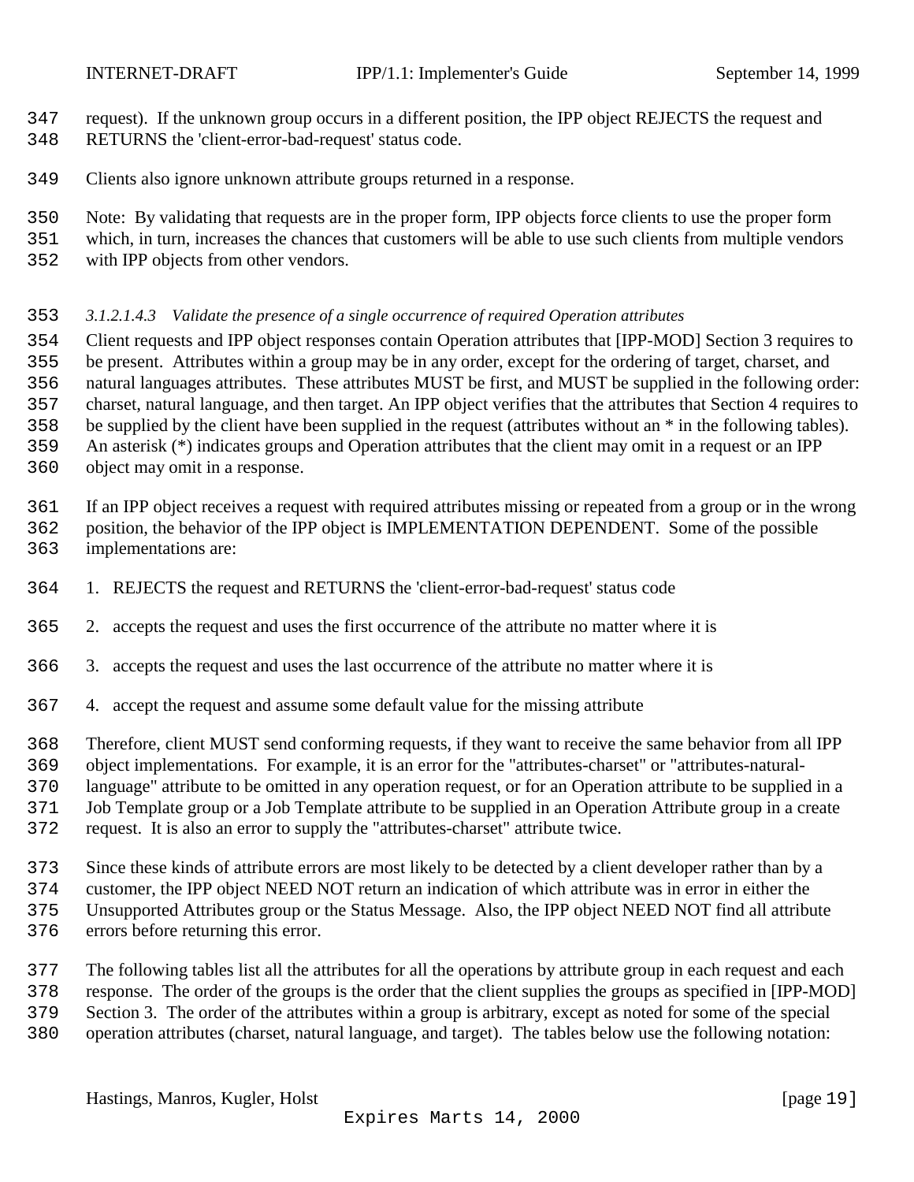request). If the unknown group occurs in a different position, the IPP object REJECTS the request and RETURNS the 'client-error-bad-request' status code.

Clients also ignore unknown attribute groups returned in a response.

Note: By validating that requests are in the proper form, IPP objects force clients to use the proper form which, in turn, increases the chances that customers will be able to use such clients from multiple vendors with IPP objects from other vendors.

###### *3.1.2.1.4.3 Validate the presence of a single occurrence of required Operation attributes*

Client requests and IPP object responses contain Operation attributes that [IPP-MOD] Section 3 requires to be present. Attributes within a group may be in any order, except for the ordering of target, charset, and natural languages attributes. These attributes MUST be first, and MUST be supplied in the following order: charset, natural language, and then target. An IPP object verifies that the attributes that Section 4 requires to be supplied by the client have been supplied in the request (attributes without an * in the following tables). An asterisk (*) indicates groups and Operation attributes that the client may omit in a request or an IPP object may omit in a response.

If an IPP object receives a request with required attributes missing or repeated from a group or in the wrong position, the behavior of the IPP object is IMPLEMENTATION DEPENDENT. Some of the possible implementations are:

1. REJECTS the request and RETURNS the 'client-error-bad-request' status code

2. accepts the request and uses the first occurrence of the attribute no matter where it is

3. accepts the request and uses the last occurrence of the attribute no matter where it is

4. accept the request and assume some default value for the missing attribute

Therefore, client MUST send conforming requests, if they want to receive the same behavior from all IPP object implementations. For example, it is an error for the "attributes-charset" or "attributes-natural-language" attribute to be omitted in any operation request, or for an Operation attribute to be supplied in a Job Template group or a Job Template attribute to be supplied in an Operation Attribute group in a create request. It is also an error to supply the "attributes-charset" attribute twice.

Since these kinds of attribute errors are most likely to be detected by a client developer rather than by a customer, the IPP object NEED NOT return an indication of which attribute was in error in either the Unsupported Attributes group or the Status Message. Also, the IPP object NEED NOT find all attribute errors before returning this error.

The following tables list all the attributes for all the operations by attribute group in each request and each response. The order of the groups is the order that the client supplies the groups as specified in [IPP-MOD] Section 3. The order of the attributes within a group is arbitrary, except as noted for some of the special operation attributes (charset, natural language, and target). The tables below use the following notation: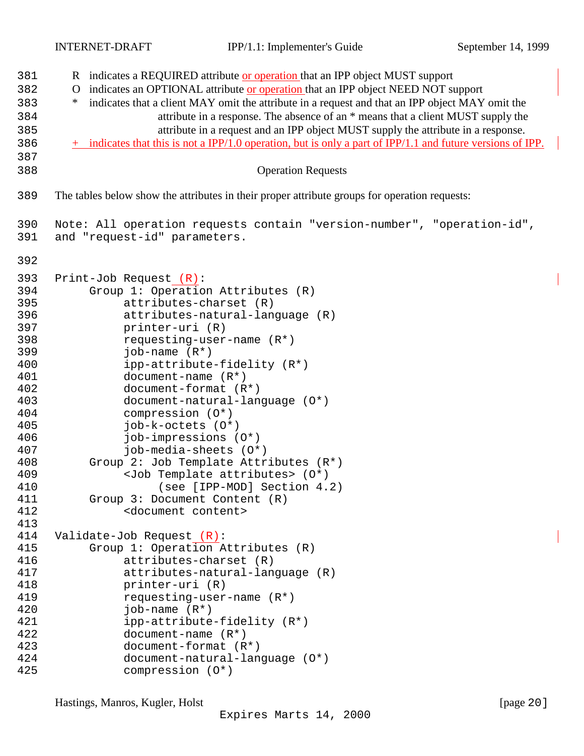R indicates a REQUIRED attribute or operation that an IPP object MUST support
O indicates an OPTIONAL attribute or operation that an IPP object NEED NOT support
* indicates that a client MAY omit the attribute in a request and that an IPP object MAY omit the attribute in a response. The absence of an * means that a client MUST supply the attribute in a request and an IPP object MUST supply the attribute in a response.
+ indicates that this is not a IPP/1.0 operation, but is only a part of IPP/1.1 and future versions of IPP.

## Operation Requests

The tables below show the attributes in their proper attribute groups for operation requests:

Note: All operation requests contain "version-number", "operation-id", and "request-id" parameters.

```
Print-Job Request (R):
     Group 1: Operation Attributes (R)
          attributes-charset (R)
          attributes-natural-language (R)
          printer-uri (R)
          requesting-user-name (R*)
          job-name (R*)
          ipp-attribute-fidelity (R*)
          document-name (R*)
          document-format (R*)
          document-natural-language (O*)
          compression (O*)
          job-k-octets (O*)
          job-impressions (O*)
          job-media-sheets (O*)
     Group 2: Job Template Attributes (R*)
          <Job Template attributes> (O*)
               (see [IPP-MOD] Section 4.2)
     Group 3: Document Content (R)
          <document content>

Validate-Job Request (R):
     Group 1: Operation Attributes (R)
          attributes-charset (R)
          attributes-natural-language (R)
          printer-uri (R)
          requesting-user-name (R*)
          job-name (R*)
          ipp-attribute-fidelity (R*)
          document-name (R*)
          document-format (R*)
          document-natural-language (O*)
          compression (O*)
```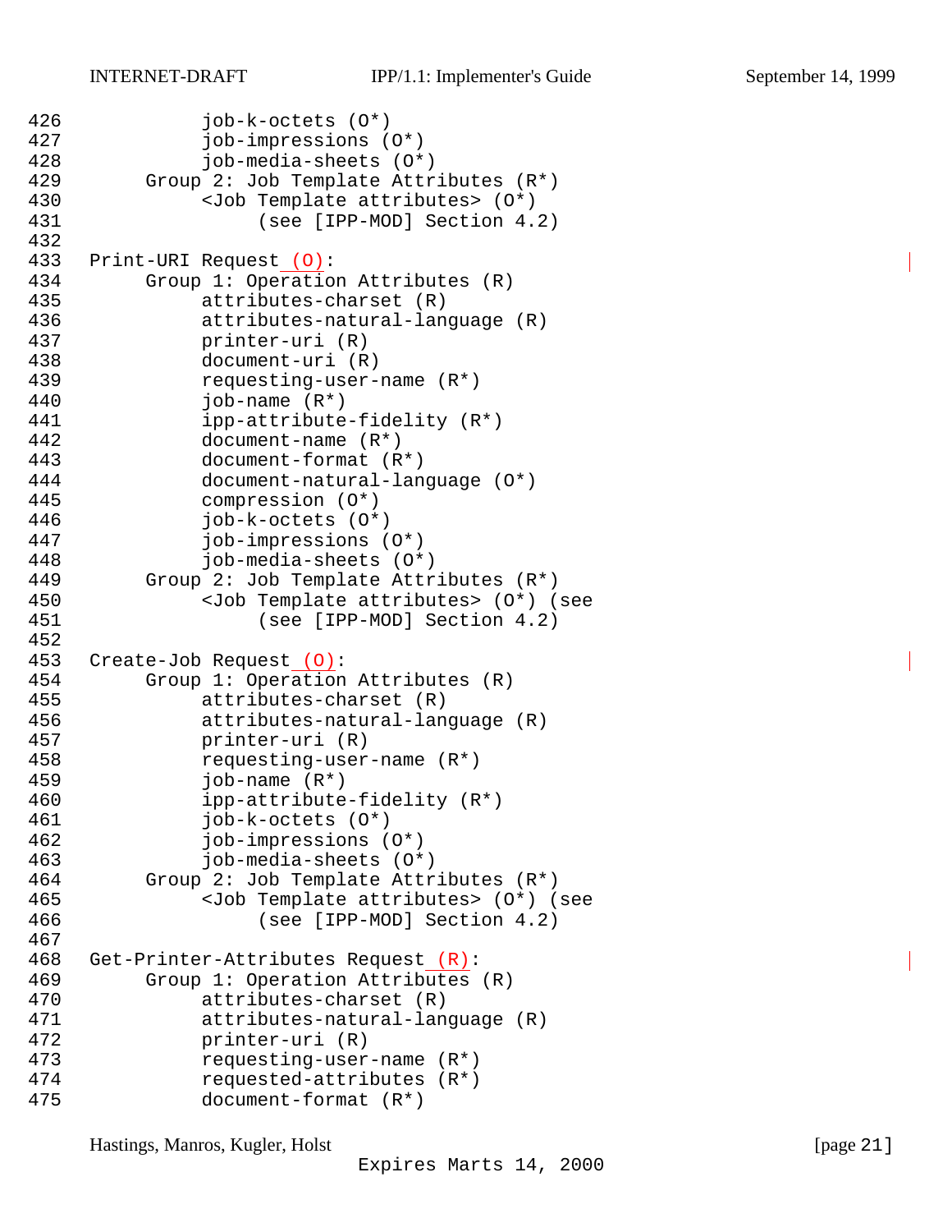```
426           job-k-octets (O*)
427           job-impressions (O*)
428           job-media-sheets (O*)
429      Group 2: Job Template Attributes (R*)
430           <Job Template attributes> (O*)
431                (see [IPP-MOD] Section 4.2)
432
433  Print-URI Request (O):
434      Group 1: Operation Attributes (R)
435           attributes-charset (R)
436           attributes-natural-language (R)
437           printer-uri (R)
438           document-uri (R)
439           requesting-user-name (R*)
440           job-name (R*)
441           ipp-attribute-fidelity (R*)
442           document-name (R*)
443           document-format (R*)
444           document-natural-language (O*)
445           compression (O*)
446           job-k-octets (O*)
447           job-impressions (O*)
448           job-media-sheets (O*)
449      Group 2: Job Template Attributes (R*)
450           <Job Template attributes> (O*) (see
451                (see [IPP-MOD] Section 4.2)
452
453  Create-Job Request (O):
454      Group 1: Operation Attributes (R)
455           attributes-charset (R)
456           attributes-natural-language (R)
457           printer-uri (R)
458           requesting-user-name (R*)
459           job-name (R*)
460           ipp-attribute-fidelity (R*)
461           job-k-octets (O*)
462           job-impressions (O*)
463           job-media-sheets (O*)
464      Group 2: Job Template Attributes (R*)
465           <Job Template attributes> (O*) (see
466                (see [IPP-MOD] Section 4.2)
467
468  Get-Printer-Attributes Request (R):
469      Group 1: Operation Attributes (R)
470           attributes-charset (R)
471           attributes-natural-language (R)
472           printer-uri (R)
473           requesting-user-name (R*)
474           requested-attributes (R*)
475           document-format (R*)
```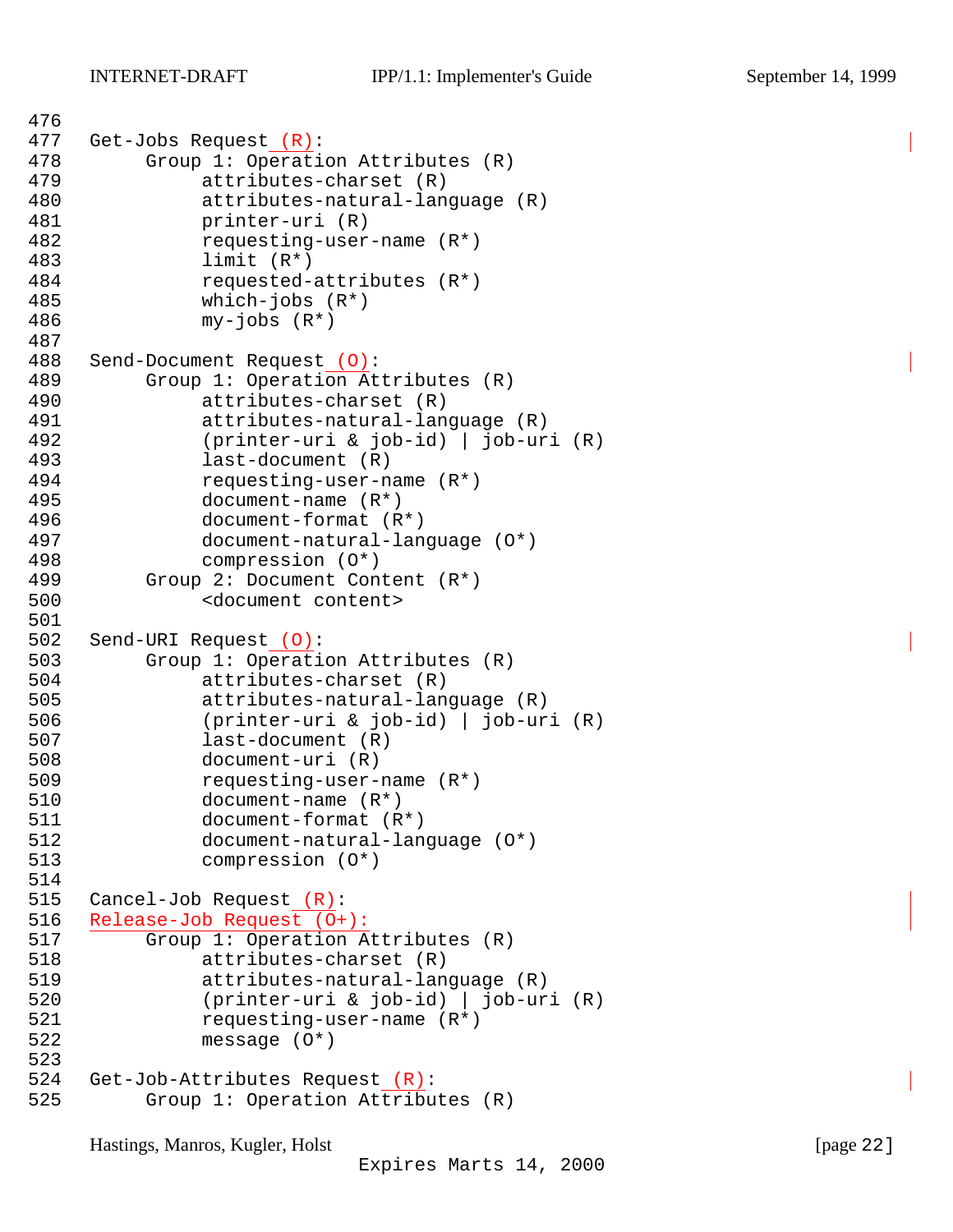```
Get-Jobs Request (R):
     Group 1: Operation Attributes (R)
          attributes-charset (R)
          attributes-natural-language (R)
          printer-uri (R)
          requesting-user-name (R*)
          limit (R*)
          requested-attributes (R*)
          which-jobs (R*)
          my-jobs (R*)

Send-Document Request (O):
     Group 1: Operation Attributes (R)
          attributes-charset (R)
          attributes-natural-language (R)
          (printer-uri & job-id) | job-uri (R)
          last-document (R)
          requesting-user-name (R*)
          document-name (R*)
          document-format (R*)
          document-natural-language (O*)
          compression (O*)
     Group 2: Document Content (R*)
          <document content>

Send-URI Request (O):
     Group 1: Operation Attributes (R)
          attributes-charset (R)
          attributes-natural-language (R)
          (printer-uri & job-id) | job-uri (R)
          last-document (R)
          document-uri (R)
          requesting-user-name (R*)
          document-name (R*)
          document-format (R*)
          document-natural-language (O*)
          compression (O*)

Cancel-Job Request (R):
Release-Job Request (O+):
     Group 1: Operation Attributes (R)
          attributes-charset (R)
          attributes-natural-language (R)
          (printer-uri & job-id) | job-uri (R)
          requesting-user-name (R*)
          message (O*)

Get-Job-Attributes Request (R):
     Group 1: Operation Attributes (R)
```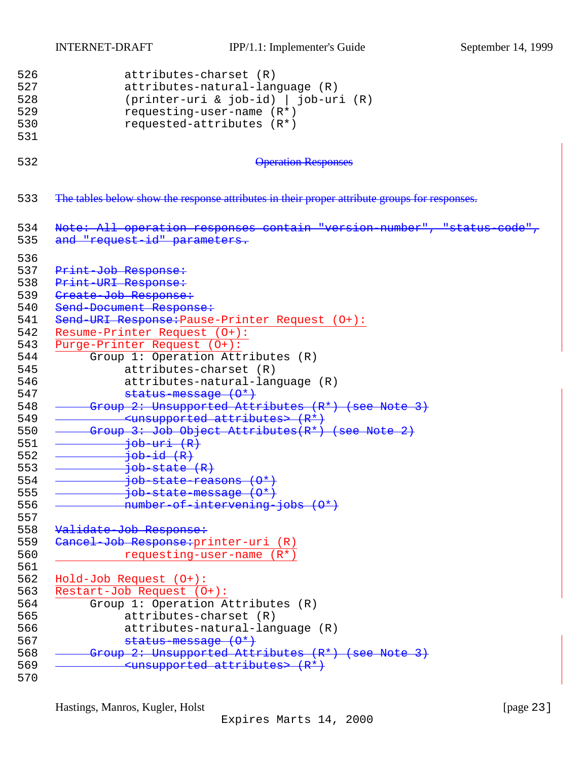```
526             attributes-charset (R)
527             attributes-natural-language (R)
528             (printer-uri & job-id) | job-uri (R)
529             requesting-user-name (R*)
530             requested-attributes (R*)
531
```

532 ~~Operation Responses~~

533 ~~The tables below show the response attributes in their proper attribute groups for responses.~~

```
534   Note: All operation responses contain "version-number", "status-code",
535   and "request-id" parameters.
536
537   Print-Job Response:
538   Print-URI Response:
539   Create-Job Response:
540   Send-Document Response:
541   Send-URI Response:Pause-Printer Request (O+):
542   Resume-Printer Request (O+):
543   Purge-Printer Request (O+):
544        Group 1: Operation Attributes (R)
545             attributes-charset (R)
546             attributes-natural-language (R)
547             status-message (O*)
548        Group 2: Unsupported Attributes (R*) (see Note 3)
549             <unsupported attributes> (R*)
550        Group 3: Job Object Attributes(R*) (see Note 2)
551             job-uri (R)
552             job-id (R)
553             job-state (R)
554             job-state-reasons (O*)
555             job-state-message (O*)
556             number-of-intervening-jobs (O*)
557
558   Validate-Job Response:
559   Cancel-Job Response:printer-uri (R)
560             requesting-user-name (R*)
561
562   Hold-Job Request (O+):
563   Restart-Job Request (O+):
564        Group 1: Operation Attributes (R)
565             attributes-charset (R)
566             attributes-natural-language (R)
567             status-message (O*)
568        Group 2: Unsupported Attributes (R*) (see Note 3)
569             <unsupported attributes> (R*)
570
```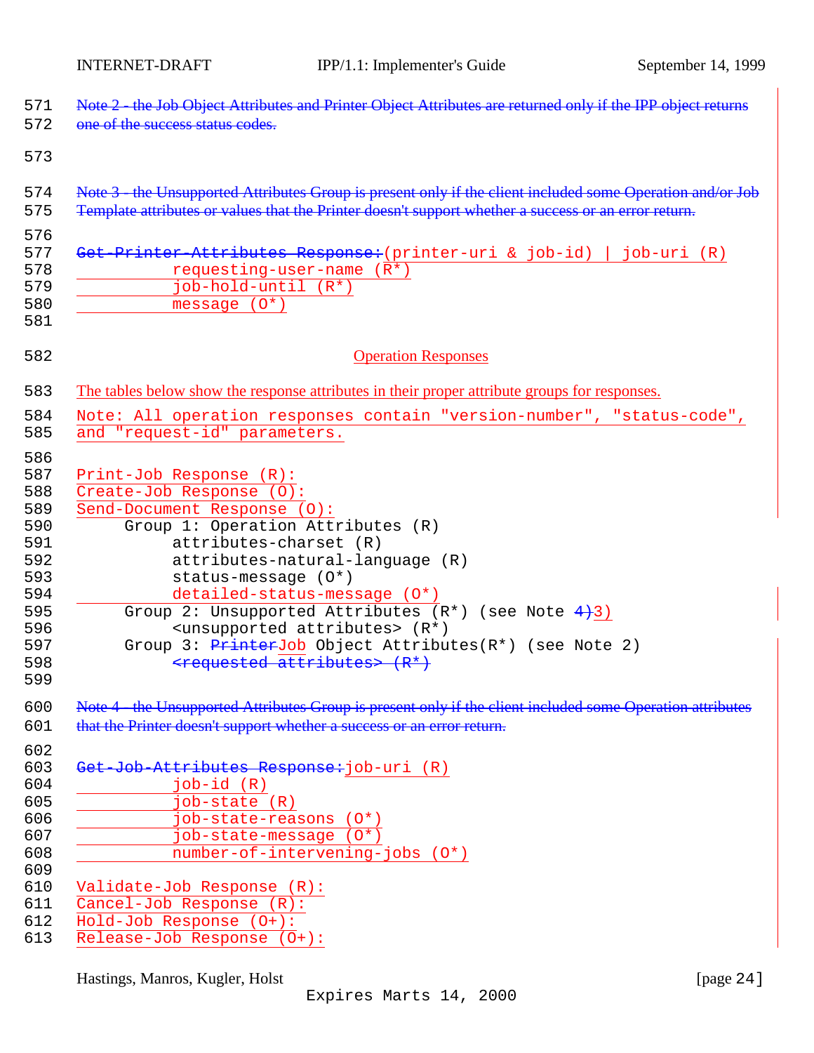571 ~~Note 2 - the Job Object Attributes and Printer Object Attributes are returned only if the IPP object returns~~
572 ~~one of the success status codes.~~

573

574 ~~Note 3 - the Unsupported Attributes Group is present only if the client included some Operation and/or Job~~
575 ~~Template attributes or values that the Printer doesn't support whether a success or an error return.~~

576

```
577 Get-Printer-Attributes Response:(printer-uri & job-id) | job-uri (R)
578           requesting-user-name (R*)
579           job-hold-until (R*)
580           message (O*)
581
```

582 Operation Responses

583 The tables below show the response attributes in their proper attribute groups for responses.

```
584 Note: All operation responses contain "version-number", "status-code",
585 and "request-id" parameters.
586
587 Print-Job Response (R):
588 Create-Job Response (O):
589 Send-Document Response (O):
590      Group 1: Operation Attributes (R)
591           attributes-charset (R)
592           attributes-natural-language (R)
593           status-message (O*)
594           detailed-status-message (O*)
595      Group 2: Unsupported Attributes (R*) (see Note 4)3)
596           <unsupported attributes> (R*)
597      Group 3: PrinterJob Object Attributes(R*) (see Note 2)
598           <requested attributes> (R*)
599
```

600 ~~Note 4 - the Unsupported Attributes Group is present only if the client included some Operation attributes~~
601 ~~that the Printer doesn't support whether a success or an error return.~~

602

```
603 Get-Job-Attributes Response:job-uri (R)
604           job-id (R)
605           job-state (R)
606           job-state-reasons (O*)
607           job-state-message (O*)
608           number-of-intervening-jobs (O*)
609
610 Validate-Job Response (R):
611 Cancel-Job Response (R):
612 Hold-Job Response (O+):
613 Release-Job Response (O+):
```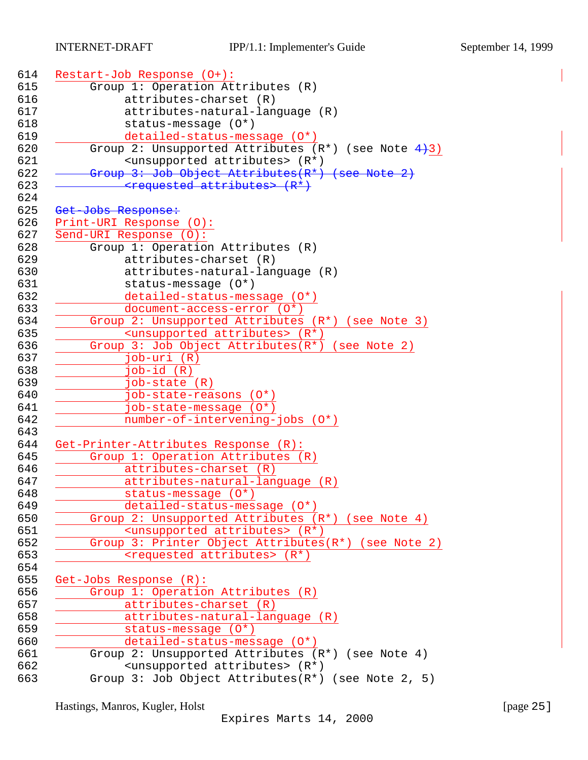```
614   Restart-Job Response (O+):
615        Group 1: Operation Attributes (R)
616             attributes-charset (R)
617             attributes-natural-language (R)
618             status-message (O*)
619             detailed-status-message (O*)
620        Group 2: Unsupported Attributes (R*) (see Note 4)3)
621             <unsupported attributes> (R*)
622        Group 3: Job Object Attributes(R*) (see Note 2)
623             <requested attributes> (R*)
624
625   Get-Jobs Response:
626   Print-URI Response (O):
627   Send-URI Response (O):
628        Group 1: Operation Attributes (R)
629             attributes-charset (R)
630             attributes-natural-language (R)
631             status-message (O*)
632             detailed-status-message (O*)
633             document-access-error (O*)
634        Group 2: Unsupported Attributes (R*) (see Note 3)
635             <unsupported attributes> (R*)
636        Group 3: Job Object Attributes(R*) (see Note 2)
637             job-uri (R)
638             job-id (R)
639             job-state (R)
640             job-state-reasons (O*)
641             job-state-message (O*)
642             number-of-intervening-jobs (O*)
643
644   Get-Printer-Attributes Response (R):
645        Group 1: Operation Attributes (R)
646             attributes-charset (R)
647             attributes-natural-language (R)
648             status-message (O*)
649             detailed-status-message (O*)
650        Group 2: Unsupported Attributes (R*) (see Note 4)
651             <unsupported attributes> (R*)
652        Group 3: Printer Object Attributes(R*) (see Note 2)
653             <requested attributes> (R*)
654
655   Get-Jobs Response (R):
656        Group 1: Operation Attributes (R)
657             attributes-charset (R)
658             attributes-natural-language (R)
659             status-message (O*)
660             detailed-status-message (O*)
661        Group 2: Unsupported Attributes (R*) (see Note 4)
662             <unsupported attributes> (R*)
663        Group 3: Job Object Attributes(R*) (see Note 2, 5)
```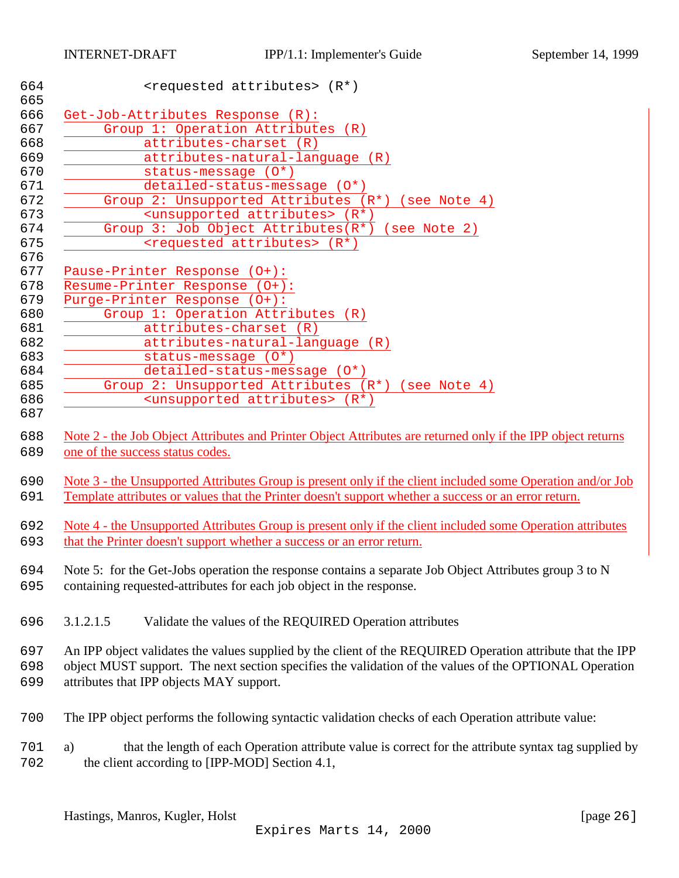```
            <requested attributes> (R*)

Get-Job-Attributes Response (R):
    Group 1: Operation Attributes (R)
        attributes-charset (R)
        attributes-natural-language (R)
        status-message (O*)
        detailed-status-message (O*)
    Group 2: Unsupported Attributes (R*) (see Note 4)
        <unsupported attributes> (R*)
    Group 3: Job Object Attributes(R*) (see Note 2)
        <requested attributes> (R*)

Pause-Printer Response (O+):
Resume-Printer Response (O+):
Purge-Printer Response (O+):
    Group 1: Operation Attributes (R)
        attributes-charset (R)
        attributes-natural-language (R)
        status-message (O*)
        detailed-status-message (O*)
    Group 2: Unsupported Attributes (R*) (see Note 4)
        <unsupported attributes> (R*)
```

Note 2 - the Job Object Attributes and Printer Object Attributes are returned only if the IPP object returns one of the success status codes.

Note 3 - the Unsupported Attributes Group is present only if the client included some Operation and/or Job Template attributes or values that the Printer doesn't support whether a success or an error return.

Note 4 - the Unsupported Attributes Group is present only if the client included some Operation attributes that the Printer doesn't support whether a success or an error return.

Note 5: for the Get-Jobs operation the response contains a separate Job Object Attributes group 3 to N containing requested-attributes for each job object in the response.

#### 3.1.2.1.5 Validate the values of the REQUIRED Operation attributes

An IPP object validates the values supplied by the client of the REQUIRED Operation attribute that the IPP object MUST support. The next section specifies the validation of the values of the OPTIONAL Operation attributes that IPP objects MAY support.

The IPP object performs the following syntactic validation checks of each Operation attribute value:

a) that the length of each Operation attribute value is correct for the attribute syntax tag supplied by the client according to [IPP-MOD] Section 4.1,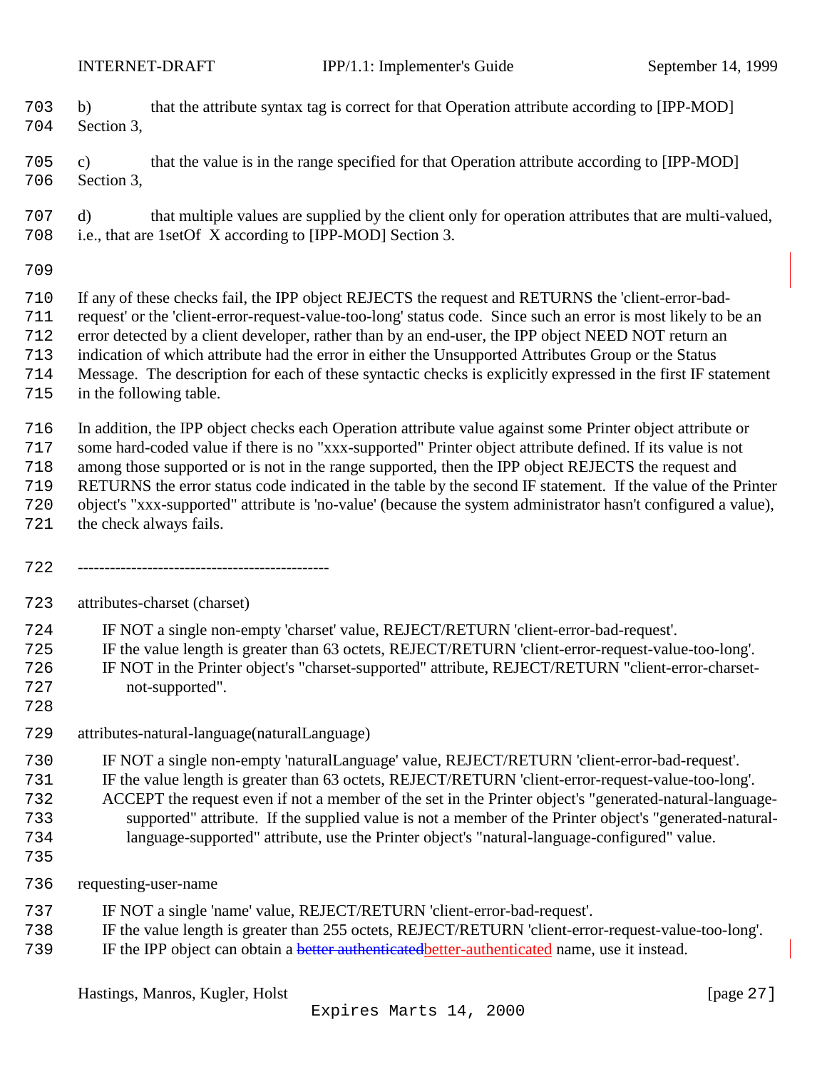b) that the attribute syntax tag is correct for that Operation attribute according to [IPP-MOD] Section 3,

c) that the value is in the range specified for that Operation attribute according to [IPP-MOD] Section 3,

d) that multiple values are supplied by the client only for operation attributes that are multi-valued, i.e., that are 1setOf X according to [IPP-MOD] Section 3.

If any of these checks fail, the IPP object REJECTS the request and RETURNS the 'client-error-bad-request' or the 'client-error-request-value-too-long' status code. Since such an error is most likely to be an error detected by a client developer, rather than by an end-user, the IPP object NEED NOT return an indication of which attribute had the error in either the Unsupported Attributes Group or the Status Message. The description for each of these syntactic checks is explicitly expressed in the first IF statement in the following table.

In addition, the IPP object checks each Operation attribute value against some Printer object attribute or some hard-coded value if there is no "xxx-supported" Printer object attribute defined. If its value is not among those supported or is not in the range supported, then the IPP object REJECTS the request and RETURNS the error status code indicated in the table by the second IF statement. If the value of the Printer object's "xxx-supported" attribute is 'no-value' (because the system administrator hasn't configured a value), the check always fails.

-----------------------------------------------

attributes-charset (charset)

IF NOT a single non-empty 'charset' value, REJECT/RETURN 'client-error-bad-request'.
IF the value length is greater than 63 octets, REJECT/RETURN 'client-error-request-value-too-long'.
IF NOT in the Printer object's "charset-supported" attribute, REJECT/RETURN "client-error-charset-not-supported".

attributes-natural-language(naturalLanguage)

IF NOT a single non-empty 'naturalLanguage' value, REJECT/RETURN 'client-error-bad-request'.
IF the value length is greater than 63 octets, REJECT/RETURN 'client-error-request-value-too-long'.
ACCEPT the request even if not a member of the set in the Printer object's "generated-natural-language-supported" attribute. If the supplied value is not a member of the Printer object's "generated-natural-language-supported" attribute, use the Printer object's "natural-language-configured" value.

requesting-user-name

IF NOT a single 'name' value, REJECT/RETURN 'client-error-bad-request'.
IF the value length is greater than 255 octets, REJECT/RETURN 'client-error-request-value-too-long'.
IF the IPP object can obtain a ~~better authenticated~~better-authenticated name, use it instead.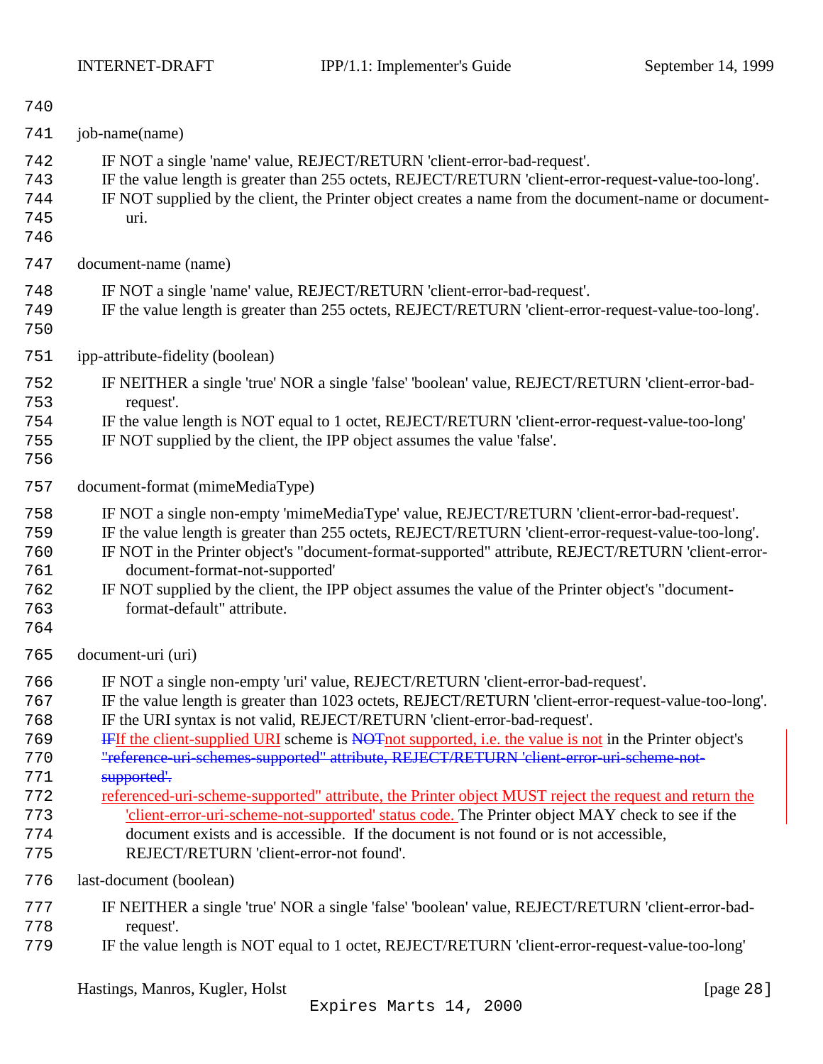job-name(name)

IF NOT a single 'name' value, REJECT/RETURN 'client-error-bad-request'.
IF the value length is greater than 255 octets, REJECT/RETURN 'client-error-request-value-too-long'.
IF NOT supplied by the client, the Printer object creates a name from the document-name or document-uri.

document-name (name)

IF NOT a single 'name' value, REJECT/RETURN 'client-error-bad-request'.
IF the value length is greater than 255 octets, REJECT/RETURN 'client-error-request-value-too-long'.

ipp-attribute-fidelity (boolean)

IF NEITHER a single 'true' NOR a single 'false' 'boolean' value, REJECT/RETURN 'client-error-bad-request'.
IF the value length is NOT equal to 1 octet, REJECT/RETURN 'client-error-request-value-too-long'
IF NOT supplied by the client, the IPP object assumes the value 'false'.

document-format (mimeMediaType)

IF NOT a single non-empty 'mimeMediaType' value, REJECT/RETURN 'client-error-bad-request'.
IF the value length is greater than 255 octets, REJECT/RETURN 'client-error-request-value-too-long'.
IF NOT in the Printer object's "document-format-supported" attribute, REJECT/RETURN 'client-error-document-format-not-supported'
IF NOT supplied by the client, the IPP object assumes the value of the Printer object's "document-format-default" attribute.

document-uri (uri)

IF NOT a single non-empty 'uri' value, REJECT/RETURN 'client-error-bad-request'.
IF the value length is greater than 1023 octets, REJECT/RETURN 'client-error-request-value-too-long'.
IF the URI syntax is not valid, REJECT/RETURN 'client-error-bad-request'.
~~IF~~If the client-supplied URI scheme is ~~NOT~~not supported, i.e. the value is not in the Printer object's ~~"reference-uri-schemes-supported" attribute, REJECT/RETURN 'client-error-uri-scheme-not-supported'.~~
referenced-uri-scheme-supported" attribute, the Printer object MUST reject the request and return the 'client-error-uri-scheme-not-supported' status code. The Printer object MAY check to see if the document exists and is accessible. If the document is not found or is not accessible, REJECT/RETURN 'client-error-not found'.

last-document (boolean)

IF NEITHER a single 'true' NOR a single 'false' 'boolean' value, REJECT/RETURN 'client-error-bad-request'.
IF the value length is NOT equal to 1 octet, REJECT/RETURN 'client-error-request-value-too-long'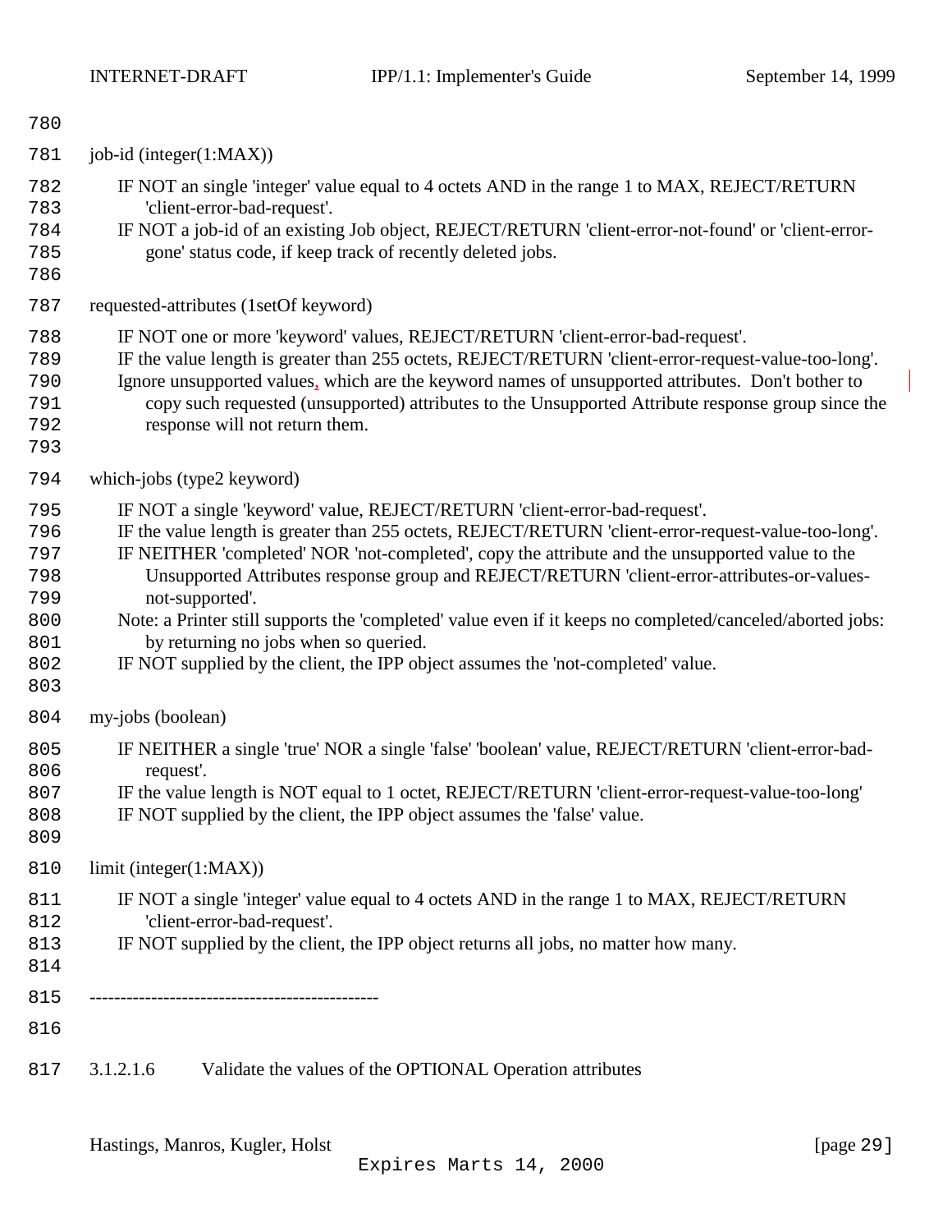job-id (integer(1:MAX))

IF NOT an single 'integer' value equal to 4 octets AND in the range 1 to MAX, REJECT/RETURN 'client-error-bad-request'.
IF NOT a job-id of an existing Job object, REJECT/RETURN 'client-error-not-found' or 'client-error-gone' status code, if keep track of recently deleted jobs.

requested-attributes (1setOf keyword)

IF NOT one or more 'keyword' values, REJECT/RETURN 'client-error-bad-request'.
IF the value length is greater than 255 octets, REJECT/RETURN 'client-error-request-value-too-long'.
Ignore unsupported values, which are the keyword names of unsupported attributes. Don't bother to copy such requested (unsupported) attributes to the Unsupported Attribute response group since the response will not return them.

which-jobs (type2 keyword)

IF NOT a single 'keyword' value, REJECT/RETURN 'client-error-bad-request'.
IF the value length is greater than 255 octets, REJECT/RETURN 'client-error-request-value-too-long'.
IF NEITHER 'completed' NOR 'not-completed', copy the attribute and the unsupported value to the Unsupported Attributes response group and REJECT/RETURN 'client-error-attributes-or-values-not-supported'.
Note: a Printer still supports the 'completed' value even if it keeps no completed/canceled/aborted jobs: by returning no jobs when so queried.
IF NOT supplied by the client, the IPP object assumes the 'not-completed' value.

my-jobs (boolean)

IF NEITHER a single 'true' NOR a single 'false' 'boolean' value, REJECT/RETURN 'client-error-bad-request'.
IF the value length is NOT equal to 1 octet, REJECT/RETURN 'client-error-request-value-too-long'
IF NOT supplied by the client, the IPP object assumes the 'false' value.

limit (integer(1:MAX))

IF NOT a single 'integer' value equal to 4 octets AND in the range 1 to MAX, REJECT/RETURN 'client-error-bad-request'.
IF NOT supplied by the client, the IPP object returns all jobs, no matter how many.

-----------------------------------------------

#### 3.1.2.1.6 Validate the values of the OPTIONAL Operation attributes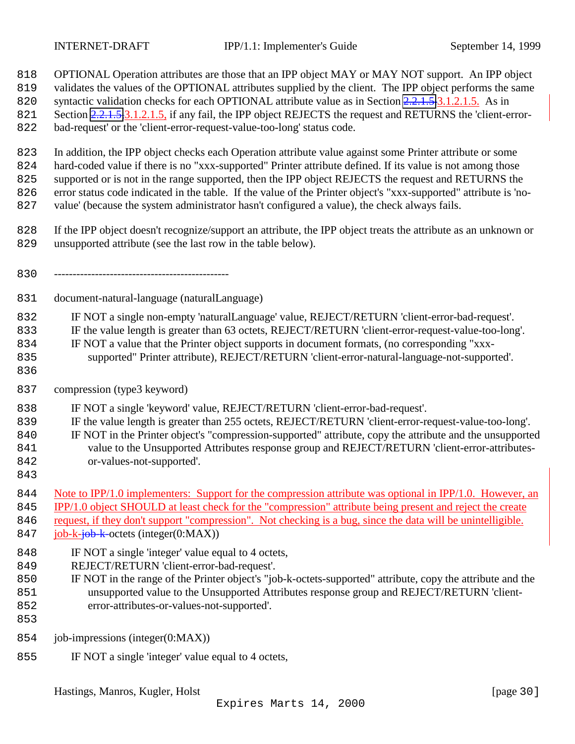OPTIONAL Operation attributes are those that an IPP object MAY or MAY NOT support. An IPP object validates the values of the OPTIONAL attributes supplied by the client. The IPP object performs the same syntactic validation checks for each OPTIONAL attribute value as in Section ~~2.2.1.5~~ 3.1.2.1.5. As in Section ~~2.2.1.5~~ 3.1.2.1.5, if any fail, the IPP object REJECTS the request and RETURNS the 'client-error-bad-request' or the 'client-error-request-value-too-long' status code.

In addition, the IPP object checks each Operation attribute value against some Printer attribute or some hard-coded value if there is no "xxx-supported" Printer attribute defined. If its value is not among those supported or is not in the range supported, then the IPP object REJECTS the request and RETURNS the error status code indicated in the table. If the value of the Printer object's "xxx-supported" attribute is 'no-value' (because the system administrator hasn't configured a value), the check always fails.

If the IPP object doesn't recognize/support an attribute, the IPP object treats the attribute as an unknown or unsupported attribute (see the last row in the table below).

-----------------------------------------------

document-natural-language (naturalLanguage)

    IF NOT a single non-empty 'naturalLanguage' value, REJECT/RETURN 'client-error-bad-request'.
    IF the value length is greater than 63 octets, REJECT/RETURN 'client-error-request-value-too-long'.
    IF NOT a value that the Printer object supports in document formats, (no corresponding "xxx-supported" Printer attribute), REJECT/RETURN 'client-error-natural-language-not-supported'.

compression (type3 keyword)

    IF NOT a single 'keyword' value, REJECT/RETURN 'client-error-bad-request'.
    IF the value length is greater than 255 octets, REJECT/RETURN 'client-error-request-value-too-long'.
    IF NOT in the Printer object's "compression-supported" attribute, copy the attribute and the unsupported value to the Unsupported Attributes response group and REJECT/RETURN 'client-error-attributes-or-values-not-supported'.

Note to IPP/1.0 implementers: Support for the compression attribute was optional in IPP/1.0. However, an IPP/1.0 object SHOULD at least check for the "compression" attribute being present and reject the create request, if they don't support "compression". Not checking is a bug, since the data will be unintelligible.

job-k-~~job-k-~~octets (integer(0:MAX))

    IF NOT a single 'integer' value equal to 4 octets,
    REJECT/RETURN 'client-error-bad-request'.
    IF NOT in the range of the Printer object's "job-k-octets-supported" attribute, copy the attribute and the unsupported value to the Unsupported Attributes response group and REJECT/RETURN 'client-error-attributes-or-values-not-supported'.

job-impressions (integer(0:MAX))

    IF NOT a single 'integer' value equal to 4 octets,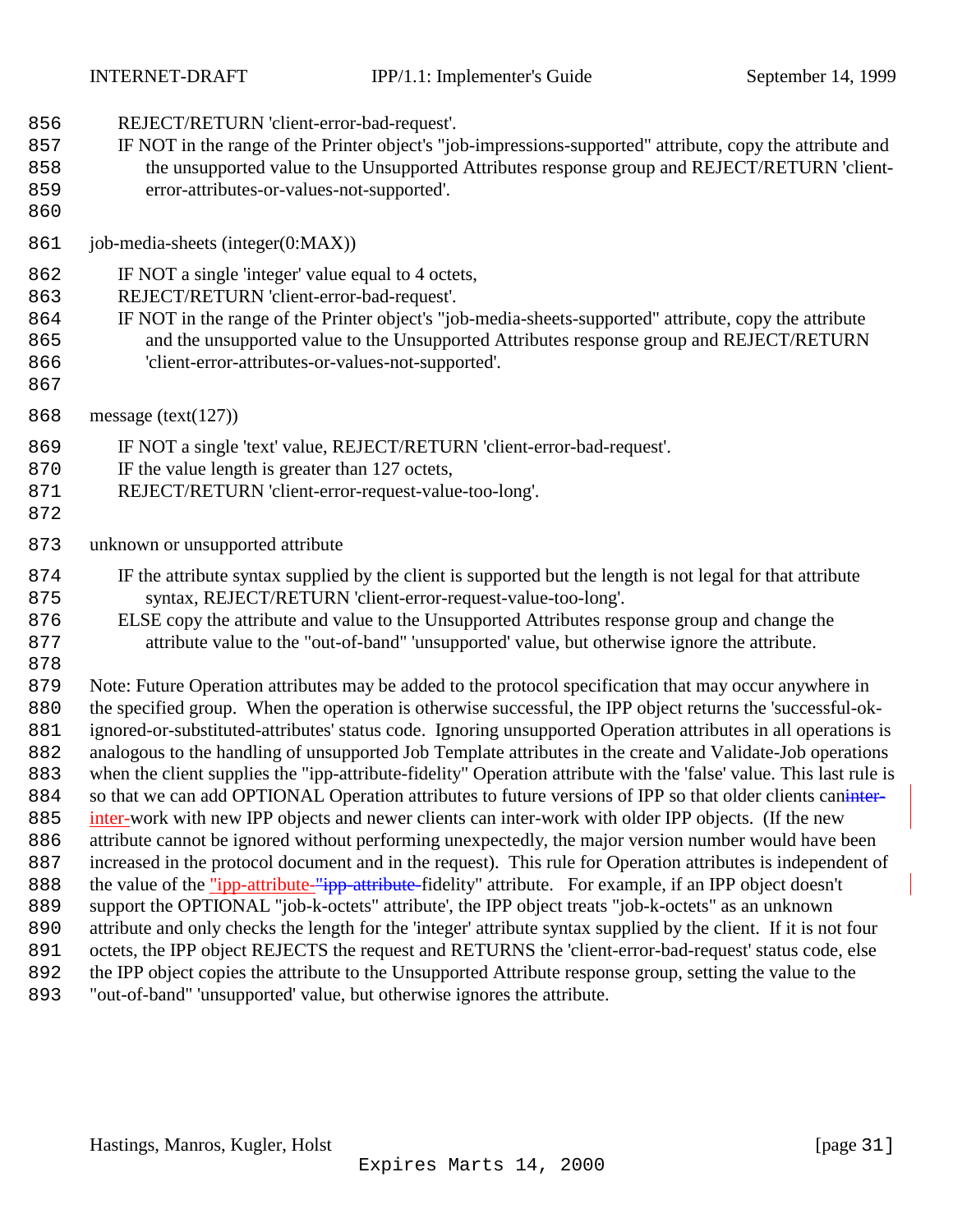REJECT/RETURN 'client-error-bad-request'.
IF NOT in the range of the Printer object's "job-impressions-supported" attribute, copy the attribute and the unsupported value to the Unsupported Attributes response group and REJECT/RETURN 'client-error-attributes-or-values-not-supported'.

job-media-sheets (integer(0:MAX))

IF NOT a single 'integer' value equal to 4 octets,
REJECT/RETURN 'client-error-bad-request'.
IF NOT in the range of the Printer object's "job-media-sheets-supported" attribute, copy the attribute and the unsupported value to the Unsupported Attributes response group and REJECT/RETURN 'client-error-attributes-or-values-not-supported'.

message (text(127))

IF NOT a single 'text' value, REJECT/RETURN 'client-error-bad-request'.
IF the value length is greater than 127 octets,
REJECT/RETURN 'client-error-request-value-too-long'.

unknown or unsupported attribute

IF the attribute syntax supplied by the client is supported but the length is not legal for that attribute syntax, REJECT/RETURN 'client-error-request-value-too-long'.
ELSE copy the attribute and value to the Unsupported Attributes response group and change the attribute value to the "out-of-band" 'unsupported' value, but otherwise ignore the attribute.

Note: Future Operation attributes may be added to the protocol specification that may occur anywhere in the specified group. When the operation is otherwise successful, the IPP object returns the 'successful-ok-ignored-or-substituted-attributes' status code. Ignoring unsupported Operation attributes in all operations is analogous to the handling of unsupported Job Template attributes in the create and Validate-Job operations when the client supplies the "ipp-attribute-fidelity" Operation attribute with the 'false' value. This last rule is so that we can add OPTIONAL Operation attributes to future versions of IPP so that older clients can ~~inter-~~ inter-work with new IPP objects and newer clients can inter-work with older IPP objects. (If the new attribute cannot be ignored without performing unexpectedly, the major version number would have been increased in the protocol document and in the request). This rule for Operation attributes is independent of the value of the "ipp-attribute-~~"ipp-attribute-~~fidelity" attribute. For example, if an IPP object doesn't support the OPTIONAL "job-k-octets" attribute', the IPP object treats "job-k-octets" as an unknown attribute and only checks the length for the 'integer' attribute syntax supplied by the client. If it is not four octets, the IPP object REJECTS the request and RETURNS the 'client-error-bad-request' status code, else the IPP object copies the attribute to the Unsupported Attribute response group, setting the value to the "out-of-band" 'unsupported' value, but otherwise ignores the attribute.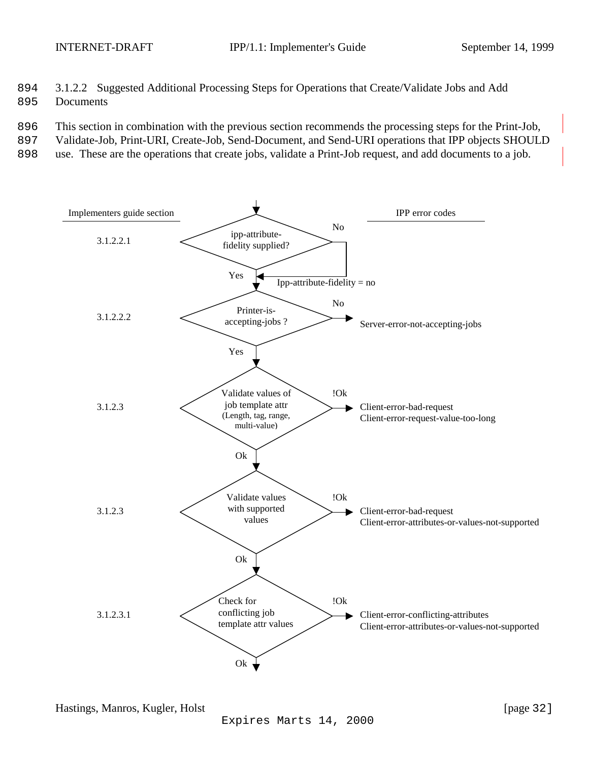### 3.1.2.2 Suggested Additional Processing Steps for Operations that Create/Validate Jobs and Add Documents

This section in combination with the previous section recommends the processing steps for the Print-Job, Validate-Job, Print-URI, Create-Job, Send-Document, and Send-URI operations that IPP objects SHOULD use. These are the operations that create jobs, validate a Print-Job request, and add documents to a job.

| Implementers guide section | Step | Result | IPP error codes |
| --- | --- | --- | --- |
| 3.1.2.2.1 | ipp-attribute-fidelity supplied? | Yes: continue; No: Ipp-attribute-fidelity = no, continue | |
| 3.1.2.2.2 | Printer-is-accepting-jobs ? | Yes: continue; No | Server-error-not-accepting-jobs |
| 3.1.2.3 | Validate values of job template attr (Length, tag, range, multi-value) | Ok: continue; !Ok | Client-error-bad-request<br>Client-error-request-value-too-long |
| 3.1.2.3 | Validate values with supported values | Ok: continue; !Ok | Client-error-bad-request<br>Client-error-attributes-or-values-not-supported |
| 3.1.2.3.1 | Check for conflicting job template attr values | Ok: continue; !Ok | Client-error-conflicting-attributes<br>Client-error-attributes-or-values-not-supported |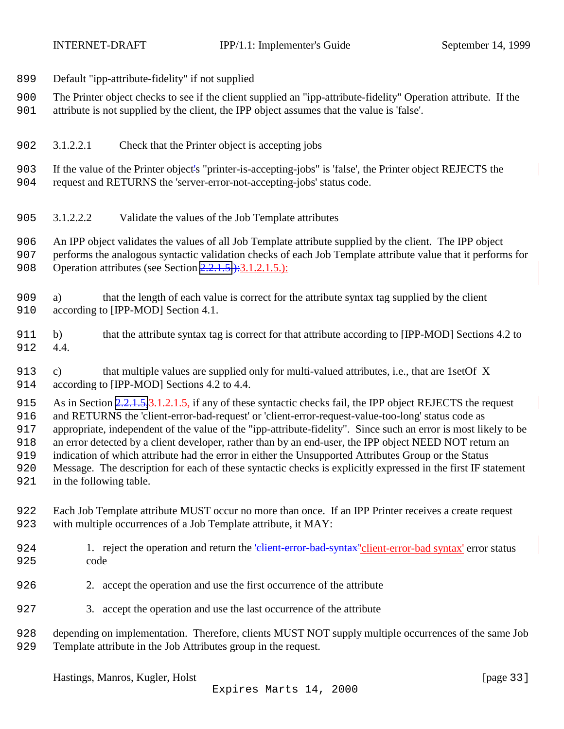Default "ipp-attribute-fidelity" if not supplied

The Printer object checks to see if the client supplied an "ipp-attribute-fidelity" Operation attribute. If the attribute is not supplied by the client, the IPP object assumes that the value is 'false'.

#### 3.1.2.2.1 Check that the Printer object is accepting jobs

If the value of the Printer object's "printer-is-accepting-jobs" is 'false', the Printer object REJECTS the request and RETURNS the 'server-error-not-accepting-jobs' status code.

#### 3.1.2.2.2 Validate the values of the Job Template attributes

An IPP object validates the values of all Job Template attribute supplied by the client. The IPP object performs the analogous syntactic validation checks of each Job Template attribute value that it performs for Operation attributes (see Section ~~2.2.1.5.):~~ 3.1.2.1.5.):

a) that the length of each value is correct for the attribute syntax tag supplied by the client according to [IPP-MOD] Section 4.1.

b) that the attribute syntax tag is correct for that attribute according to [IPP-MOD] Sections 4.2 to 4.4.

c) that multiple values are supplied only for multi-valued attributes, i.e., that are 1setOf X according to [IPP-MOD] Sections 4.2 to 4.4.

As in Section ~~2.2.1.5,~~ 3.1.2.1.5, if any of these syntactic checks fail, the IPP object REJECTS the request and RETURNS the 'client-error-bad-request' or 'client-error-request-value-too-long' status code as appropriate, independent of the value of the "ipp-attribute-fidelity". Since such an error is most likely to be an error detected by a client developer, rather than by an end-user, the IPP object NEED NOT return an indication of which attribute had the error in either the Unsupported Attributes Group or the Status Message. The description for each of these syntactic checks is explicitly expressed in the first IF statement in the following table.

Each Job Template attribute MUST occur no more than once. If an IPP Printer receives a create request with multiple occurrences of a Job Template attribute, it MAY:

1. reject the operation and return the ~~'client-error-bad-syntax"~~ 'client-error-bad syntax' error status code
2. accept the operation and use the first occurrence of the attribute
3. accept the operation and use the last occurrence of the attribute

depending on implementation. Therefore, clients MUST NOT supply multiple occurrences of the same Job Template attribute in the Job Attributes group in the request.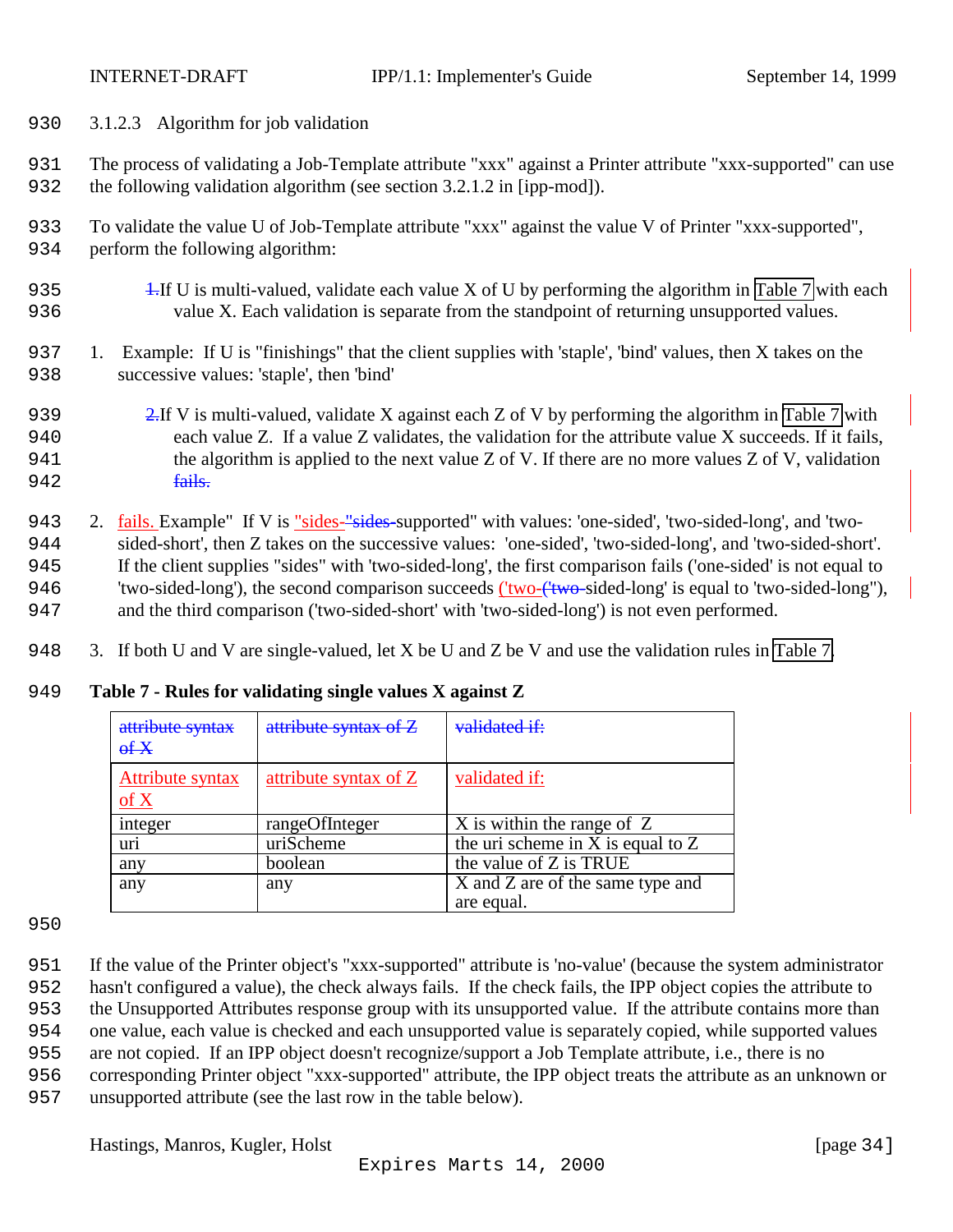### 3.1.2.3 Algorithm for job validation

The process of validating a Job-Template attribute "xxx" against a Printer attribute "xxx-supported" can use the following validation algorithm (see section 3.2.1.2 in [ipp-mod]).

To validate the value U of Job-Template attribute "xxx" against the value V of Printer "xxx-supported", perform the following algorithm:

1. If U is multi-valued, validate each value X of U by performing the algorithm in Table 7 with each value X. Each validation is separate from the standpoint of returning unsupported values.

   Example: If U is "finishings" that the client supplies with 'staple', 'bind' values, then X takes on the successive values: 'staple', then 'bind'

2. If V is multi-valued, validate X against each Z of V by performing the algorithm in Table 7 with each value Z. If a value Z validates, the validation for the attribute value X succeeds. If it fails, the algorithm is applied to the next value Z of V. If there are no more values Z of V, validation fails.

   Example" If V is "sides-supported" with values: 'one-sided', 'two-sided-long', and 'two-sided-short', then Z takes on the successive values: 'one-sided', 'two-sided-long', and 'two-sided-short'. If the client supplies "sides" with 'two-sided-long', the first comparison fails ('one-sided' is not equal to 'two-sided-long'), the second comparison succeeds ('two-sided-long' is equal to 'two-sided-long"), and the third comparison ('two-sided-short' with 'two-sided-long') is not even performed.

3. If both U and V are single-valued, let X be U and Z be V and use the validation rules in Table 7.

**Table 7 - Rules for validating single values X against Z**

| Attribute syntax of X | attribute syntax of Z | validated if: |
|---|---|---|
| integer | rangeOfInteger | X is within the range of Z |
| uri | uriScheme | the uri scheme in X is equal to Z |
| any | boolean | the value of Z is TRUE |
| any | any | X and Z are of the same type and are equal. |

If the value of the Printer object's "xxx-supported" attribute is 'no-value' (because the system administrator hasn't configured a value), the check always fails. If the check fails, the IPP object copies the attribute to the Unsupported Attributes response group with its unsupported value. If the attribute contains more than one value, each value is checked and each unsupported value is separately copied, while supported values are not copied. If an IPP object doesn't recognize/support a Job Template attribute, i.e., there is no corresponding Printer object "xxx-supported" attribute, the IPP object treats the attribute as an unknown or unsupported attribute (see the last row in the table below).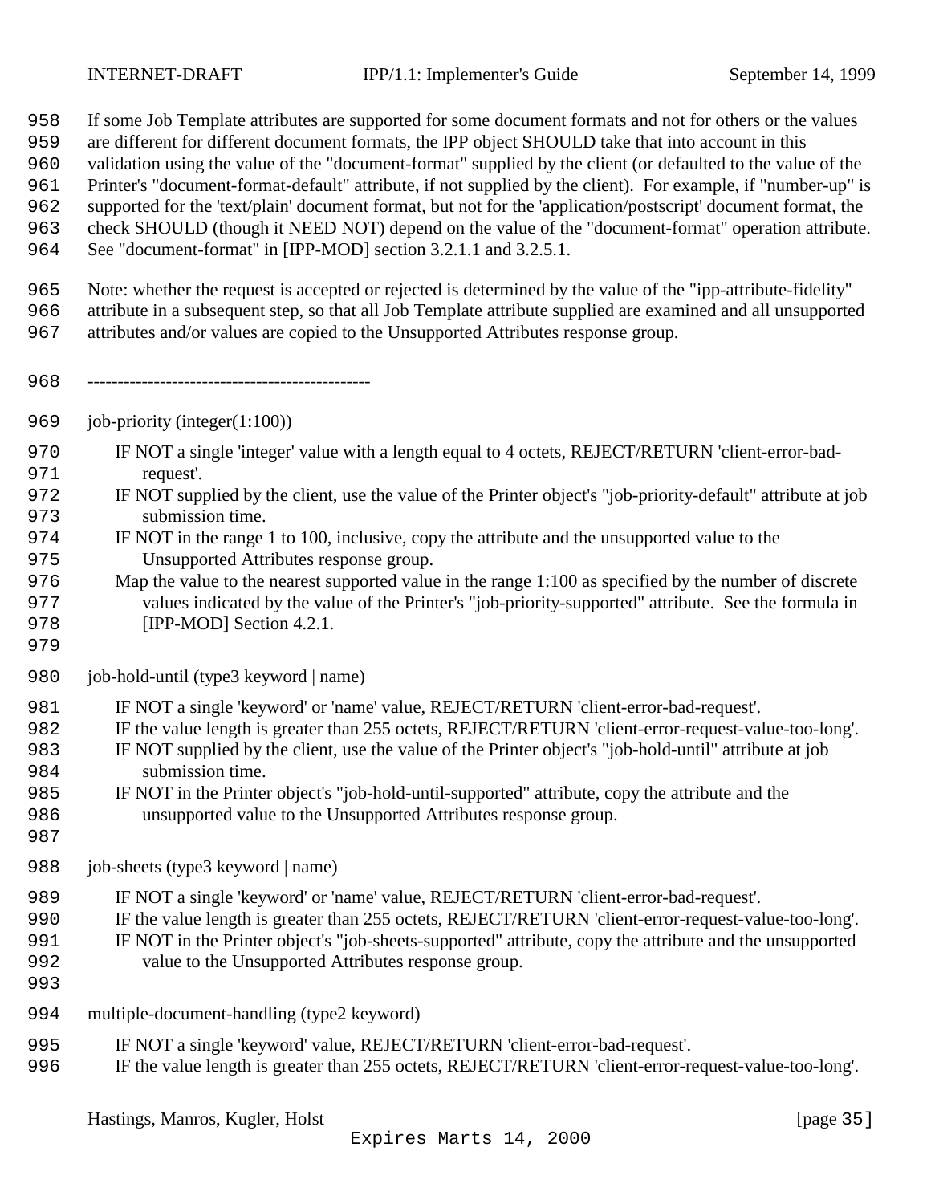If some Job Template attributes are supported for some document formats and not for others or the values are different for different document formats, the IPP object SHOULD take that into account in this validation using the value of the "document-format" supplied by the client (or defaulted to the value of the Printer's "document-format-default" attribute, if not supplied by the client). For example, if "number-up" is supported for the 'text/plain' document format, but not for the 'application/postscript' document format, the check SHOULD (though it NEED NOT) depend on the value of the "document-format" operation attribute. See "document-format" in [IPP-MOD] section 3.2.1.1 and 3.2.5.1.

Note: whether the request is accepted or rejected is determined by the value of the "ipp-attribute-fidelity" attribute in a subsequent step, so that all Job Template attribute supplied are examined and all unsupported attributes and/or values are copied to the Unsupported Attributes response group.

-----------------------------------------------

job-priority (integer(1:100))

- IF NOT a single 'integer' value with a length equal to 4 octets, REJECT/RETURN 'client-error-bad-request'.
- IF NOT supplied by the client, use the value of the Printer object's "job-priority-default" attribute at job submission time.
- IF NOT in the range 1 to 100, inclusive, copy the attribute and the unsupported value to the Unsupported Attributes response group.
- Map the value to the nearest supported value in the range 1:100 as specified by the number of discrete values indicated by the value of the Printer's "job-priority-supported" attribute. See the formula in [IPP-MOD] Section 4.2.1.

job-hold-until (type3 keyword | name)

- IF NOT a single 'keyword' or 'name' value, REJECT/RETURN 'client-error-bad-request'.
- IF the value length is greater than 255 octets, REJECT/RETURN 'client-error-request-value-too-long'.
- IF NOT supplied by the client, use the value of the Printer object's "job-hold-until" attribute at job submission time.
- IF NOT in the Printer object's "job-hold-until-supported" attribute, copy the attribute and the unsupported value to the Unsupported Attributes response group.

job-sheets (type3 keyword | name)

- IF NOT a single 'keyword' or 'name' value, REJECT/RETURN 'client-error-bad-request'.
- IF the value length is greater than 255 octets, REJECT/RETURN 'client-error-request-value-too-long'.
- IF NOT in the Printer object's "job-sheets-supported" attribute, copy the attribute and the unsupported value to the Unsupported Attributes response group.

multiple-document-handling (type2 keyword)

- IF NOT a single 'keyword' value, REJECT/RETURN 'client-error-bad-request'.
- IF the value length is greater than 255 octets, REJECT/RETURN 'client-error-request-value-too-long'.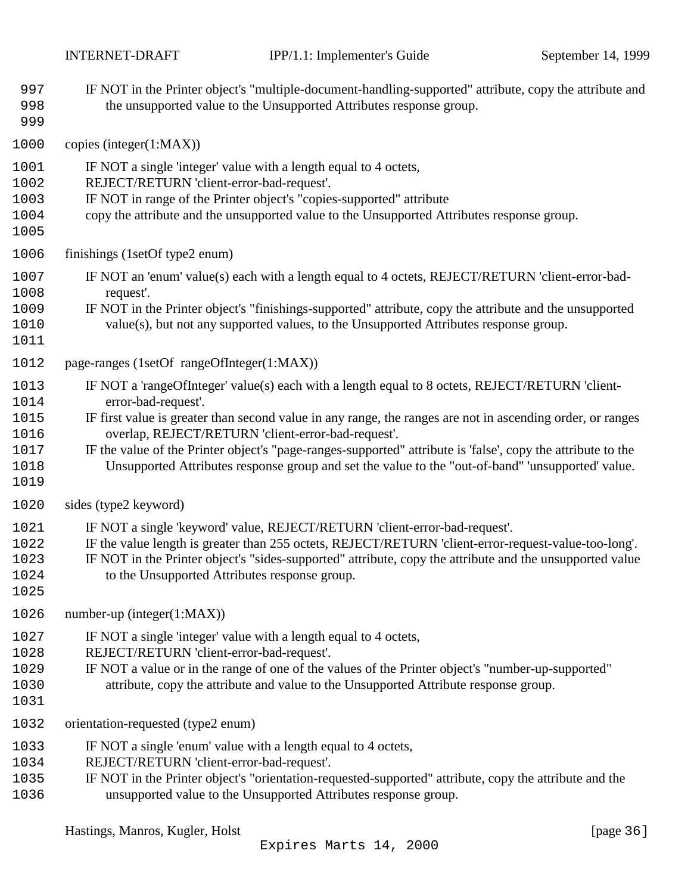IF NOT in the Printer object's "multiple-document-handling-supported" attribute, copy the attribute and the unsupported value to the Unsupported Attributes response group.

copies (integer(1:MAX))

IF NOT a single 'integer' value with a length equal to 4 octets,
REJECT/RETURN 'client-error-bad-request'.
IF NOT in range of the Printer object's "copies-supported" attribute
copy the attribute and the unsupported value to the Unsupported Attributes response group.

finishings (1setOf type2 enum)

IF NOT an 'enum' value(s) each with a length equal to 4 octets, REJECT/RETURN 'client-error-bad-request'.
IF NOT in the Printer object's "finishings-supported" attribute, copy the attribute and the unsupported value(s), but not any supported values, to the Unsupported Attributes response group.

page-ranges (1setOf rangeOfInteger(1:MAX))

IF NOT a 'rangeOfInteger' value(s) each with a length equal to 8 octets, REJECT/RETURN 'client-error-bad-request'.
IF first value is greater than second value in any range, the ranges are not in ascending order, or ranges overlap, REJECT/RETURN 'client-error-bad-request'.
IF the value of the Printer object's "page-ranges-supported" attribute is 'false', copy the attribute to the Unsupported Attributes response group and set the value to the "out-of-band" 'unsupported' value.

sides (type2 keyword)

IF NOT a single 'keyword' value, REJECT/RETURN 'client-error-bad-request'.
IF the value length is greater than 255 octets, REJECT/RETURN 'client-error-request-value-too-long'.
IF NOT in the Printer object's "sides-supported" attribute, copy the attribute and the unsupported value to the Unsupported Attributes response group.

number-up (integer(1:MAX))

IF NOT a single 'integer' value with a length equal to 4 octets,
REJECT/RETURN 'client-error-bad-request'.
IF NOT a value or in the range of one of the values of the Printer object's "number-up-supported" attribute, copy the attribute and value to the Unsupported Attribute response group.

orientation-requested (type2 enum)

IF NOT a single 'enum' value with a length equal to 4 octets,
REJECT/RETURN 'client-error-bad-request'.
IF NOT in the Printer object's "orientation-requested-supported" attribute, copy the attribute and the unsupported value to the Unsupported Attributes response group.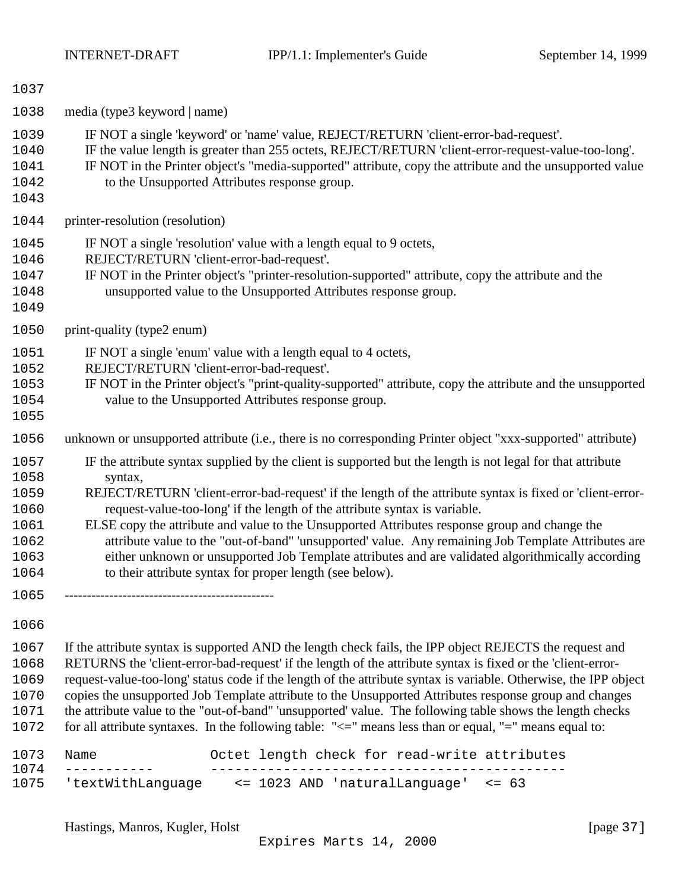media (type3 keyword | name)

IF NOT a single 'keyword' or 'name' value, REJECT/RETURN 'client-error-bad-request'.
IF the value length is greater than 255 octets, REJECT/RETURN 'client-error-request-value-too-long'.
IF NOT in the Printer object's "media-supported" attribute, copy the attribute and the unsupported value to the Unsupported Attributes response group.

printer-resolution (resolution)

IF NOT a single 'resolution' value with a length equal to 9 octets,
REJECT/RETURN 'client-error-bad-request'.
IF NOT in the Printer object's "printer-resolution-supported" attribute, copy the attribute and the unsupported value to the Unsupported Attributes response group.

print-quality (type2 enum)

IF NOT a single 'enum' value with a length equal to 4 octets,
REJECT/RETURN 'client-error-bad-request'.
IF NOT in the Printer object's "print-quality-supported" attribute, copy the attribute and the unsupported value to the Unsupported Attributes response group.

unknown or unsupported attribute (i.e., there is no corresponding Printer object "xxx-supported" attribute)

IF the attribute syntax supplied by the client is supported but the length is not legal for that attribute syntax,
REJECT/RETURN 'client-error-bad-request' if the length of the attribute syntax is fixed or 'client-error-request-value-too-long' if the length of the attribute syntax is variable.
ELSE copy the attribute and value to the Unsupported Attributes response group and change the attribute value to the "out-of-band" 'unsupported' value. Any remaining Job Template Attributes are either unknown or unsupported Job Template attributes and are validated algorithmically according to their attribute syntax for proper length (see below).

-----------------------------------------------

If the attribute syntax is supported AND the length check fails, the IPP object REJECTS the request and RETURNS the 'client-error-bad-request' if the length of the attribute syntax is fixed or the 'client-error-request-value-too-long' status code if the length of the attribute syntax is variable. Otherwise, the IPP object copies the unsupported Job Template attribute to the Unsupported Attributes response group and changes the attribute value to the "out-of-band" 'unsupported' value. The following table shows the length checks for all attribute syntaxes. In the following table: "<=" means less than or equal, "=" means equal to:

```
Name               Octet length check for read-write attributes
-----------        --------------------------------------------
'textWithLanguage    <= 1023 AND 'naturalLanguage'  <= 63
```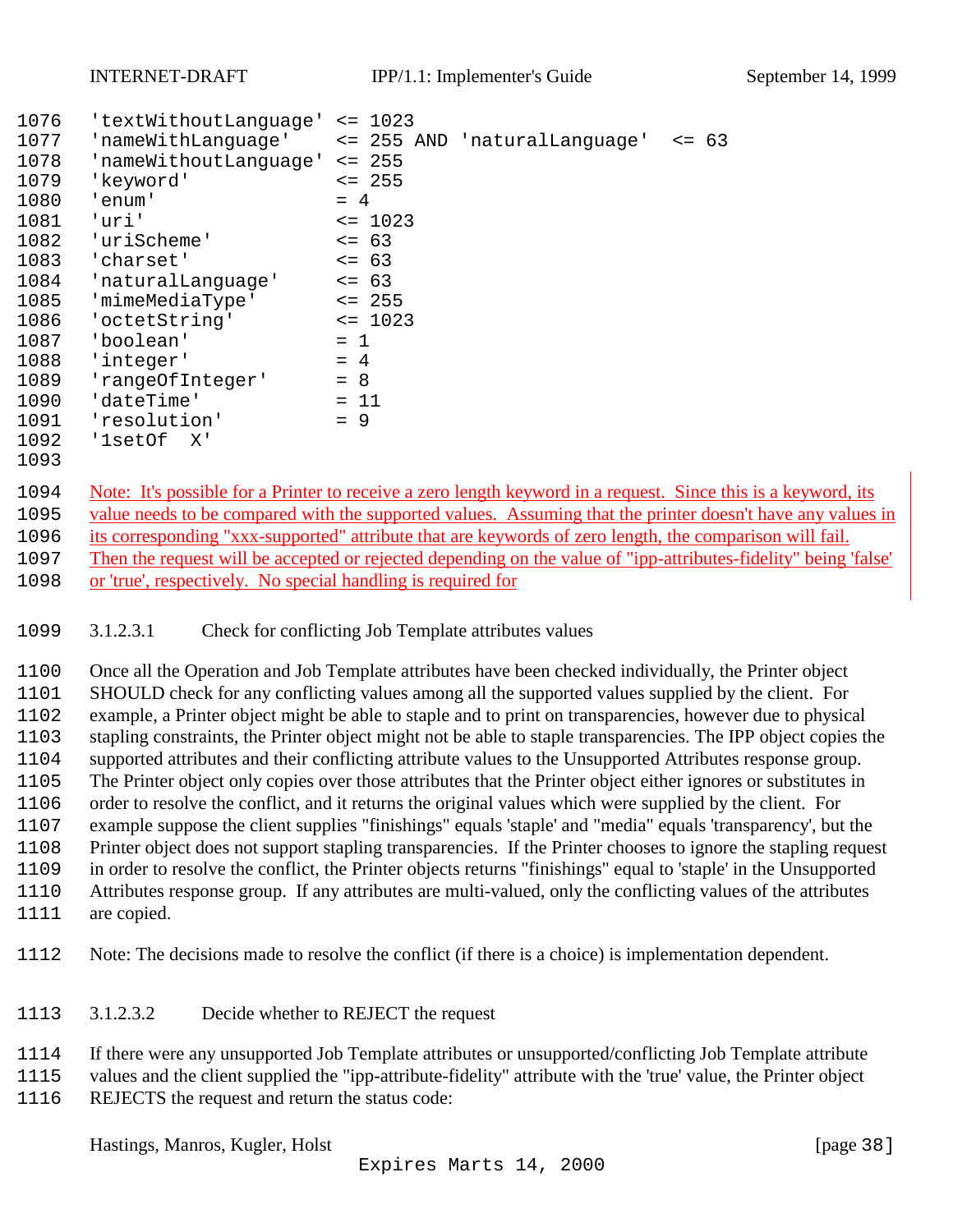```
'textWithoutLanguage' <= 1023
'nameWithLanguage'    <= 255 AND 'naturalLanguage'  <= 63
'nameWithoutLanguage' <= 255
'keyword'             <= 255
'enum'                = 4
'uri'                 <= 1023
'uriScheme'           <= 63
'charset'             <= 63
'naturalLanguage'     <= 63
'mimeMediaType'       <= 255
'octetString'         <= 1023
'boolean'             = 1
'integer'             = 4
'rangeOfInteger'      = 8
'dateTime'            = 11
'resolution'          = 9
'1setOf  X'
```

Note: It's possible for a Printer to receive a zero length keyword in a request. Since this is a keyword, its value needs to be compared with the supported values. Assuming that the printer doesn't have any values in its corresponding "xxx-supported" attribute that are keywords of zero length, the comparison will fail. Then the request will be accepted or rejected depending on the value of "ipp-attributes-fidelity" being 'false' or 'true', respectively. No special handling is required for

##### 3.1.2.3.1 Check for conflicting Job Template attributes values

Once all the Operation and Job Template attributes have been checked individually, the Printer object SHOULD check for any conflicting values among all the supported values supplied by the client. For example, a Printer object might be able to staple and to print on transparencies, however due to physical stapling constraints, the Printer object might not be able to staple transparencies. The IPP object copies the supported attributes and their conflicting attribute values to the Unsupported Attributes response group. The Printer object only copies over those attributes that the Printer object either ignores or substitutes in order to resolve the conflict, and it returns the original values which were supplied by the client. For example suppose the client supplies "finishings" equals 'staple' and "media" equals 'transparency', but the Printer object does not support stapling transparencies. If the Printer chooses to ignore the stapling request in order to resolve the conflict, the Printer objects returns "finishings" equal to 'staple' in the Unsupported Attributes response group. If any attributes are multi-valued, only the conflicting values of the attributes are copied.

Note: The decisions made to resolve the conflict (if there is a choice) is implementation dependent.

##### 3.1.2.3.2 Decide whether to REJECT the request

If there were any unsupported Job Template attributes or unsupported/conflicting Job Template attribute values and the client supplied the "ipp-attribute-fidelity" attribute with the 'true' value, the Printer object REJECTS the request and return the status code: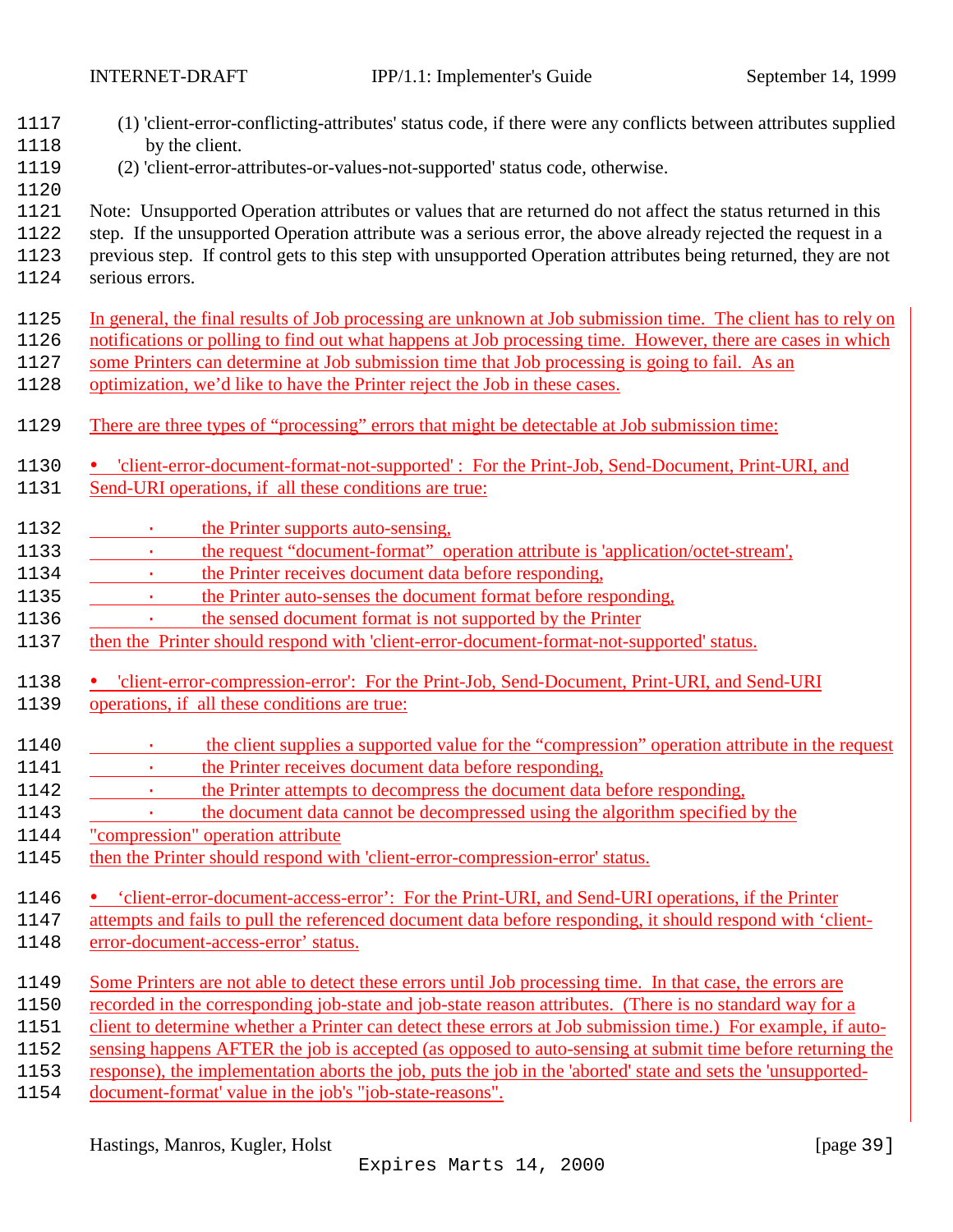(1) 'client-error-conflicting-attributes' status code, if there were any conflicts between attributes supplied by the client.

(2) 'client-error-attributes-or-values-not-supported' status code, otherwise.

Note: Unsupported Operation attributes or values that are returned do not affect the status returned in this step. If the unsupported Operation attribute was a serious error, the above already rejected the request in a previous step. If control gets to this step with unsupported Operation attributes being returned, they are not serious errors.

In general, the final results of Job processing are unknown at Job submission time. The client has to rely on notifications or polling to find out what happens at Job processing time. However, there are cases in which some Printers can determine at Job submission time that Job processing is going to fail. As an optimization, we'd like to have the Printer reject the Job in these cases.

There are three types of "processing" errors that might be detectable at Job submission time:

- 'client-error-document-format-not-supported' : For the Print-Job, Send-Document, Print-URI, and Send-URI operations, if all these conditions are true:
  - the Printer supports auto-sensing,
  - the request "document-format" operation attribute is 'application/octet-stream',
  - the Printer receives document data before responding,
  - the Printer auto-senses the document format before responding,
  - the sensed document format is not supported by the Printer

  then the Printer should respond with 'client-error-document-format-not-supported' status.

- 'client-error-compression-error': For the Print-Job, Send-Document, Print-URI, and Send-URI operations, if all these conditions are true:
  - the client supplies a supported value for the "compression" operation attribute in the request
  - the Printer receives document data before responding,
  - the Printer attempts to decompress the document data before responding,
  - the document data cannot be decompressed using the algorithm specified by the "compression" operation attribute

  then the Printer should respond with 'client-error-compression-error' status.

- 'client-error-document-access-error': For the Print-URI, and Send-URI operations, if the Printer attempts and fails to pull the referenced document data before responding, it should respond with 'client-error-document-access-error' status.

Some Printers are not able to detect these errors until Job processing time. In that case, the errors are recorded in the corresponding job-state and job-state reason attributes. (There is no standard way for a client to determine whether a Printer can detect these errors at Job submission time.) For example, if auto-sensing happens AFTER the job is accepted (as opposed to auto-sensing at submit time before returning the response), the implementation aborts the job, puts the job in the 'aborted' state and sets the 'unsupported-document-format' value in the job's "job-state-reasons".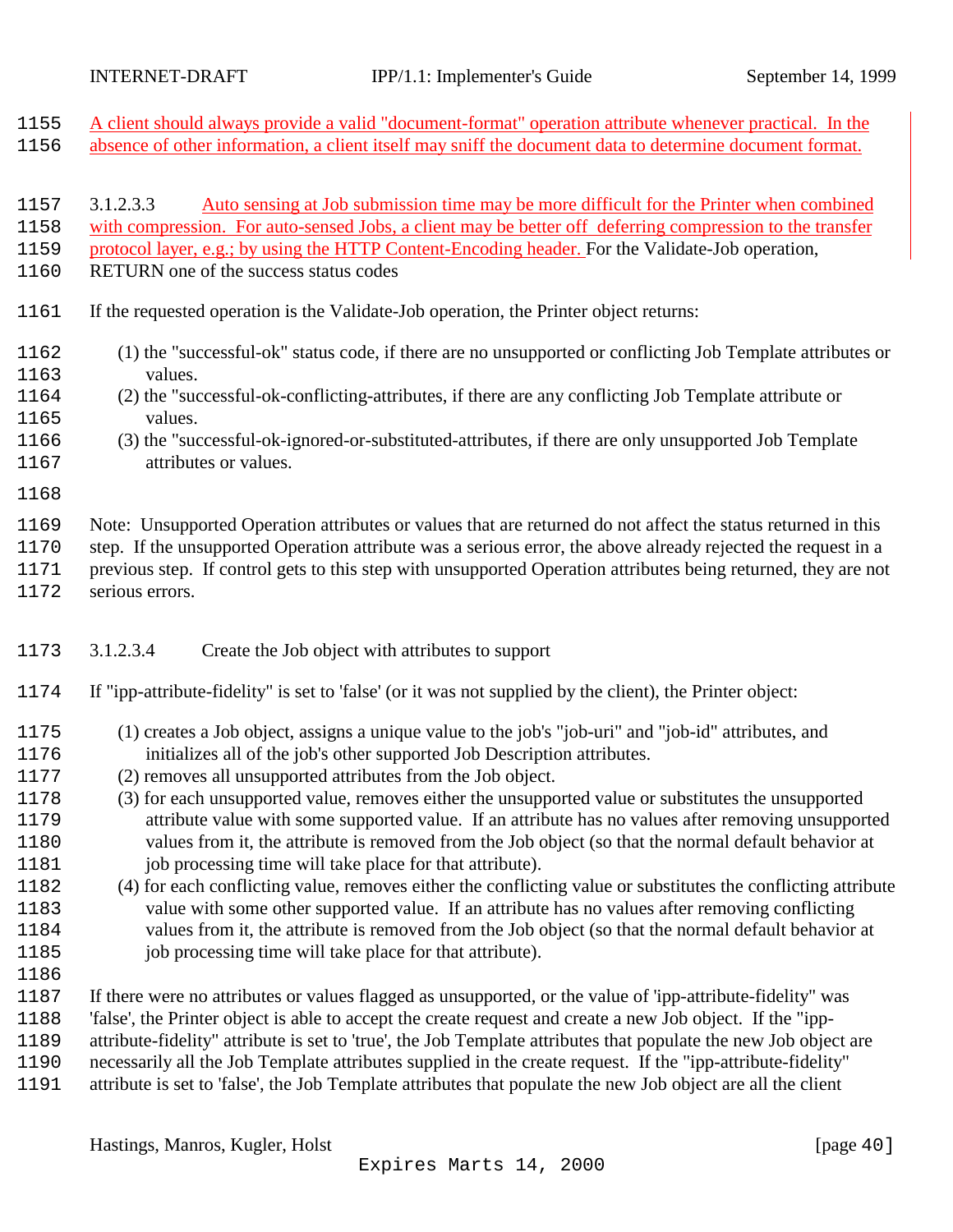A client should always provide a valid "document-format" operation attribute whenever practical. In the absence of other information, a client itself may sniff the document data to determine document format.

#### 3.1.2.3.3 Auto sensing at Job submission time may be more difficult for the Printer when combined with compression. For auto-sensed Jobs, a client may be better off deferring compression to the transfer protocol layer, e.g.; by using the HTTP Content-Encoding header. For the Validate-Job operation, RETURN one of the success status codes

If the requested operation is the Validate-Job operation, the Printer object returns:

(1) the "successful-ok" status code, if there are no unsupported or conflicting Job Template attributes or values.
(2) the "successful-ok-conflicting-attributes, if there are any conflicting Job Template attribute or values.
(3) the "successful-ok-ignored-or-substituted-attributes, if there are only unsupported Job Template attributes or values.

Note: Unsupported Operation attributes or values that are returned do not affect the status returned in this step. If the unsupported Operation attribute was a serious error, the above already rejected the request in a previous step. If control gets to this step with unsupported Operation attributes being returned, they are not serious errors.

#### 3.1.2.3.4 Create the Job object with attributes to support

If "ipp-attribute-fidelity" is set to 'false' (or it was not supplied by the client), the Printer object:

(1) creates a Job object, assigns a unique value to the job's "job-uri" and "job-id" attributes, and initializes all of the job's other supported Job Description attributes.
(2) removes all unsupported attributes from the Job object.
(3) for each unsupported value, removes either the unsupported value or substitutes the unsupported attribute value with some supported value. If an attribute has no values after removing unsupported values from it, the attribute is removed from the Job object (so that the normal default behavior at job processing time will take place for that attribute).
(4) for each conflicting value, removes either the conflicting value or substitutes the conflicting attribute value with some other supported value. If an attribute has no values after removing conflicting values from it, the attribute is removed from the Job object (so that the normal default behavior at job processing time will take place for that attribute).

If there were no attributes or values flagged as unsupported, or the value of 'ipp-attribute-fidelity" was 'false', the Printer object is able to accept the create request and create a new Job object. If the "ipp-attribute-fidelity" attribute is set to 'true', the Job Template attributes that populate the new Job object are necessarily all the Job Template attributes supplied in the create request. If the "ipp-attribute-fidelity" attribute is set to 'false', the Job Template attributes that populate the new Job object are all the client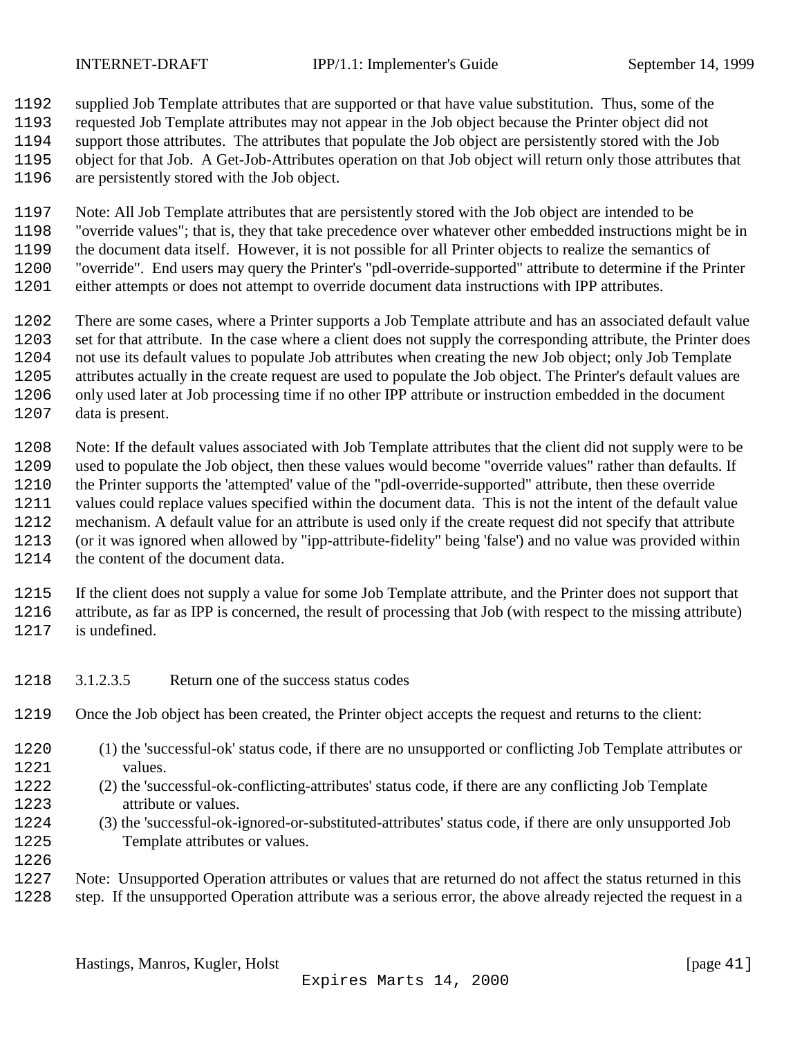supplied Job Template attributes that are supported or that have value substitution. Thus, some of the requested Job Template attributes may not appear in the Job object because the Printer object did not support those attributes. The attributes that populate the Job object are persistently stored with the Job object for that Job. A Get-Job-Attributes operation on that Job object will return only those attributes that are persistently stored with the Job object.

Note: All Job Template attributes that are persistently stored with the Job object are intended to be "override values"; that is, they that take precedence over whatever other embedded instructions might be in the document data itself. However, it is not possible for all Printer objects to realize the semantics of "override". End users may query the Printer's "pdl-override-supported" attribute to determine if the Printer either attempts or does not attempt to override document data instructions with IPP attributes.

There are some cases, where a Printer supports a Job Template attribute and has an associated default value set for that attribute. In the case where a client does not supply the corresponding attribute, the Printer does not use its default values to populate Job attributes when creating the new Job object; only Job Template attributes actually in the create request are used to populate the Job object. The Printer's default values are only used later at Job processing time if no other IPP attribute or instruction embedded in the document data is present.

Note: If the default values associated with Job Template attributes that the client did not supply were to be used to populate the Job object, then these values would become "override values" rather than defaults. If the Printer supports the 'attempted' value of the "pdl-override-supported" attribute, then these override values could replace values specified within the document data. This is not the intent of the default value mechanism. A default value for an attribute is used only if the create request did not specify that attribute (or it was ignored when allowed by "ipp-attribute-fidelity" being 'false') and no value was provided within the content of the document data.

If the client does not supply a value for some Job Template attribute, and the Printer does not support that attribute, as far as IPP is concerned, the result of processing that Job (with respect to the missing attribute) is undefined.

##### 3.1.2.3.5 Return one of the success status codes

Once the Job object has been created, the Printer object accepts the request and returns to the client:

(1) the 'successful-ok' status code, if there are no unsupported or conflicting Job Template attributes or values.
(2) the 'successful-ok-conflicting-attributes' status code, if there are any conflicting Job Template attribute or values.
(3) the 'successful-ok-ignored-or-substituted-attributes' status code, if there are only unsupported Job Template attributes or values.

Note: Unsupported Operation attributes or values that are returned do not affect the status returned in this step. If the unsupported Operation attribute was a serious error, the above already rejected the request in a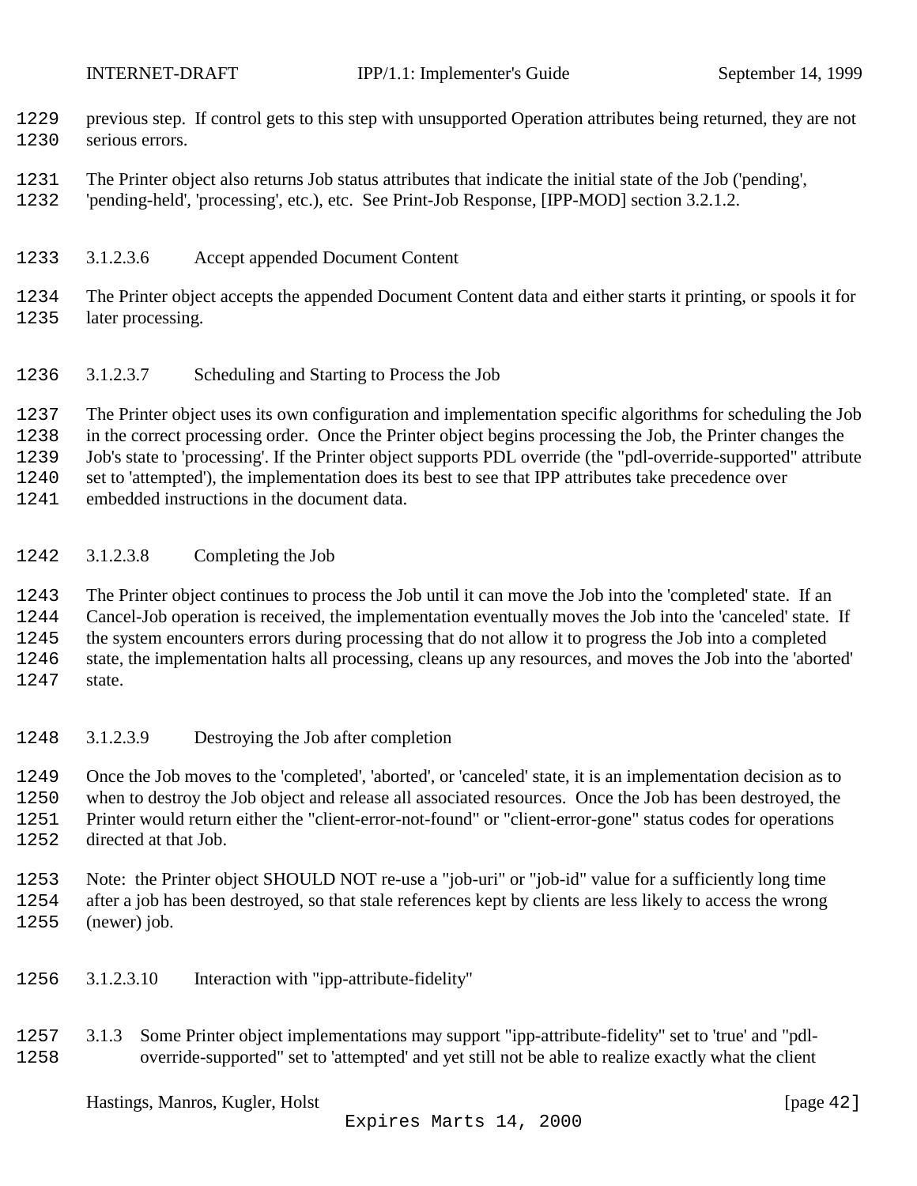previous step. If control gets to this step with unsupported Operation attributes being returned, they are not serious errors.

The Printer object also returns Job status attributes that indicate the initial state of the Job ('pending', 'pending-held', 'processing', etc.), etc. See Print-Job Response, [IPP-MOD] section 3.2.1.2.

##### 3.1.2.3.6 Accept appended Document Content

The Printer object accepts the appended Document Content data and either starts it printing, or spools it for later processing.

##### 3.1.2.3.7 Scheduling and Starting to Process the Job

The Printer object uses its own configuration and implementation specific algorithms for scheduling the Job in the correct processing order. Once the Printer object begins processing the Job, the Printer changes the Job's state to 'processing'. If the Printer object supports PDL override (the "pdl-override-supported" attribute set to 'attempted'), the implementation does its best to see that IPP attributes take precedence over embedded instructions in the document data.

##### 3.1.2.3.8 Completing the Job

The Printer object continues to process the Job until it can move the Job into the 'completed' state. If an Cancel-Job operation is received, the implementation eventually moves the Job into the 'canceled' state. If the system encounters errors during processing that do not allow it to progress the Job into a completed state, the implementation halts all processing, cleans up any resources, and moves the Job into the 'aborted' state.

##### 3.1.2.3.9 Destroying the Job after completion

Once the Job moves to the 'completed', 'aborted', or 'canceled' state, it is an implementation decision as to when to destroy the Job object and release all associated resources. Once the Job has been destroyed, the Printer would return either the "client-error-not-found" or "client-error-gone" status codes for operations directed at that Job.

Note: the Printer object SHOULD NOT re-use a "job-uri" or "job-id" value for a sufficiently long time after a job has been destroyed, so that stale references kept by clients are less likely to access the wrong (newer) job.

##### 3.1.2.3.10 Interaction with "ipp-attribute-fidelity"

3.1.3 Some Printer object implementations may support "ipp-attribute-fidelity" set to 'true' and "pdl-override-supported" set to 'attempted' and yet still not be able to realize exactly what the client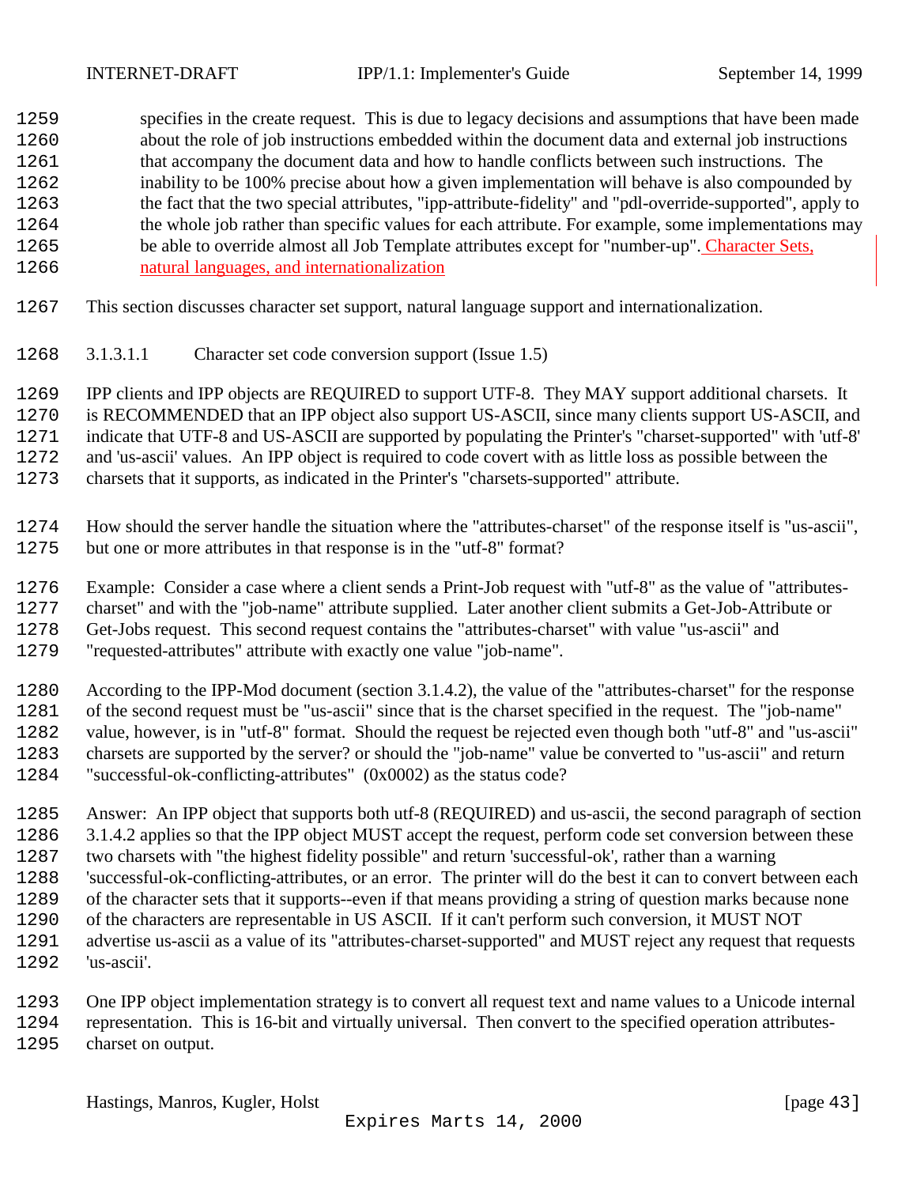specifies in the create request. This is due to legacy decisions and assumptions that have been made about the role of job instructions embedded within the document data and external job instructions that accompany the document data and how to handle conflicts between such instructions. The inability to be 100% precise about how a given implementation will behave is also compounded by the fact that the two special attributes, "ipp-attribute-fidelity" and "pdl-override-supported", apply to the whole job rather than specific values for each attribute. For example, some implementations may be able to override almost all Job Template attributes except for "number-up". Character Sets, natural languages, and internationalization

This section discusses character set support, natural language support and internationalization.

#### 3.1.3.1.1 Character set code conversion support (Issue 1.5)

IPP clients and IPP objects are REQUIRED to support UTF-8. They MAY support additional charsets. It is RECOMMENDED that an IPP object also support US-ASCII, since many clients support US-ASCII, and indicate that UTF-8 and US-ASCII are supported by populating the Printer's "charset-supported" with 'utf-8' and 'us-ascii' values. An IPP object is required to code covert with as little loss as possible between the charsets that it supports, as indicated in the Printer's "charsets-supported" attribute.

How should the server handle the situation where the "attributes-charset" of the response itself is "us-ascii", but one or more attributes in that response is in the "utf-8" format?

Example: Consider a case where a client sends a Print-Job request with "utf-8" as the value of "attributes-charset" and with the "job-name" attribute supplied. Later another client submits a Get-Job-Attribute or Get-Jobs request. This second request contains the "attributes-charset" with value "us-ascii" and "requested-attributes" attribute with exactly one value "job-name".

According to the IPP-Mod document (section 3.1.4.2), the value of the "attributes-charset" for the response of the second request must be "us-ascii" since that is the charset specified in the request. The "job-name" value, however, is in "utf-8" format. Should the request be rejected even though both "utf-8" and "us-ascii" charsets are supported by the server? or should the "job-name" value be converted to "us-ascii" and return "successful-ok-conflicting-attributes" (0x0002) as the status code?

Answer: An IPP object that supports both utf-8 (REQUIRED) and us-ascii, the second paragraph of section 3.1.4.2 applies so that the IPP object MUST accept the request, perform code set conversion between these two charsets with "the highest fidelity possible" and return 'successful-ok', rather than a warning 'successful-ok-conflicting-attributes, or an error. The printer will do the best it can to convert between each of the character sets that it supports--even if that means providing a string of question marks because none of the characters are representable in US ASCII. If it can't perform such conversion, it MUST NOT advertise us-ascii as a value of its "attributes-charset-supported" and MUST reject any request that requests 'us-ascii'.

One IPP object implementation strategy is to convert all request text and name values to a Unicode internal representation. This is 16-bit and virtually universal. Then convert to the specified operation attributes-charset on output.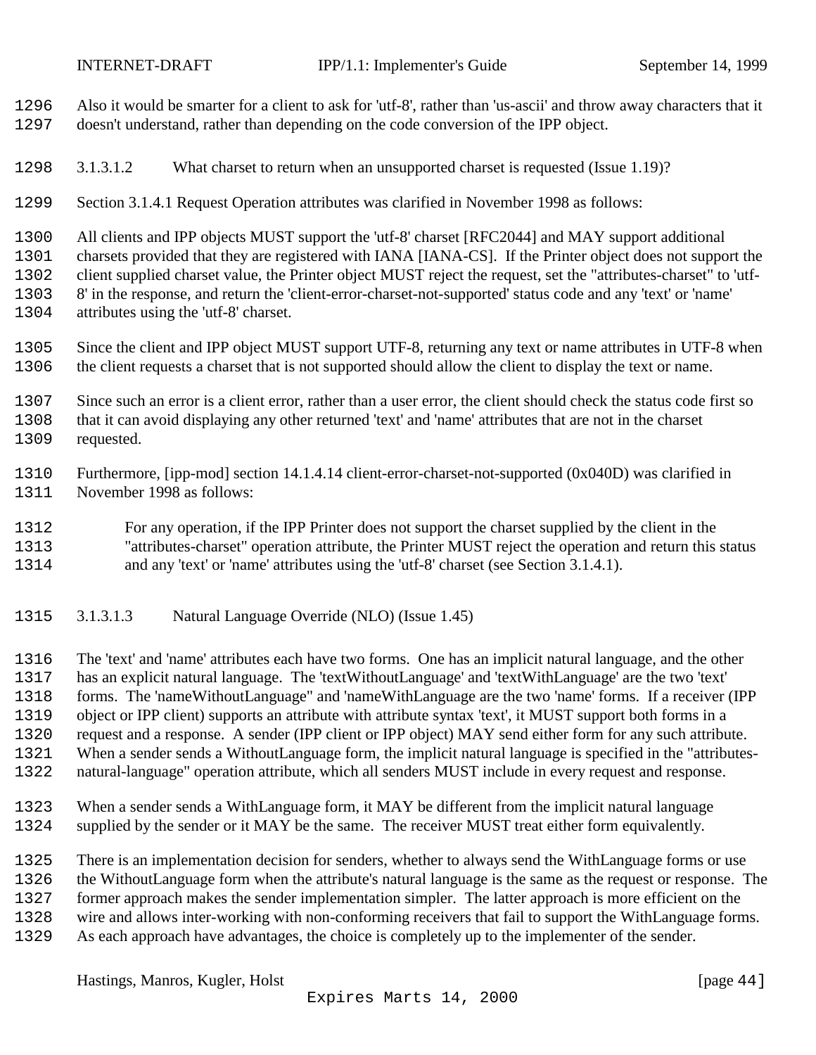Also it would be smarter for a client to ask for 'utf-8', rather than 'us-ascii' and throw away characters that it doesn't understand, rather than depending on the code conversion of the IPP object.

#### 3.1.3.1.2 What charset to return when an unsupported charset is requested (Issue 1.19)?

Section 3.1.4.1 Request Operation attributes was clarified in November 1998 as follows:

All clients and IPP objects MUST support the 'utf-8' charset [RFC2044] and MAY support additional charsets provided that they are registered with IANA [IANA-CS]. If the Printer object does not support the client supplied charset value, the Printer object MUST reject the request, set the "attributes-charset" to 'utf-8' in the response, and return the 'client-error-charset-not-supported' status code and any 'text' or 'name' attributes using the 'utf-8' charset.

Since the client and IPP object MUST support UTF-8, returning any text or name attributes in UTF-8 when the client requests a charset that is not supported should allow the client to display the text or name.

Since such an error is a client error, rather than a user error, the client should check the status code first so that it can avoid displaying any other returned 'text' and 'name' attributes that are not in the charset requested.

Furthermore, [ipp-mod] section 14.1.4.14 client-error-charset-not-supported (0x040D) was clarified in November 1998 as follows:

> For any operation, if the IPP Printer does not support the charset supplied by the client in the "attributes-charset" operation attribute, the Printer MUST reject the operation and return this status and any 'text' or 'name' attributes using the 'utf-8' charset (see Section 3.1.4.1).

#### 3.1.3.1.3 Natural Language Override (NLO) (Issue 1.45)

The 'text' and 'name' attributes each have two forms. One has an implicit natural language, and the other has an explicit natural language. The 'textWithoutLanguage' and 'textWithLanguage' are the two 'text' forms. The 'nameWithoutLanguage" and 'nameWithLanguage are the two 'name' forms. If a receiver (IPP object or IPP client) supports an attribute with attribute syntax 'text', it MUST support both forms in a request and a response. A sender (IPP client or IPP object) MAY send either form for any such attribute. When a sender sends a WithoutLanguage form, the implicit natural language is specified in the "attributes-natural-language" operation attribute, which all senders MUST include in every request and response.

When a sender sends a WithLanguage form, it MAY be different from the implicit natural language supplied by the sender or it MAY be the same. The receiver MUST treat either form equivalently.

There is an implementation decision for senders, whether to always send the WithLanguage forms or use the WithoutLanguage form when the attribute's natural language is the same as the request or response. The former approach makes the sender implementation simpler. The latter approach is more efficient on the wire and allows inter-working with non-conforming receivers that fail to support the WithLanguage forms. As each approach have advantages, the choice is completely up to the implementer of the sender.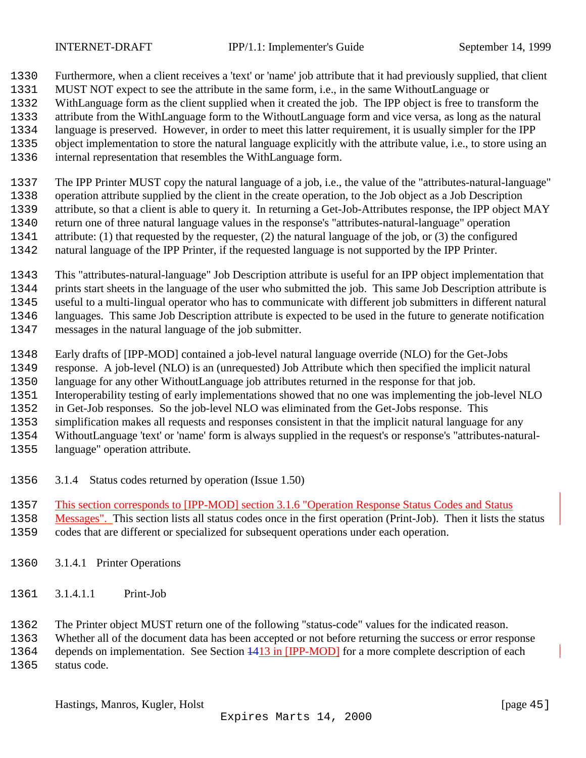Furthermore, when a client receives a 'text' or 'name' job attribute that it had previously supplied, that client MUST NOT expect to see the attribute in the same form, i.e., in the same WithoutLanguage or WithLanguage form as the client supplied when it created the job. The IPP object is free to transform the attribute from the WithLanguage form to the WithoutLanguage form and vice versa, as long as the natural language is preserved. However, in order to meet this latter requirement, it is usually simpler for the IPP object implementation to store the natural language explicitly with the attribute value, i.e., to store using an internal representation that resembles the WithLanguage form.

The IPP Printer MUST copy the natural language of a job, i.e., the value of the "attributes-natural-language" operation attribute supplied by the client in the create operation, to the Job object as a Job Description attribute, so that a client is able to query it. In returning a Get-Job-Attributes response, the IPP object MAY return one of three natural language values in the response's "attributes-natural-language" operation attribute: (1) that requested by the requester, (2) the natural language of the job, or (3) the configured natural language of the IPP Printer, if the requested language is not supported by the IPP Printer.

This "attributes-natural-language" Job Description attribute is useful for an IPP object implementation that prints start sheets in the language of the user who submitted the job. This same Job Description attribute is useful to a multi-lingual operator who has to communicate with different job submitters in different natural languages. This same Job Description attribute is expected to be used in the future to generate notification messages in the natural language of the job submitter.

Early drafts of [IPP-MOD] contained a job-level natural language override (NLO) for the Get-Jobs response. A job-level (NLO) is an (unrequested) Job Attribute which then specified the implicit natural language for any other WithoutLanguage job attributes returned in the response for that job. Interoperability testing of early implementations showed that no one was implementing the job-level NLO in Get-Job responses. So the job-level NLO was eliminated from the Get-Jobs response. This simplification makes all requests and responses consistent in that the implicit natural language for any WithoutLanguage 'text' or 'name' form is always supplied in the request's or response's "attributes-natural-language" operation attribute.

### 3.1.4 Status codes returned by operation (Issue 1.50)

This section corresponds to [IPP-MOD] section 3.1.6 "Operation Response Status Codes and Status Messages". This section lists all status codes once in the first operation (Print-Job). Then it lists the status codes that are different or specialized for subsequent operations under each operation.

#### 3.1.4.1 Printer Operations

##### 3.1.4.1.1 Print-Job

The Printer object MUST return one of the following "status-code" values for the indicated reason. Whether all of the document data has been accepted or not before returning the success or error response depends on implementation. See Section ~~14~~13 in [IPP-MOD] for a more complete description of each status code.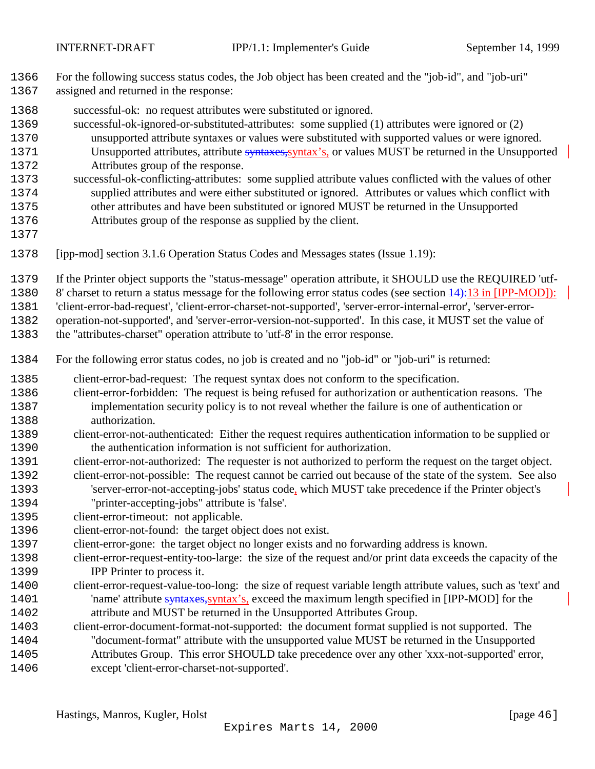For the following success status codes, the Job object has been created and the "job-id", and "job-uri" assigned and returned in the response:

successful-ok: no request attributes were substituted or ignored.
successful-ok-ignored-or-substituted-attributes: some supplied (1) attributes were ignored or (2) unsupported attribute syntaxes or values were substituted with supported values or were ignored. Unsupported attributes, attribute ~~syntaxes,~~syntax's, or values MUST be returned in the Unsupported Attributes group of the response.
successful-ok-conflicting-attributes: some supplied attribute values conflicted with the values of other supplied attributes and were either substituted or ignored. Attributes or values which conflict with other attributes and have been substituted or ignored MUST be returned in the Unsupported Attributes group of the response as supplied by the client.

[ipp-mod] section 3.1.6 Operation Status Codes and Messages states (Issue 1.19):

If the Printer object supports the "status-message" operation attribute, it SHOULD use the REQUIRED 'utf-8' charset to return a status message for the following error status codes (see section ~~14):~~13 in [IPP-MOD]): 'client-error-bad-request', 'client-error-charset-not-supported', 'server-error-internal-error', 'server-error-operation-not-supported', and 'server-error-version-not-supported'. In this case, it MUST set the value of the "attributes-charset" operation attribute to 'utf-8' in the error response.

For the following error status codes, no job is created and no "job-id" or "job-uri" is returned:

client-error-bad-request: The request syntax does not conform to the specification.
client-error-forbidden: The request is being refused for authorization or authentication reasons. The implementation security policy is to not reveal whether the failure is one of authentication or authorization.
client-error-not-authenticated: Either the request requires authentication information to be supplied or the authentication information is not sufficient for authorization.
client-error-not-authorized: The requester is not authorized to perform the request on the target object.
client-error-not-possible: The request cannot be carried out because of the state of the system. See also 'server-error-not-accepting-jobs' status code, which MUST take precedence if the Printer object's "printer-accepting-jobs" attribute is 'false'.
client-error-timeout: not applicable.
client-error-not-found: the target object does not exist.
client-error-gone: the target object no longer exists and no forwarding address is known.
client-error-request-entity-too-large: the size of the request and/or print data exceeds the capacity of the IPP Printer to process it.
client-error-request-value-too-long: the size of request variable length attribute values, such as 'text' and 'name' attribute ~~syntaxes,~~syntax's, exceed the maximum length specified in [IPP-MOD] for the attribute and MUST be returned in the Unsupported Attributes Group.
client-error-document-format-not-supported: the document format supplied is not supported. The "document-format" attribute with the unsupported value MUST be returned in the Unsupported Attributes Group. This error SHOULD take precedence over any other 'xxx-not-supported' error, except 'client-error-charset-not-supported'.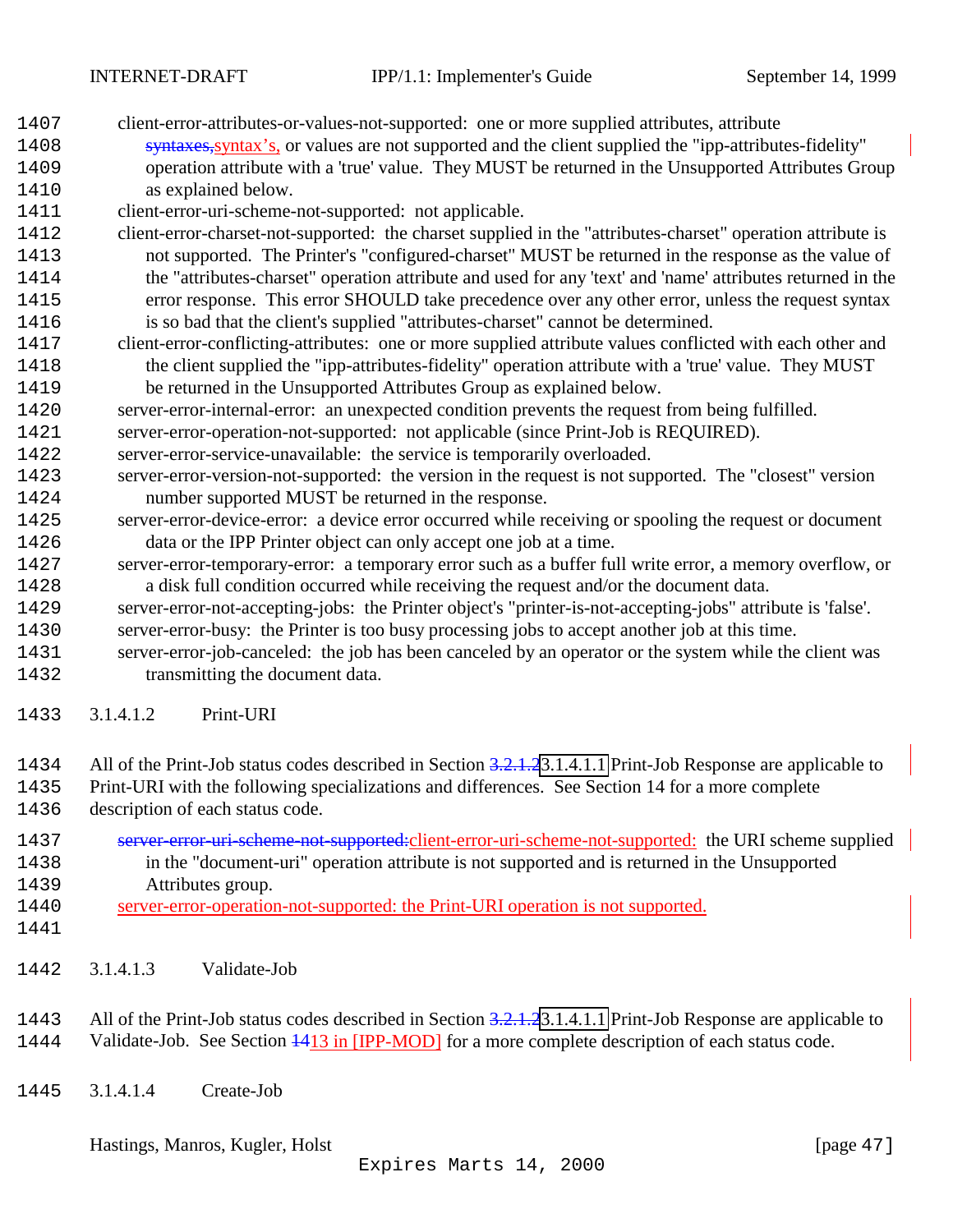client-error-attributes-or-values-not-supported: one or more supplied attributes, attribute ~~syntaxes,~~syntax's, or values are not supported and the client supplied the "ipp-attributes-fidelity" operation attribute with a 'true' value. They MUST be returned in the Unsupported Attributes Group as explained below.

client-error-uri-scheme-not-supported: not applicable.

client-error-charset-not-supported: the charset supplied in the "attributes-charset" operation attribute is not supported. The Printer's "configured-charset" MUST be returned in the response as the value of the "attributes-charset" operation attribute and used for any 'text' and 'name' attributes returned in the error response. This error SHOULD take precedence over any other error, unless the request syntax is so bad that the client's supplied "attributes-charset" cannot be determined.

client-error-conflicting-attributes: one or more supplied attribute values conflicted with each other and the client supplied the "ipp-attributes-fidelity" operation attribute with a 'true' value. They MUST be returned in the Unsupported Attributes Group as explained below.

server-error-internal-error: an unexpected condition prevents the request from being fulfilled.

server-error-operation-not-supported: not applicable (since Print-Job is REQUIRED).

server-error-service-unavailable: the service is temporarily overloaded.

server-error-version-not-supported: the version in the request is not supported. The "closest" version number supported MUST be returned in the response.

server-error-device-error: a device error occurred while receiving or spooling the request or document data or the IPP Printer object can only accept one job at a time.

server-error-temporary-error: a temporary error such as a buffer full write error, a memory overflow, or a disk full condition occurred while receiving the request and/or the document data.

server-error-not-accepting-jobs: the Printer object's "printer-is-not-accepting-jobs" attribute is 'false'.

server-error-busy: the Printer is too busy processing jobs to accept another job at this time.

server-error-job-canceled: the job has been canceled by an operator or the system while the client was transmitting the document data.

#### 3.1.4.1.2 Print-URI

All of the Print-Job status codes described in Section ~~3.2.1.2~~3.1.4.1.1 Print-Job Response are applicable to Print-URI with the following specializations and differences. See Section 14 for a more complete description of each status code.

~~server-error-uri-scheme-not-supported:~~client-error-uri-scheme-not-supported: the URI scheme supplied in the "document-uri" operation attribute is not supported and is returned in the Unsupported Attributes group.

server-error-operation-not-supported: the Print-URI operation is not supported.

#### 3.1.4.1.3 Validate-Job

All of the Print-Job status codes described in Section ~~3.2.1.2~~3.1.4.1.1 Print-Job Response are applicable to Validate-Job. See Section ~~14~~13 in [IPP-MOD] for a more complete description of each status code.

#### 3.1.4.1.4 Create-Job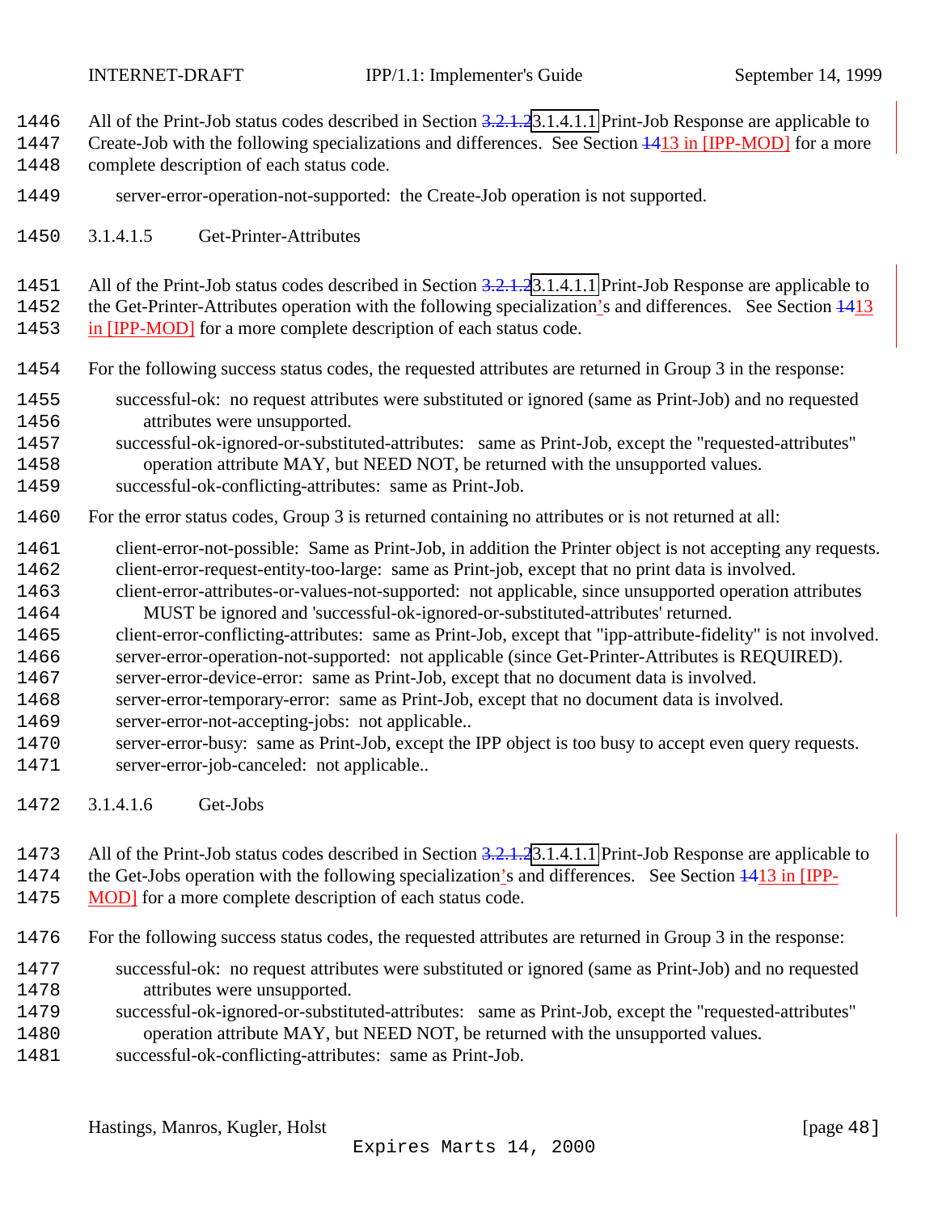All of the Print-Job status codes described in Section 3.2.1.23.1.4.1.1 Print-Job Response are applicable to Create-Job with the following specializations and differences. See Section 1413 in [IPP-MOD] for a more complete description of each status code.

server-error-operation-not-supported: the Create-Job operation is not supported.

#### 3.1.4.1.5 Get-Printer-Attributes

All of the Print-Job status codes described in Section 3.2.1.23.1.4.1.1 Print-Job Response are applicable to the Get-Printer-Attributes operation with the following specialization's and differences. See Section 1413 in [IPP-MOD] for a more complete description of each status code.

For the following success status codes, the requested attributes are returned in Group 3 in the response:

- successful-ok: no request attributes were substituted or ignored (same as Print-Job) and no requested attributes were unsupported.
- successful-ok-ignored-or-substituted-attributes: same as Print-Job, except the "requested-attributes" operation attribute MAY, but NEED NOT, be returned with the unsupported values.
- successful-ok-conflicting-attributes: same as Print-Job.

For the error status codes, Group 3 is returned containing no attributes or is not returned at all:

- client-error-not-possible: Same as Print-Job, in addition the Printer object is not accepting any requests.
- client-error-request-entity-too-large: same as Print-job, except that no print data is involved.
- client-error-attributes-or-values-not-supported: not applicable, since unsupported operation attributes MUST be ignored and 'successful-ok-ignored-or-substituted-attributes' returned.
- client-error-conflicting-attributes: same as Print-Job, except that "ipp-attribute-fidelity" is not involved.
- server-error-operation-not-supported: not applicable (since Get-Printer-Attributes is REQUIRED).
- server-error-device-error: same as Print-Job, except that no document data is involved.
- server-error-temporary-error: same as Print-Job, except that no document data is involved.
- server-error-not-accepting-jobs: not applicable..
- server-error-busy: same as Print-Job, except the IPP object is too busy to accept even query requests.
- server-error-job-canceled: not applicable..

#### 3.1.4.1.6 Get-Jobs

All of the Print-Job status codes described in Section 3.2.1.23.1.4.1.1 Print-Job Response are applicable to the Get-Jobs operation with the following specialization's and differences. See Section 1413 in [IPP-MOD] for a more complete description of each status code.

For the following success status codes, the requested attributes are returned in Group 3 in the response:

- successful-ok: no request attributes were substituted or ignored (same as Print-Job) and no requested attributes were unsupported.
- successful-ok-ignored-or-substituted-attributes: same as Print-Job, except the "requested-attributes" operation attribute MAY, but NEED NOT, be returned with the unsupported values.
- successful-ok-conflicting-attributes: same as Print-Job.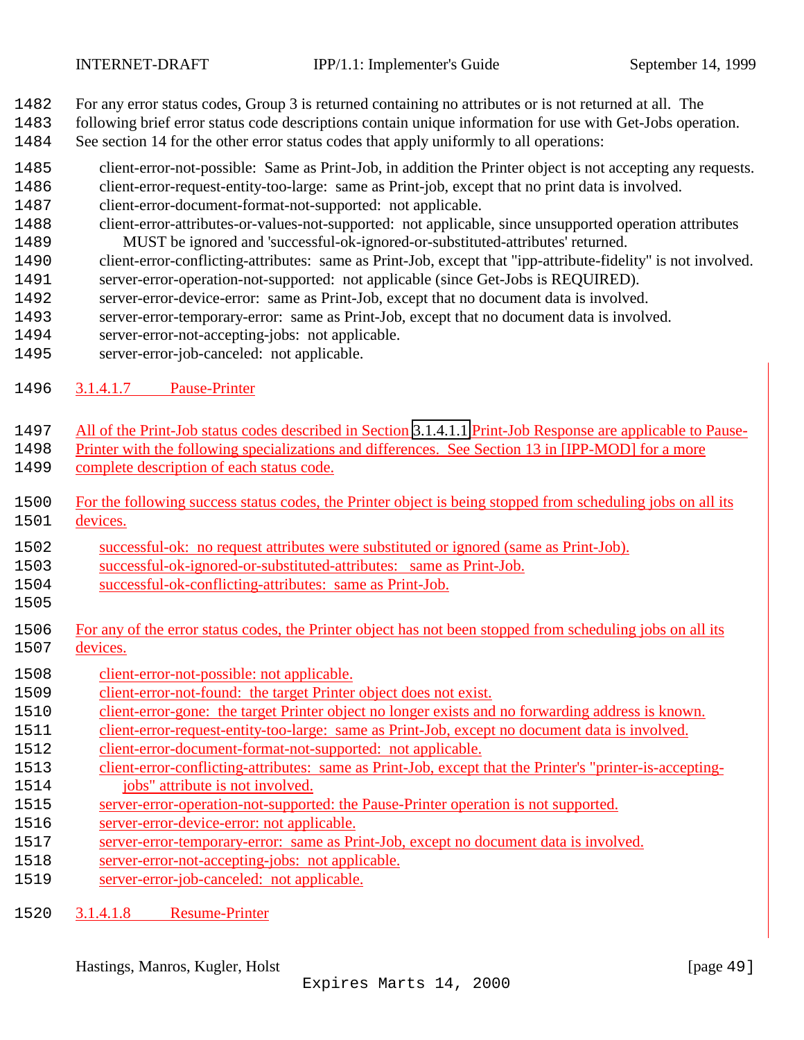For any error status codes, Group 3 is returned containing no attributes or is not returned at all. The following brief error status code descriptions contain unique information for use with Get-Jobs operation. See section 14 for the other error status codes that apply uniformly to all operations:

- client-error-not-possible: Same as Print-Job, in addition the Printer object is not accepting any requests.
- client-error-request-entity-too-large: same as Print-job, except that no print data is involved.
- client-error-document-format-not-supported: not applicable.
- client-error-attributes-or-values-not-supported: not applicable, since unsupported operation attributes MUST be ignored and 'successful-ok-ignored-or-substituted-attributes' returned.
- client-error-conflicting-attributes: same as Print-Job, except that "ipp-attribute-fidelity" is not involved.
- server-error-operation-not-supported: not applicable (since Get-Jobs is REQUIRED).
- server-error-device-error: same as Print-Job, except that no document data is involved.
- server-error-temporary-error: same as Print-Job, except that no document data is involved.
- server-error-not-accepting-jobs: not applicable.
- server-error-job-canceled: not applicable.

#### 3.1.4.1.7 Pause-Printer

All of the Print-Job status codes described in Section 3.1.4.1.1 Print-Job Response are applicable to Pause-Printer with the following specializations and differences. See Section 13 in [IPP-MOD] for a more complete description of each status code.

For the following success status codes, the Printer object is being stopped from scheduling jobs on all its devices.

- successful-ok: no request attributes were substituted or ignored (same as Print-Job).
- successful-ok-ignored-or-substituted-attributes: same as Print-Job.
- successful-ok-conflicting-attributes: same as Print-Job.

For any of the error status codes, the Printer object has not been stopped from scheduling jobs on all its devices.

- client-error-not-possible: not applicable.
- client-error-not-found: the target Printer object does not exist.
- client-error-gone: the target Printer object no longer exists and no forwarding address is known.
- client-error-request-entity-too-large: same as Print-Job, except no document data is involved.
- client-error-document-format-not-supported: not applicable.
- client-error-conflicting-attributes: same as Print-Job, except that the Printer's "printer-is-accepting-jobs" attribute is not involved.
- server-error-operation-not-supported: the Pause-Printer operation is not supported.
- server-error-device-error: not applicable.
- server-error-temporary-error: same as Print-Job, except no document data is involved.
- server-error-not-accepting-jobs: not applicable.
- server-error-job-canceled: not applicable.

#### 3.1.4.1.8 Resume-Printer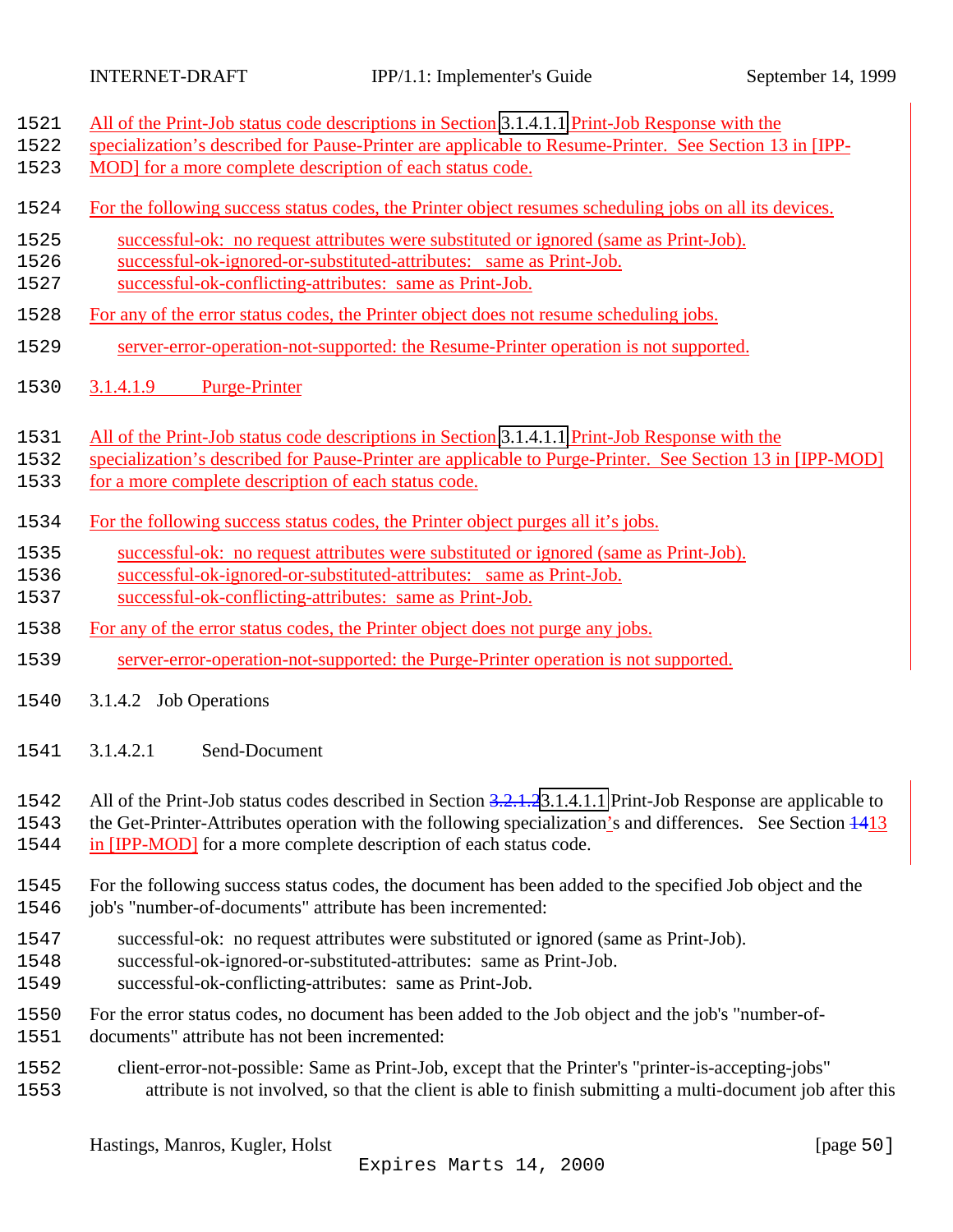All of the Print-Job status code descriptions in Section 3.1.4.1.1 Print-Job Response with the specialization's described for Pause-Printer are applicable to Resume-Printer. See Section 13 in [IPP-MOD] for a more complete description of each status code.

For the following success status codes, the Printer object resumes scheduling jobs on all its devices.

successful-ok: no request attributes were substituted or ignored (same as Print-Job).
successful-ok-ignored-or-substituted-attributes: same as Print-Job.
successful-ok-conflicting-attributes: same as Print-Job.

For any of the error status codes, the Printer object does not resume scheduling jobs.

server-error-operation-not-supported: the Resume-Printer operation is not supported.

##### 3.1.4.1.9 Purge-Printer

All of the Print-Job status code descriptions in Section 3.1.4.1.1 Print-Job Response with the specialization's described for Pause-Printer are applicable to Purge-Printer. See Section 13 in [IPP-MOD] for a more complete description of each status code.

For the following success status codes, the Printer object purges all it's jobs.

successful-ok: no request attributes were substituted or ignored (same as Print-Job).
successful-ok-ignored-or-substituted-attributes: same as Print-Job.
successful-ok-conflicting-attributes: same as Print-Job.

For any of the error status codes, the Printer object does not purge any jobs.

server-error-operation-not-supported: the Purge-Printer operation is not supported.

#### 3.1.4.2 Job Operations

##### 3.1.4.2.1 Send-Document

All of the Print-Job status codes described in Section ~~3.2.1.2~~3.1.4.1.1 Print-Job Response are applicable to the Get-Printer-Attributes operation with the following specialization's and differences. See Section ~~14~~13 in [IPP-MOD] for a more complete description of each status code.

For the following success status codes, the document has been added to the specified Job object and the job's "number-of-documents" attribute has been incremented:

successful-ok: no request attributes were substituted or ignored (same as Print-Job).
successful-ok-ignored-or-substituted-attributes: same as Print-Job.
successful-ok-conflicting-attributes: same as Print-Job.

For the error status codes, no document has been added to the Job object and the job's "number-of-documents" attribute has not been incremented:

client-error-not-possible: Same as Print-Job, except that the Printer's "printer-is-accepting-jobs" attribute is not involved, so that the client is able to finish submitting a multi-document job after this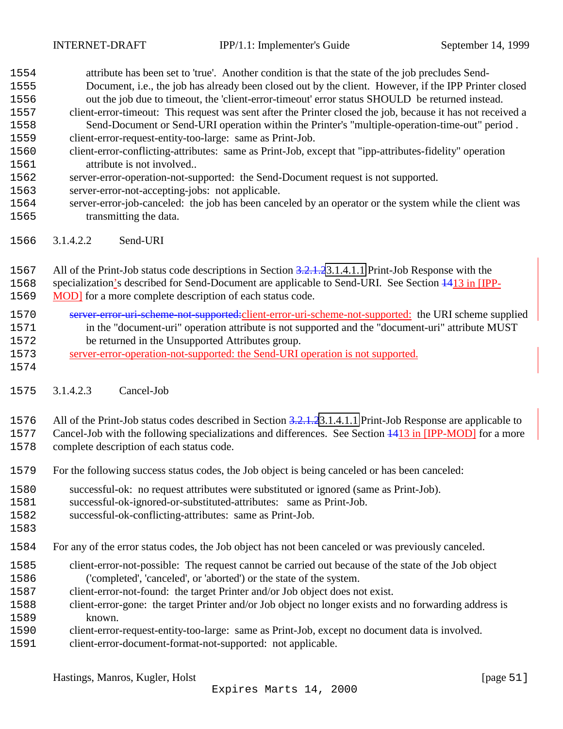attribute has been set to 'true'. Another condition is that the state of the job precludes Send-Document, i.e., the job has already been closed out by the client. However, if the IPP Printer closed out the job due to timeout, the 'client-error-timeout' error status SHOULD be returned instead.

client-error-timeout: This request was sent after the Printer closed the job, because it has not received a Send-Document or Send-URI operation within the Printer's "multiple-operation-time-out" period .

client-error-request-entity-too-large: same as Print-Job.

client-error-conflicting-attributes: same as Print-Job, except that "ipp-attributes-fidelity" operation attribute is not involved..

server-error-operation-not-supported: the Send-Document request is not supported.

server-error-not-accepting-jobs: not applicable.

server-error-job-canceled: the job has been canceled by an operator or the system while the client was transmitting the data.

#### 3.1.4.2.2 Send-URI

All of the Print-Job status code descriptions in Section ~~3.2.1.2~~3.1.4.1.1 Print-Job Response with the specialization's described for Send-Document are applicable to Send-URI. See Section ~~14~~13 in [IPP-MOD] for a more complete description of each status code.

~~server-error-uri-scheme-not-supported:~~client-error-uri-scheme-not-supported: the URI scheme supplied in the "document-uri" operation attribute is not supported and the "document-uri" attribute MUST be returned in the Unsupported Attributes group.

server-error-operation-not-supported: the Send-URI operation is not supported.

#### 3.1.4.2.3 Cancel-Job

All of the Print-Job status codes described in Section ~~3.2.1.2~~3.1.4.1.1 Print-Job Response are applicable to Cancel-Job with the following specializations and differences. See Section ~~14~~13 in [IPP-MOD] for a more complete description of each status code.

For the following success status codes, the Job object is being canceled or has been canceled:

successful-ok: no request attributes were substituted or ignored (same as Print-Job).

successful-ok-ignored-or-substituted-attributes: same as Print-Job.

successful-ok-conflicting-attributes: same as Print-Job.

For any of the error status codes, the Job object has not been canceled or was previously canceled.

client-error-not-possible: The request cannot be carried out because of the state of the Job object ('completed', 'canceled', or 'aborted') or the state of the system.

client-error-not-found: the target Printer and/or Job object does not exist.

client-error-gone: the target Printer and/or Job object no longer exists and no forwarding address is known.

client-error-request-entity-too-large: same as Print-Job, except no document data is involved.

client-error-document-format-not-supported: not applicable.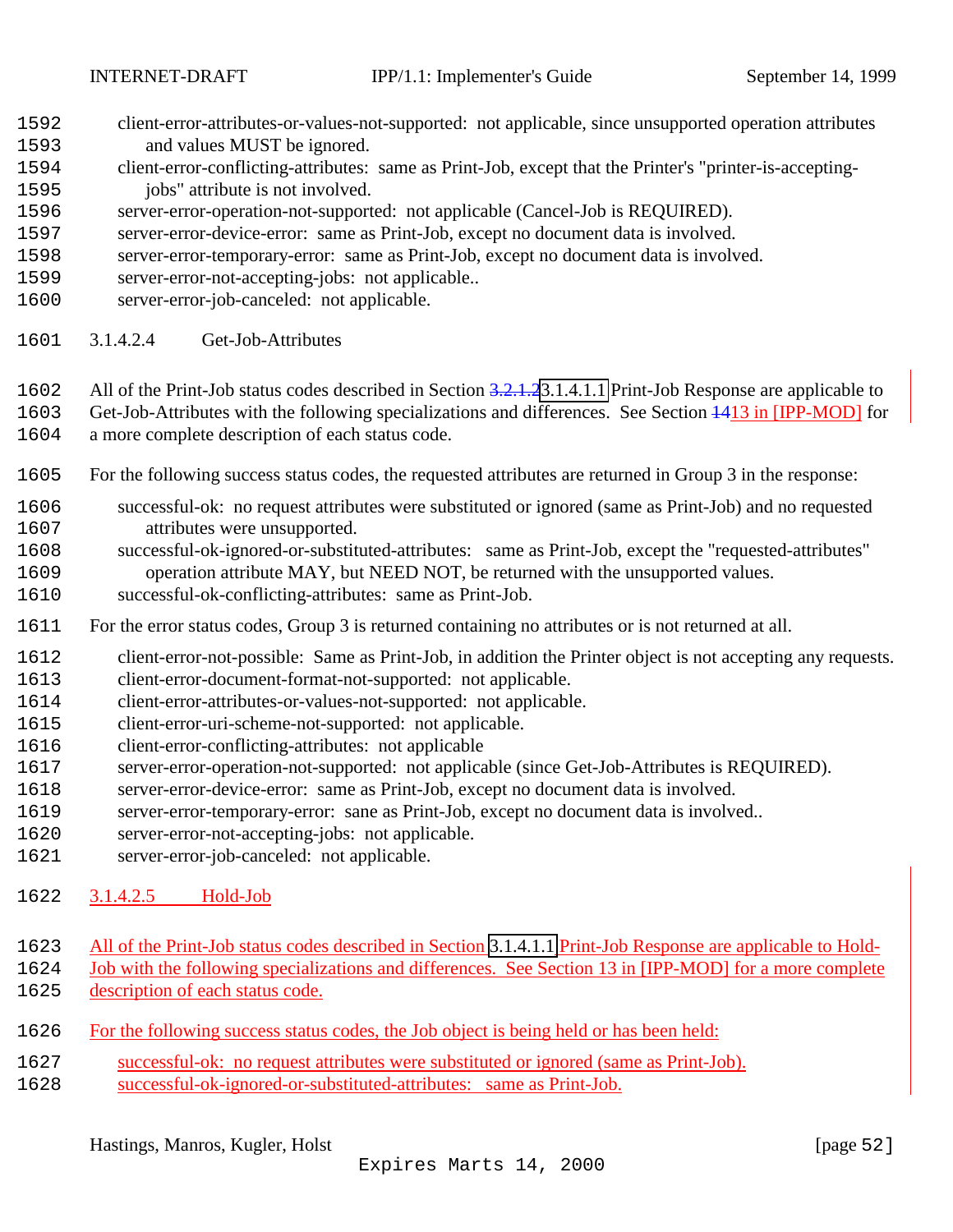client-error-attributes-or-values-not-supported: not applicable, since unsupported operation attributes and values MUST be ignored.
client-error-conflicting-attributes: same as Print-Job, except that the Printer's "printer-is-accepting-jobs" attribute is not involved.
server-error-operation-not-supported: not applicable (Cancel-Job is REQUIRED).
server-error-device-error: same as Print-Job, except no document data is involved.
server-error-temporary-error: same as Print-Job, except no document data is involved.
server-error-not-accepting-jobs: not applicable..
server-error-job-canceled: not applicable.

#### 3.1.4.2.4 Get-Job-Attributes

All of the Print-Job status codes described in Section ~~3.2.1.2~~3.1.4.1.1 Print-Job Response are applicable to Get-Job-Attributes with the following specializations and differences. See Section ~~14~~13 in [IPP-MOD] for a more complete description of each status code.

For the following success status codes, the requested attributes are returned in Group 3 in the response:

successful-ok: no request attributes were substituted or ignored (same as Print-Job) and no requested attributes were unsupported.
successful-ok-ignored-or-substituted-attributes: same as Print-Job, except the "requested-attributes" operation attribute MAY, but NEED NOT, be returned with the unsupported values.
successful-ok-conflicting-attributes: same as Print-Job.

For the error status codes, Group 3 is returned containing no attributes or is not returned at all.

client-error-not-possible: Same as Print-Job, in addition the Printer object is not accepting any requests.
client-error-document-format-not-supported: not applicable.
client-error-attributes-or-values-not-supported: not applicable.
client-error-uri-scheme-not-supported: not applicable.
client-error-conflicting-attributes: not applicable
server-error-operation-not-supported: not applicable (since Get-Job-Attributes is REQUIRED).
server-error-device-error: same as Print-Job, except no document data is involved.
server-error-temporary-error: sane as Print-Job, except no document data is involved..
server-error-not-accepting-jobs: not applicable.
server-error-job-canceled: not applicable.

#### 3.1.4.2.5 Hold-Job

All of the Print-Job status codes described in Section 3.1.4.1.1 Print-Job Response are applicable to Hold-Job with the following specializations and differences. See Section 13 in [IPP-MOD] for a more complete description of each status code.

For the following success status codes, the Job object is being held or has been held:

successful-ok: no request attributes were substituted or ignored (same as Print-Job).
successful-ok-ignored-or-substituted-attributes: same as Print-Job.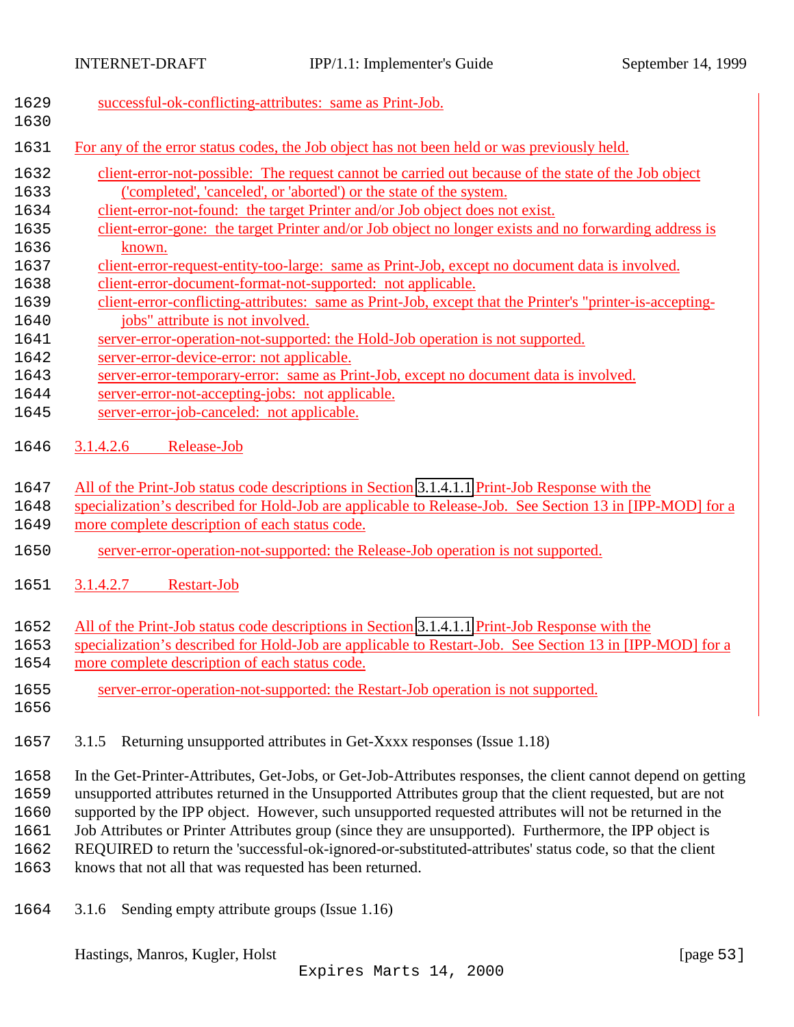successful-ok-conflicting-attributes: same as Print-Job.

For any of the error status codes, the Job object has not been held or was previously held.

- client-error-not-possible: The request cannot be carried out because of the state of the Job object ('completed', 'canceled', or 'aborted') or the state of the system.
- client-error-not-found: the target Printer and/or Job object does not exist.
- client-error-gone: the target Printer and/or Job object no longer exists and no forwarding address is known.
- client-error-request-entity-too-large: same as Print-Job, except no document data is involved.
- client-error-document-format-not-supported: not applicable.
- client-error-conflicting-attributes: same as Print-Job, except that the Printer's "printer-is-accepting-jobs" attribute is not involved.
- server-error-operation-not-supported: the Hold-Job operation is not supported.
- server-error-device-error: not applicable.
- server-error-temporary-error: same as Print-Job, except no document data is involved.
- server-error-not-accepting-jobs: not applicable.
- server-error-job-canceled: not applicable.

##### 3.1.4.2.6 Release-Job

All of the Print-Job status code descriptions in Section 3.1.4.1.1 Print-Job Response with the specialization's described for Hold-Job are applicable to Release-Job. See Section 13 in [IPP-MOD] for a more complete description of each status code.

- server-error-operation-not-supported: the Release-Job operation is not supported.

##### 3.1.4.2.7 Restart-Job

All of the Print-Job status code descriptions in Section 3.1.4.1.1 Print-Job Response with the specialization's described for Hold-Job are applicable to Restart-Job. See Section 13 in [IPP-MOD] for a more complete description of each status code.

- server-error-operation-not-supported: the Restart-Job operation is not supported.

### 3.1.5 Returning unsupported attributes in Get-Xxxx responses (Issue 1.18)

In the Get-Printer-Attributes, Get-Jobs, or Get-Job-Attributes responses, the client cannot depend on getting unsupported attributes returned in the Unsupported Attributes group that the client requested, but are not supported by the IPP object. However, such unsupported requested attributes will not be returned in the Job Attributes or Printer Attributes group (since they are unsupported). Furthermore, the IPP object is REQUIRED to return the 'successful-ok-ignored-or-substituted-attributes' status code, so that the client knows that not all that was requested has been returned.

### 3.1.6 Sending empty attribute groups (Issue 1.16)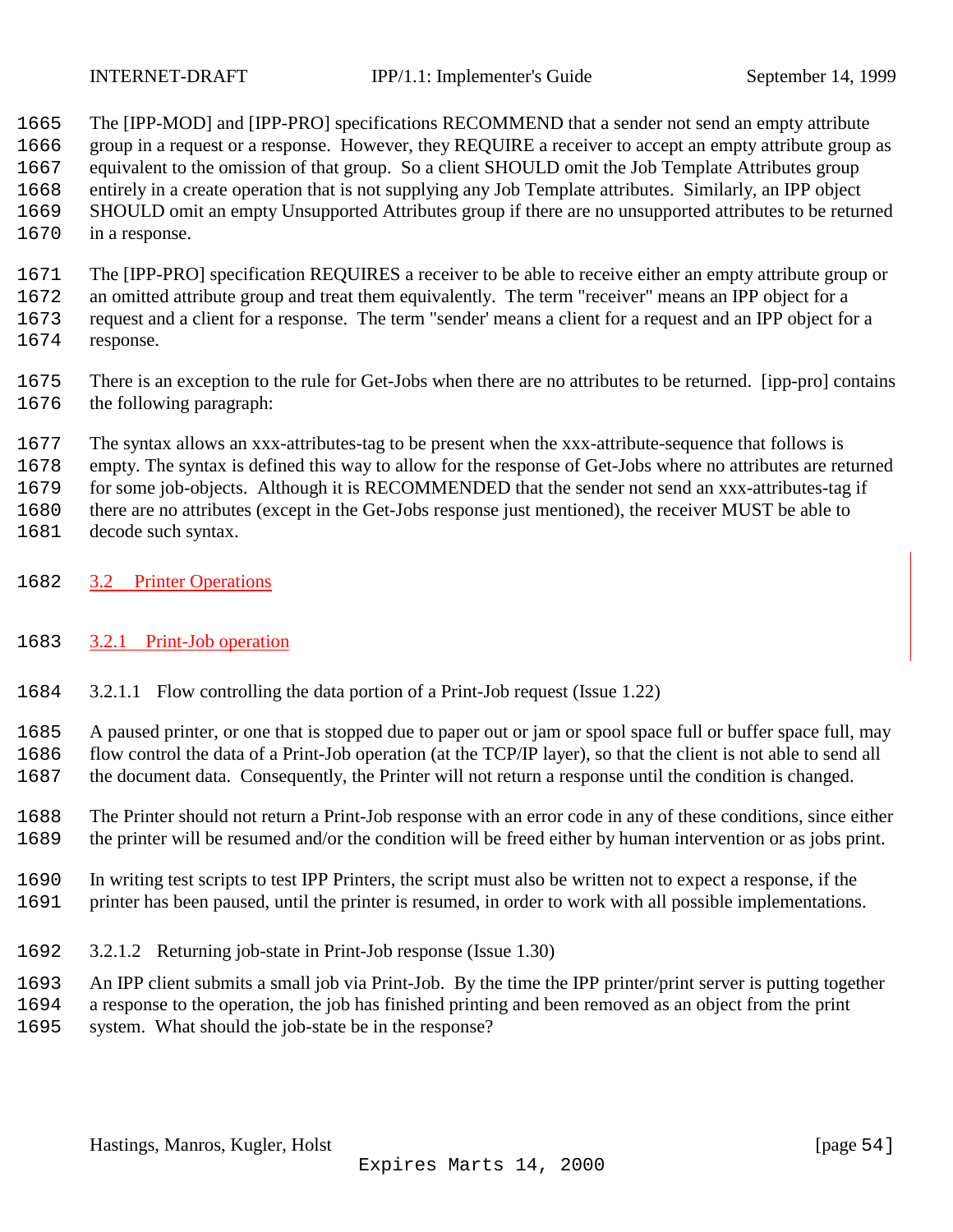The [IPP-MOD] and [IPP-PRO] specifications RECOMMEND that a sender not send an empty attribute group in a request or a response. However, they REQUIRE a receiver to accept an empty attribute group as equivalent to the omission of that group. So a client SHOULD omit the Job Template Attributes group entirely in a create operation that is not supplying any Job Template attributes. Similarly, an IPP object SHOULD omit an empty Unsupported Attributes group if there are no unsupported attributes to be returned in a response.

The [IPP-PRO] specification REQUIRES a receiver to be able to receive either an empty attribute group or an omitted attribute group and treat them equivalently. The term "receiver" means an IPP object for a request and a client for a response. The term "sender' means a client for a request and an IPP object for a response.

There is an exception to the rule for Get-Jobs when there are no attributes to be returned. [ipp-pro] contains the following paragraph:

The syntax allows an xxx-attributes-tag to be present when the xxx-attribute-sequence that follows is empty. The syntax is defined this way to allow for the response of Get-Jobs where no attributes are returned for some job-objects. Although it is RECOMMENDED that the sender not send an xxx-attributes-tag if there are no attributes (except in the Get-Jobs response just mentioned), the receiver MUST be able to decode such syntax.

## 3.2 Printer Operations

### 3.2.1 Print-Job operation

#### 3.2.1.1 Flow controlling the data portion of a Print-Job request (Issue 1.22)

A paused printer, or one that is stopped due to paper out or jam or spool space full or buffer space full, may flow control the data of a Print-Job operation (at the TCP/IP layer), so that the client is not able to send all the document data. Consequently, the Printer will not return a response until the condition is changed.

The Printer should not return a Print-Job response with an error code in any of these conditions, since either the printer will be resumed and/or the condition will be freed either by human intervention or as jobs print.

In writing test scripts to test IPP Printers, the script must also be written not to expect a response, if the printer has been paused, until the printer is resumed, in order to work with all possible implementations.

#### 3.2.1.2 Returning job-state in Print-Job response (Issue 1.30)

An IPP client submits a small job via Print-Job. By the time the IPP printer/print server is putting together a response to the operation, the job has finished printing and been removed as an object from the print system. What should the job-state be in the response?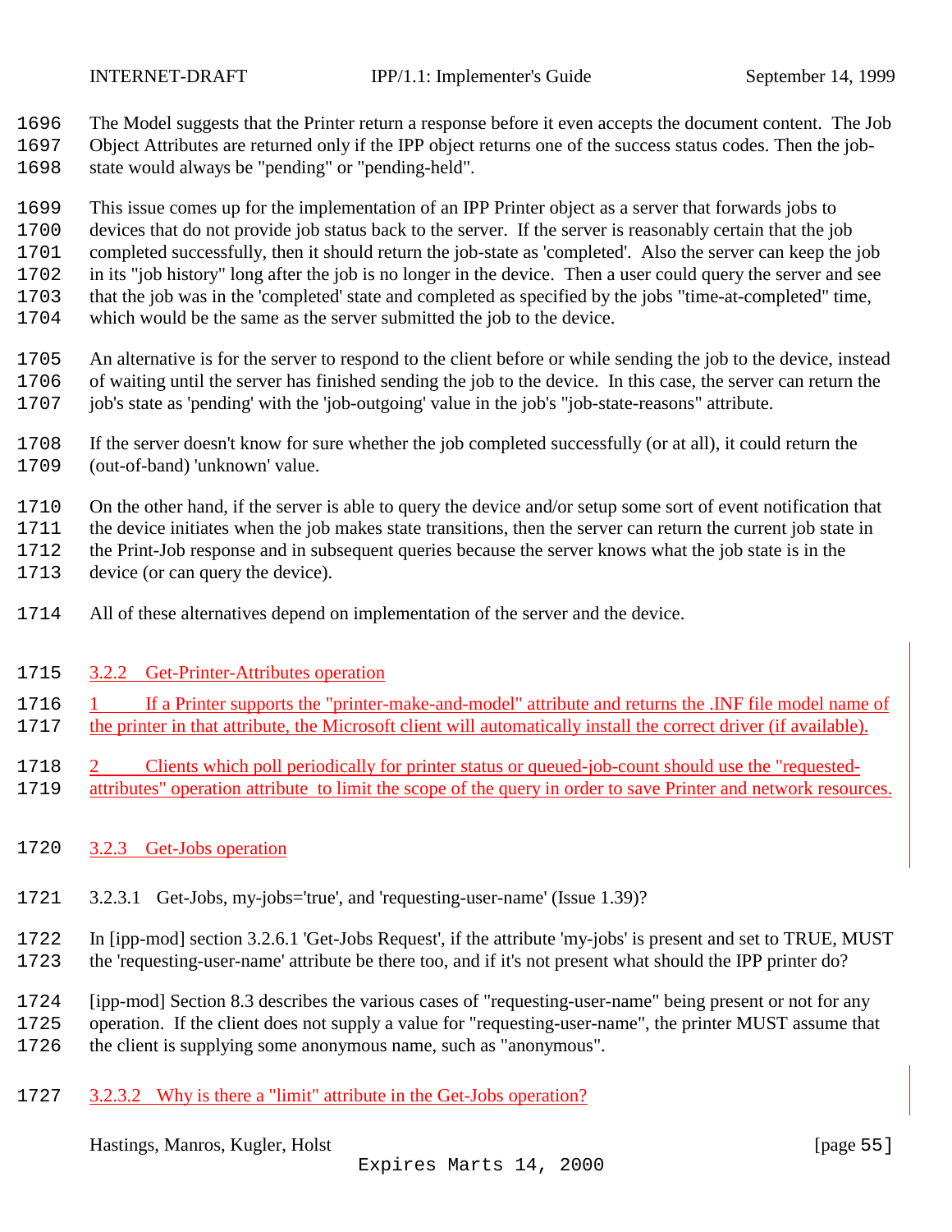The Model suggests that the Printer return a response before it even accepts the document content. The Job Object Attributes are returned only if the IPP object returns one of the success status codes. Then the job-state would always be "pending" or "pending-held".

This issue comes up for the implementation of an IPP Printer object as a server that forwards jobs to devices that do not provide job status back to the server. If the server is reasonably certain that the job completed successfully, then it should return the job-state as 'completed'. Also the server can keep the job in its "job history" long after the job is no longer in the device. Then a user could query the server and see that the job was in the 'completed' state and completed as specified by the jobs "time-at-completed" time, which would be the same as the server submitted the job to the device.

An alternative is for the server to respond to the client before or while sending the job to the device, instead of waiting until the server has finished sending the job to the device. In this case, the server can return the job's state as 'pending' with the 'job-outgoing' value in the job's "job-state-reasons" attribute.

If the server doesn't know for sure whether the job completed successfully (or at all), it could return the (out-of-band) 'unknown' value.

On the other hand, if the server is able to query the device and/or setup some sort of event notification that the device initiates when the job makes state transitions, then the server can return the current job state in the Print-Job response and in subsequent queries because the server knows what the job state is in the device (or can query the device).

All of these alternatives depend on implementation of the server and the device.

### 3.2.2 Get-Printer-Attributes operation

1. If a Printer supports the "printer-make-and-model" attribute and returns the .INF file model name of the printer in that attribute, the Microsoft client will automatically install the correct driver (if available).

2. Clients which poll periodically for printer status or queued-job-count should use the "requested-attributes" operation attribute to limit the scope of the query in order to save Printer and network resources.

### 3.2.3 Get-Jobs operation

#### 3.2.3.1 Get-Jobs, my-jobs='true', and 'requesting-user-name' (Issue 1.39)?

In [ipp-mod] section 3.2.6.1 'Get-Jobs Request', if the attribute 'my-jobs' is present and set to TRUE, MUST the 'requesting-user-name' attribute be there too, and if it's not present what should the IPP printer do?

[ipp-mod] Section 8.3 describes the various cases of "requesting-user-name" being present or not for any operation. If the client does not supply a value for "requesting-user-name", the printer MUST assume that the client is supplying some anonymous name, such as "anonymous".

#### 3.2.3.2 Why is there a "limit" attribute in the Get-Jobs operation?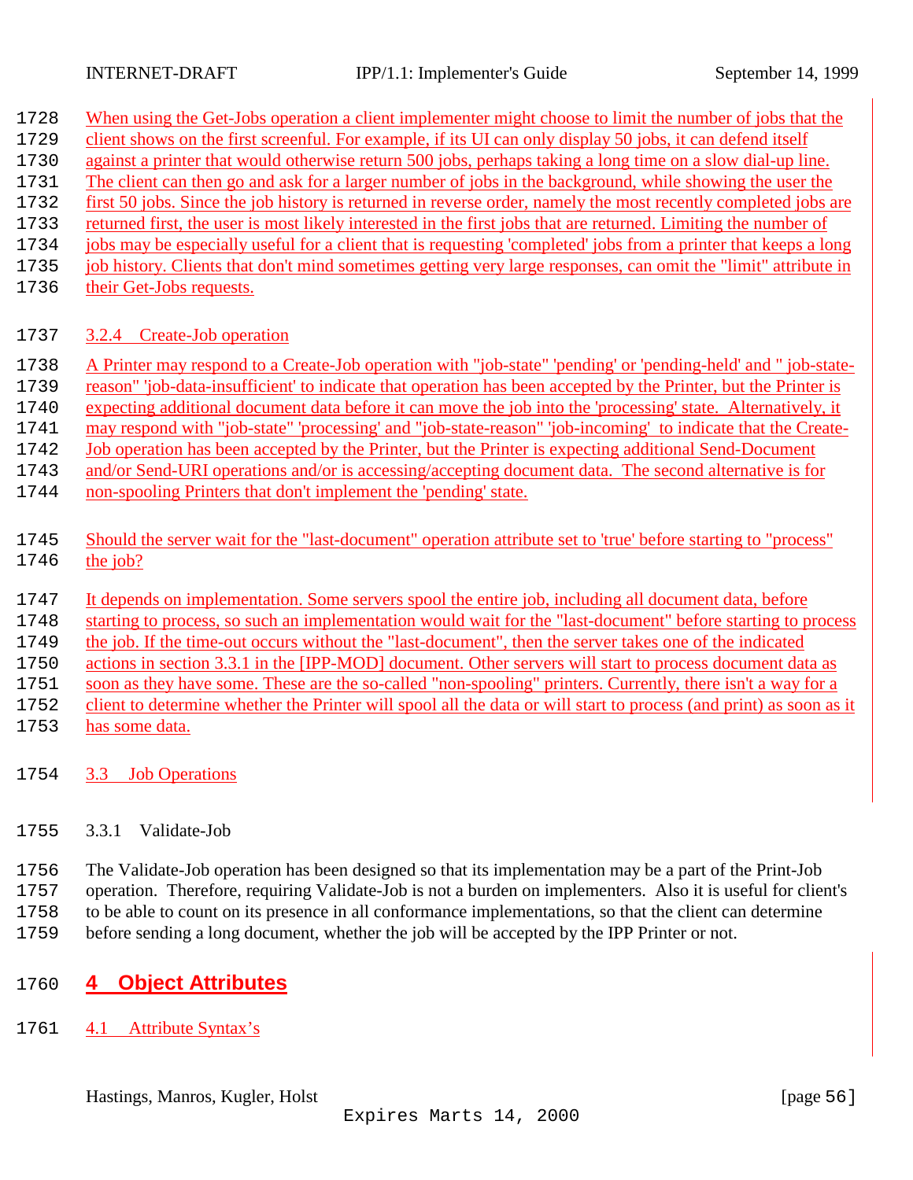When using the Get-Jobs operation a client implementer might choose to limit the number of jobs that the client shows on the first screenful. For example, if its UI can only display 50 jobs, it can defend itself against a printer that would otherwise return 500 jobs, perhaps taking a long time on a slow dial-up line. The client can then go and ask for a larger number of jobs in the background, while showing the user the first 50 jobs. Since the job history is returned in reverse order, namely the most recently completed jobs are returned first, the user is most likely interested in the first jobs that are returned. Limiting the number of jobs may be especially useful for a client that is requesting 'completed' jobs from a printer that keeps a long job history. Clients that don't mind sometimes getting very large responses, can omit the "limit" attribute in their Get-Jobs requests.

### 3.2.4 Create-Job operation

A Printer may respond to a Create-Job operation with "job-state" 'pending' or 'pending-held' and " job-state-reason" 'job-data-insufficient' to indicate that operation has been accepted by the Printer, but the Printer is expecting additional document data before it can move the job into the 'processing' state. Alternatively, it may respond with "job-state" 'processing' and "job-state-reason" 'job-incoming' to indicate that the Create-Job operation has been accepted by the Printer, but the Printer is expecting additional Send-Document and/or Send-URI operations and/or is accessing/accepting document data. The second alternative is for non-spooling Printers that don't implement the 'pending' state.

Should the server wait for the "last-document" operation attribute set to 'true' before starting to "process" the job?

It depends on implementation. Some servers spool the entire job, including all document data, before starting to process, so such an implementation would wait for the "last-document" before starting to process the job. If the time-out occurs without the "last-document", then the server takes one of the indicated actions in section 3.3.1 in the [IPP-MOD] document. Other servers will start to process document data as soon as they have some. These are the so-called "non-spooling" printers. Currently, there isn't a way for a client to determine whether the Printer will spool all the data or will start to process (and print) as soon as it has some data.

## 3.3 Job Operations

### 3.3.1 Validate-Job

The Validate-Job operation has been designed so that its implementation may be a part of the Print-Job operation. Therefore, requiring Validate-Job is not a burden on implementers. Also it is useful for client's to be able to count on its presence in all conformance implementations, so that the client can determine before sending a long document, whether the job will be accepted by the IPP Printer or not.

# 4 Object Attributes

## 4.1 Attribute Syntax's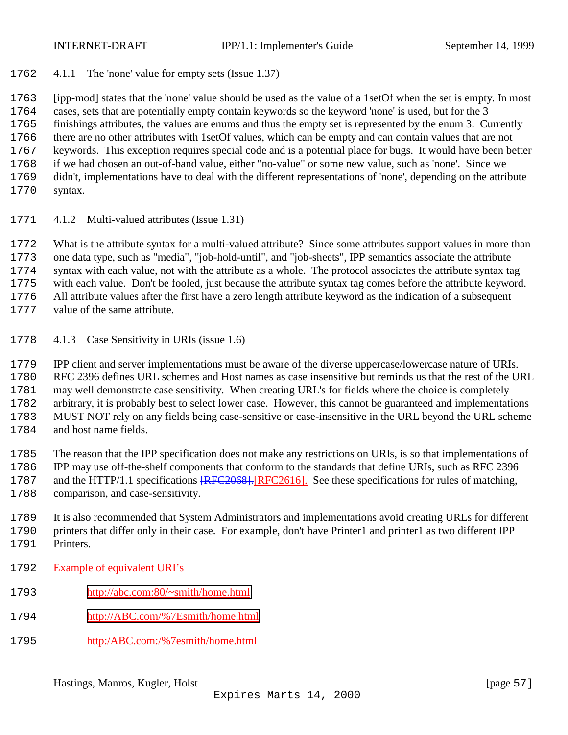#### 4.1.1 The 'none' value for empty sets (Issue 1.37)

[ipp-mod] states that the 'none' value should be used as the value of a 1setOf when the set is empty. In most cases, sets that are potentially empty contain keywords so the keyword 'none' is used, but for the 3 finishings attributes, the values are enums and thus the empty set is represented by the enum 3. Currently there are no other attributes with 1setOf values, which can be empty and can contain values that are not keywords. This exception requires special code and is a potential place for bugs. It would have been better if we had chosen an out-of-band value, either "no-value" or some new value, such as 'none'. Since we didn't, implementations have to deal with the different representations of 'none', depending on the attribute syntax.

#### 4.1.2 Multi-valued attributes (Issue 1.31)

What is the attribute syntax for a multi-valued attribute? Since some attributes support values in more than one data type, such as "media", "job-hold-until", and "job-sheets", IPP semantics associate the attribute syntax with each value, not with the attribute as a whole. The protocol associates the attribute syntax tag with each value. Don't be fooled, just because the attribute syntax tag comes before the attribute keyword. All attribute values after the first have a zero length attribute keyword as the indication of a subsequent value of the same attribute.

#### 4.1.3 Case Sensitivity in URIs (issue 1.6)

IPP client and server implementations must be aware of the diverse uppercase/lowercase nature of URIs. RFC 2396 defines URL schemes and Host names as case insensitive but reminds us that the rest of the URL may well demonstrate case sensitivity. When creating URL's for fields where the choice is completely arbitrary, it is probably best to select lower case. However, this cannot be guaranteed and implementations MUST NOT rely on any fields being case-sensitive or case-insensitive in the URL beyond the URL scheme and host name fields.

The reason that the IPP specification does not make any restrictions on URIs, is so that implementations of IPP may use off-the-shelf components that conform to the standards that define URIs, such as RFC 2396 and the HTTP/1.1 specifications ~~[RFC2068].~~[RFC2616]. See these specifications for rules of matching, comparison, and case-sensitivity.

It is also recommended that System Administrators and implementations avoid creating URLs for different printers that differ only in their case. For example, don't have Printer1 and printer1 as two different IPP Printers.

Example of equivalent URI's

http://abc.com:80/~smith/home.html

http://ABC.com/%7Esmith/home.html

http:/ABC.com:/%7esmith/home.html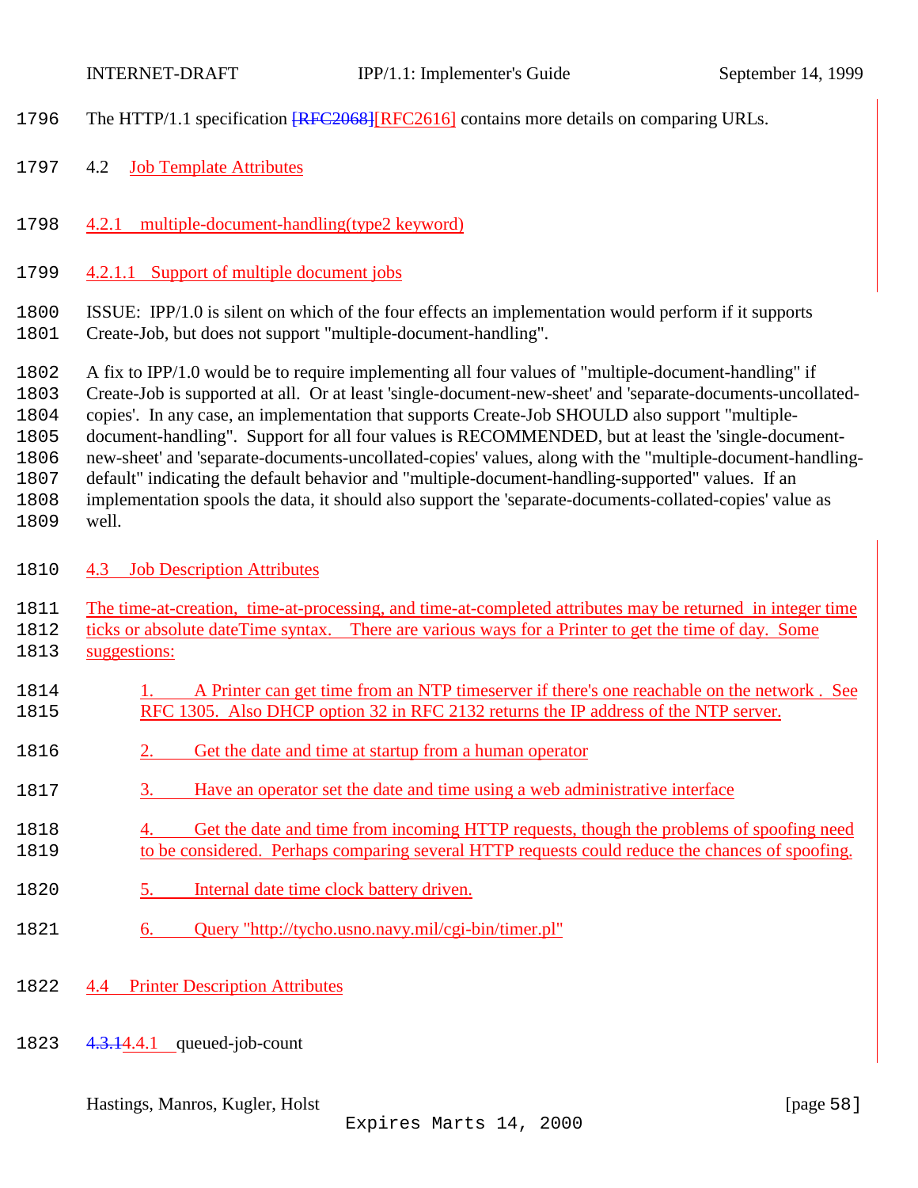The HTTP/1.1 specification [RFC2068][RFC2616] contains more details on comparing URLs.

## 4.2 Job Template Attributes

### 4.2.1 multiple-document-handling(type2 keyword)

#### 4.2.1.1 Support of multiple document jobs

ISSUE: IPP/1.0 is silent on which of the four effects an implementation would perform if it supports Create-Job, but does not support "multiple-document-handling".

A fix to IPP/1.0 would be to require implementing all four values of "multiple-document-handling" if Create-Job is supported at all. Or at least 'single-document-new-sheet' and 'separate-documents-uncollated-copies'. In any case, an implementation that supports Create-Job SHOULD also support "multiple-document-handling". Support for all four values is RECOMMENDED, but at least the 'single-document-new-sheet' and 'separate-documents-uncollated-copies' values, along with the "multiple-document-handling-default" indicating the default behavior and "multiple-document-handling-supported" values. If an implementation spools the data, it should also support the 'separate-documents-collated-copies' value as well.

## 4.3 Job Description Attributes

The time-at-creation, time-at-processing, and time-at-completed attributes may be returned in integer time ticks or absolute dateTime syntax. There are various ways for a Printer to get the time of day. Some suggestions:

1. A Printer can get time from an NTP timeserver if there's one reachable on the network . See RFC 1305. Also DHCP option 32 in RFC 2132 returns the IP address of the NTP server.

2. Get the date and time at startup from a human operator

3. Have an operator set the date and time using a web administrative interface

4. Get the date and time from incoming HTTP requests, though the problems of spoofing need to be considered. Perhaps comparing several HTTP requests could reduce the chances of spoofing.

5. Internal date time clock battery driven.

6. Query "http://tycho.usno.navy.mil/cgi-bin/timer.pl"

## 4.4 Printer Description Attributes

### 4.3.14.4.1 queued-job-count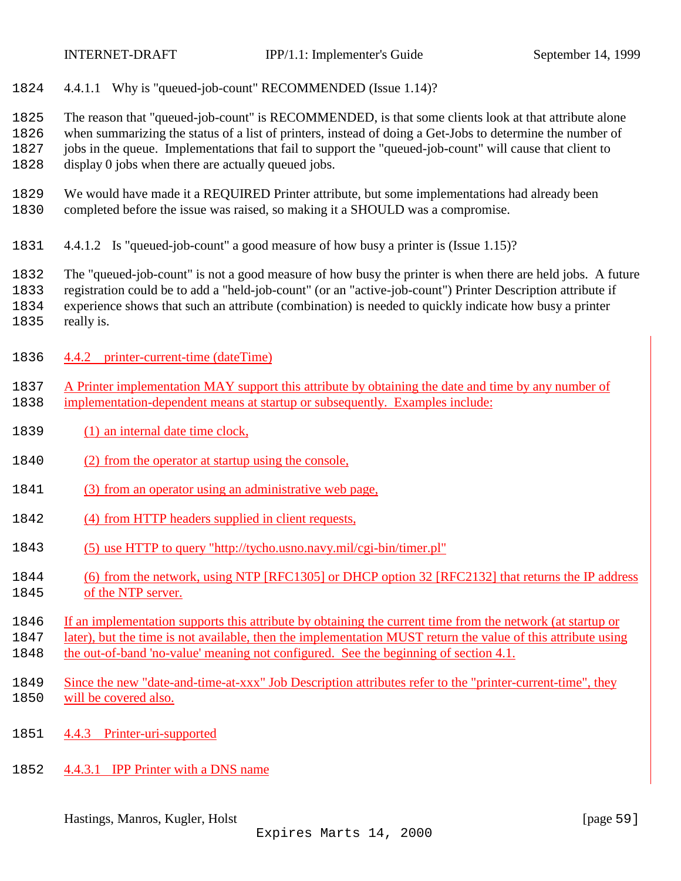#### 4.4.1.1 Why is "queued-job-count" RECOMMENDED (Issue 1.14)?

The reason that "queued-job-count" is RECOMMENDED, is that some clients look at that attribute alone when summarizing the status of a list of printers, instead of doing a Get-Jobs to determine the number of jobs in the queue. Implementations that fail to support the "queued-job-count" will cause that client to display 0 jobs when there are actually queued jobs.

We would have made it a REQUIRED Printer attribute, but some implementations had already been completed before the issue was raised, so making it a SHOULD was a compromise.

#### 4.4.1.2 Is "queued-job-count" a good measure of how busy a printer is (Issue 1.15)?

The "queued-job-count" is not a good measure of how busy the printer is when there are held jobs. A future registration could be to add a "held-job-count" (or an "active-job-count") Printer Description attribute if experience shows that such an attribute (combination) is needed to quickly indicate how busy a printer really is.

### 4.4.2 printer-current-time (dateTime)

A Printer implementation MAY support this attribute by obtaining the date and time by any number of implementation-dependent means at startup or subsequently. Examples include:

(1) an internal date time clock,

(2) from the operator at startup using the console,

(3) from an operator using an administrative web page,

(4) from HTTP headers supplied in client requests,

(5) use HTTP to query "http://tycho.usno.navy.mil/cgi-bin/timer.pl"

(6) from the network, using NTP [RFC1305] or DHCP option 32 [RFC2132] that returns the IP address of the NTP server.

If an implementation supports this attribute by obtaining the current time from the network (at startup or later), but the time is not available, then the implementation MUST return the value of this attribute using the out-of-band 'no-value' meaning not configured. See the beginning of section 4.1.

Since the new "date-and-time-at-xxx" Job Description attributes refer to the "printer-current-time", they will be covered also.

### 4.4.3 Printer-uri-supported

#### 4.4.3.1 IPP Printer with a DNS name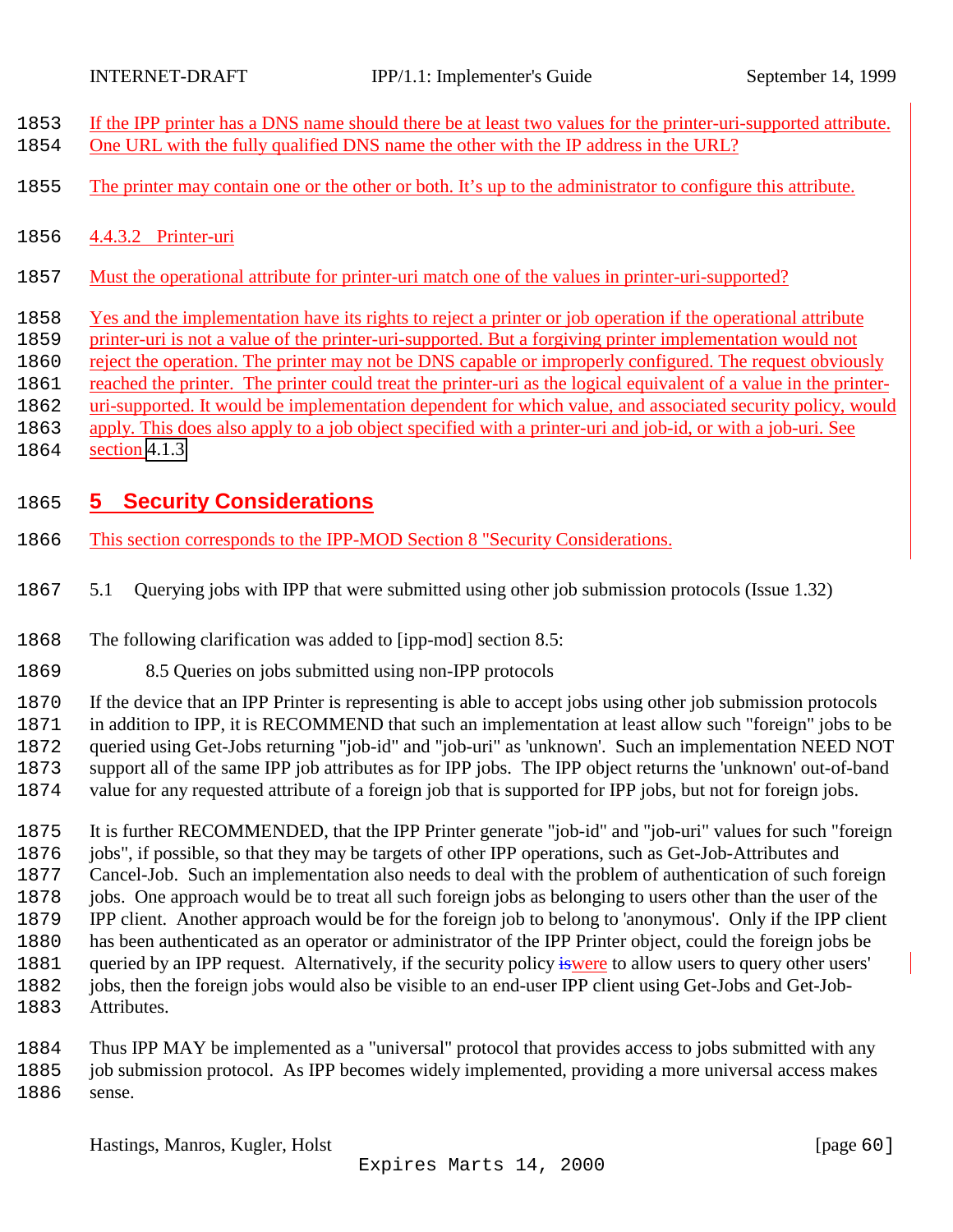If the IPP printer has a DNS name should there be at least two values for the printer-uri-supported attribute. One URL with the fully qualified DNS name the other with the IP address in the URL?

The printer may contain one or the other or both. It's up to the administrator to configure this attribute.

#### 4.4.3.2 Printer-uri

Must the operational attribute for printer-uri match one of the values in printer-uri-supported?

Yes and the implementation have its rights to reject a printer or job operation if the operational attribute printer-uri is not a value of the printer-uri-supported. But a forgiving printer implementation would not reject the operation. The printer may not be DNS capable or improperly configured. The request obviously reached the printer. The printer could treat the printer-uri as the logical equivalent of a value in the printer-uri-supported. It would be implementation dependent for which value, and associated security policy, would apply. This does also apply to a job object specified with a printer-uri and job-id, or with a job-uri. See section 4.1.3

# 5 Security Considerations

This section corresponds to the IPP-MOD Section 8 "Security Considerations.

## 5.1 Querying jobs with IPP that were submitted using other job submission protocols (Issue 1.32)

The following clarification was added to [ipp-mod] section 8.5:

8.5 Queries on jobs submitted using non-IPP protocols

If the device that an IPP Printer is representing is able to accept jobs using other job submission protocols in addition to IPP, it is RECOMMEND that such an implementation at least allow such "foreign" jobs to be queried using Get-Jobs returning "job-id" and "job-uri" as 'unknown'. Such an implementation NEED NOT support all of the same IPP job attributes as for IPP jobs. The IPP object returns the 'unknown' out-of-band value for any requested attribute of a foreign job that is supported for IPP jobs, but not for foreign jobs.

It is further RECOMMENDED, that the IPP Printer generate "job-id" and "job-uri" values for such "foreign jobs", if possible, so that they may be targets of other IPP operations, such as Get-Job-Attributes and Cancel-Job. Such an implementation also needs to deal with the problem of authentication of such foreign jobs. One approach would be to treat all such foreign jobs as belonging to users other than the user of the IPP client. Another approach would be for the foreign job to belong to 'anonymous'. Only if the IPP client has been authenticated as an operator or administrator of the IPP Printer object, could the foreign jobs be queried by an IPP request. Alternatively, if the security policy ~~is~~were to allow users to query other users' jobs, then the foreign jobs would also be visible to an end-user IPP client using Get-Jobs and Get-Job-Attributes.

Thus IPP MAY be implemented as a "universal" protocol that provides access to jobs submitted with any job submission protocol. As IPP becomes widely implemented, providing a more universal access makes sense.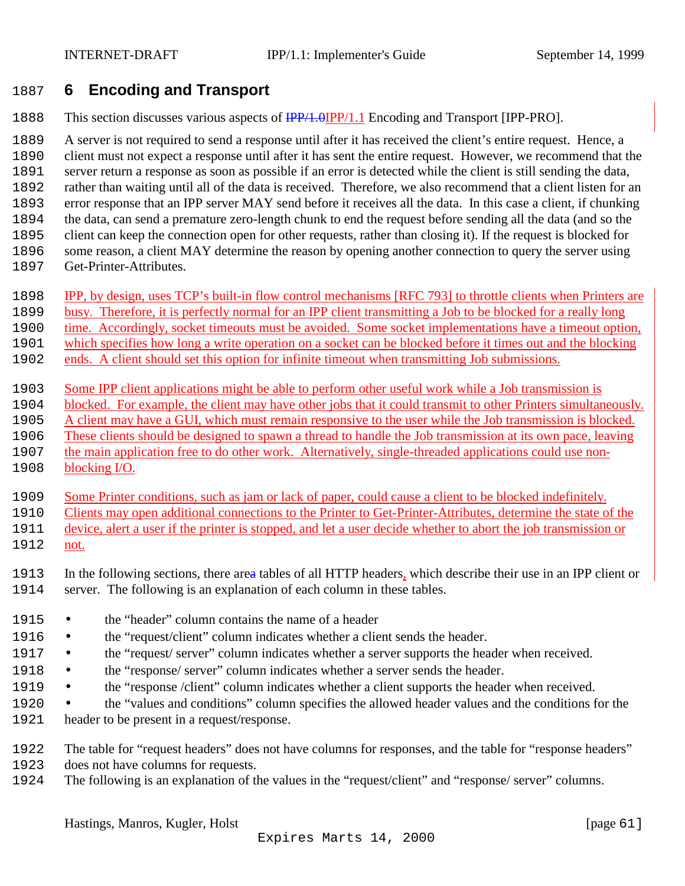# 6 Encoding and Transport

This section discusses various aspects of ~~IPP/1.0~~IPP/1.1 Encoding and Transport [IPP-PRO].

A server is not required to send a response until after it has received the client's entire request. Hence, a client must not expect a response until after it has sent the entire request. However, we recommend that the server return a response as soon as possible if an error is detected while the client is still sending the data, rather than waiting until all of the data is received. Therefore, we also recommend that a client listen for an error response that an IPP server MAY send before it receives all the data. In this case a client, if chunking the data, can send a premature zero-length chunk to end the request before sending all the data (and so the client can keep the connection open for other requests, rather than closing it). If the request is blocked for some reason, a client MAY determine the reason by opening another connection to query the server using Get-Printer-Attributes.

IPP, by design, uses TCP's built-in flow control mechanisms [RFC 793] to throttle clients when Printers are busy. Therefore, it is perfectly normal for an IPP client transmitting a Job to be blocked for a really long time. Accordingly, socket timeouts must be avoided. Some socket implementations have a timeout option, which specifies how long a write operation on a socket can be blocked before it times out and the blocking ends. A client should set this option for infinite timeout when transmitting Job submissions.

Some IPP client applications might be able to perform other useful work while a Job transmission is blocked. For example, the client may have other jobs that it could transmit to other Printers simultaneously. A client may have a GUI, which must remain responsive to the user while the Job transmission is blocked. These clients should be designed to spawn a thread to handle the Job transmission at its own pace, leaving the main application free to do other work. Alternatively, single-threaded applications could use non-blocking I/O.

Some Printer conditions, such as jam or lack of paper, could cause a client to be blocked indefinitely. Clients may open additional connections to the Printer to Get-Printer-Attributes, determine the state of the device, alert a user if the printer is stopped, and let a user decide whether to abort the job transmission or not.

In the following sections, there are~~a~~ tables of all HTTP headers, which describe their use in an IPP client or server. The following is an explanation of each column in these tables.

- the "header" column contains the name of a header
- the "request/client" column indicates whether a client sends the header.
- the "request/ server" column indicates whether a server supports the header when received.
- the "response/ server" column indicates whether a server sends the header.
- the "response /client" column indicates whether a client supports the header when received.
- the "values and conditions" column specifies the allowed header values and the conditions for the header to be present in a request/response.

The table for "request headers" does not have columns for responses, and the table for "response headers" does not have columns for requests.
The following is an explanation of the values in the "request/client" and "response/ server" columns.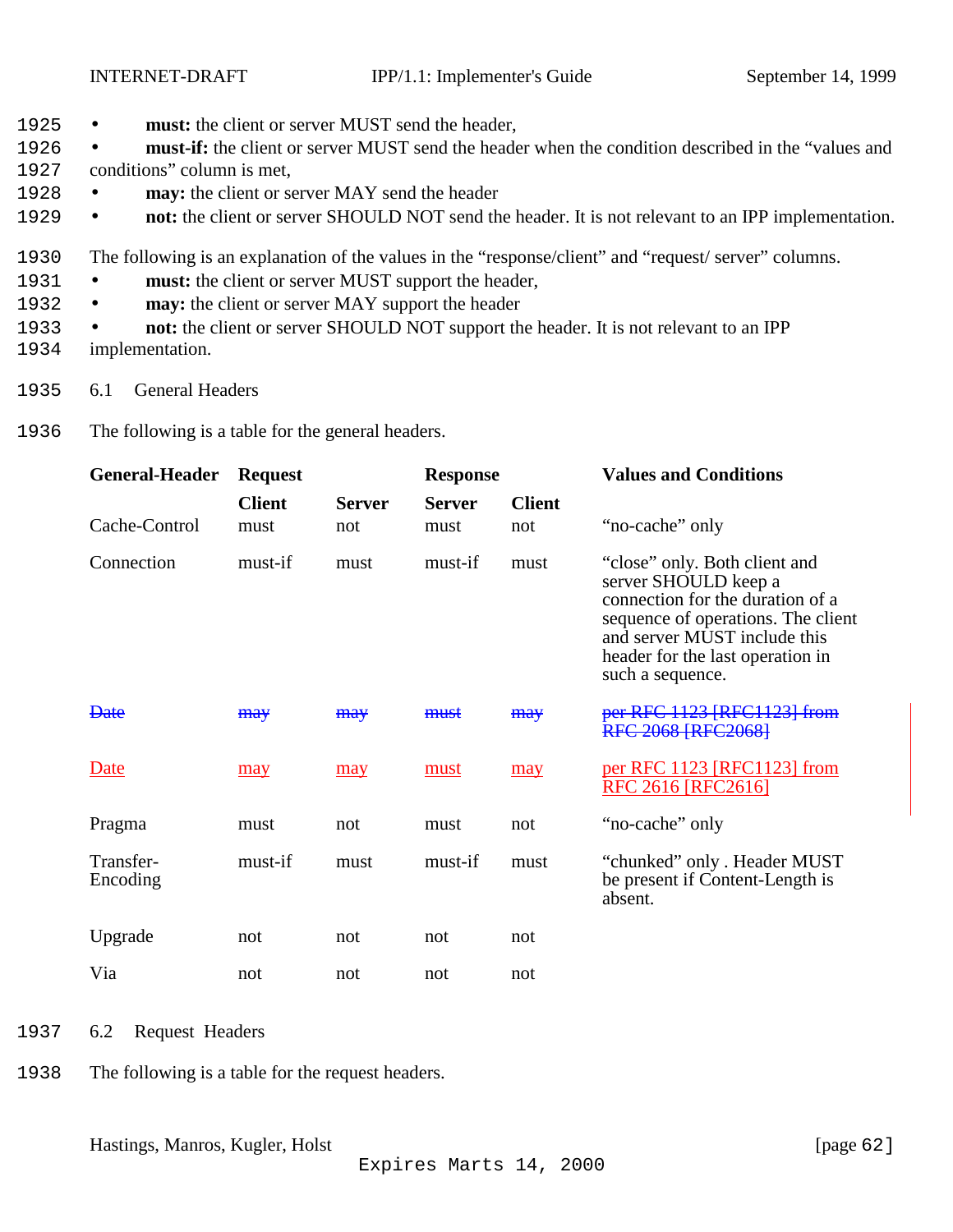- **must:** the client or server MUST send the header,
- **must-if:** the client or server MUST send the header when the condition described in the "values and conditions" column is met,
- **may:** the client or server MAY send the header
- **not:** the client or server SHOULD NOT send the header. It is not relevant to an IPP implementation.

The following is an explanation of the values in the "response/client" and "request/ server" columns.

- **must:** the client or server MUST support the header,
- **may:** the client or server MAY support the header
- **not:** the client or server SHOULD NOT support the header. It is not relevant to an IPP implementation.

## 6.1 General Headers

The following is a table for the general headers.

| General-Header | Request | | Response | | Values and Conditions |
|---|---|---|---|---|---|
| | **Client** | **Server** | **Server** | **Client** | |
| Cache-Control | must | not | must | not | "no-cache" only |
| Connection | must-if | must | must-if | must | "close" only. Both client and server SHOULD keep a connection for the duration of a sequence of operations. The client and server MUST include this header for the last operation in such a sequence. |
| ~~Date~~ | ~~may~~ | ~~may~~ | ~~must~~ | ~~may~~ | ~~per RFC 1123 [RFC1123] from RFC 2068 [RFC2068]~~ |
| Date | may | may | must | may | per RFC 1123 [RFC1123] from RFC 2616 [RFC2616] |
| Pragma | must | not | must | not | "no-cache" only |
| Transfer-Encoding | must-if | must | must-if | must | "chunked" only . Header MUST be present if Content-Length is absent. |
| Upgrade | not | not | not | not | |
| Via | not | not | not | not | |

## 6.2 Request Headers

The following is a table for the request headers.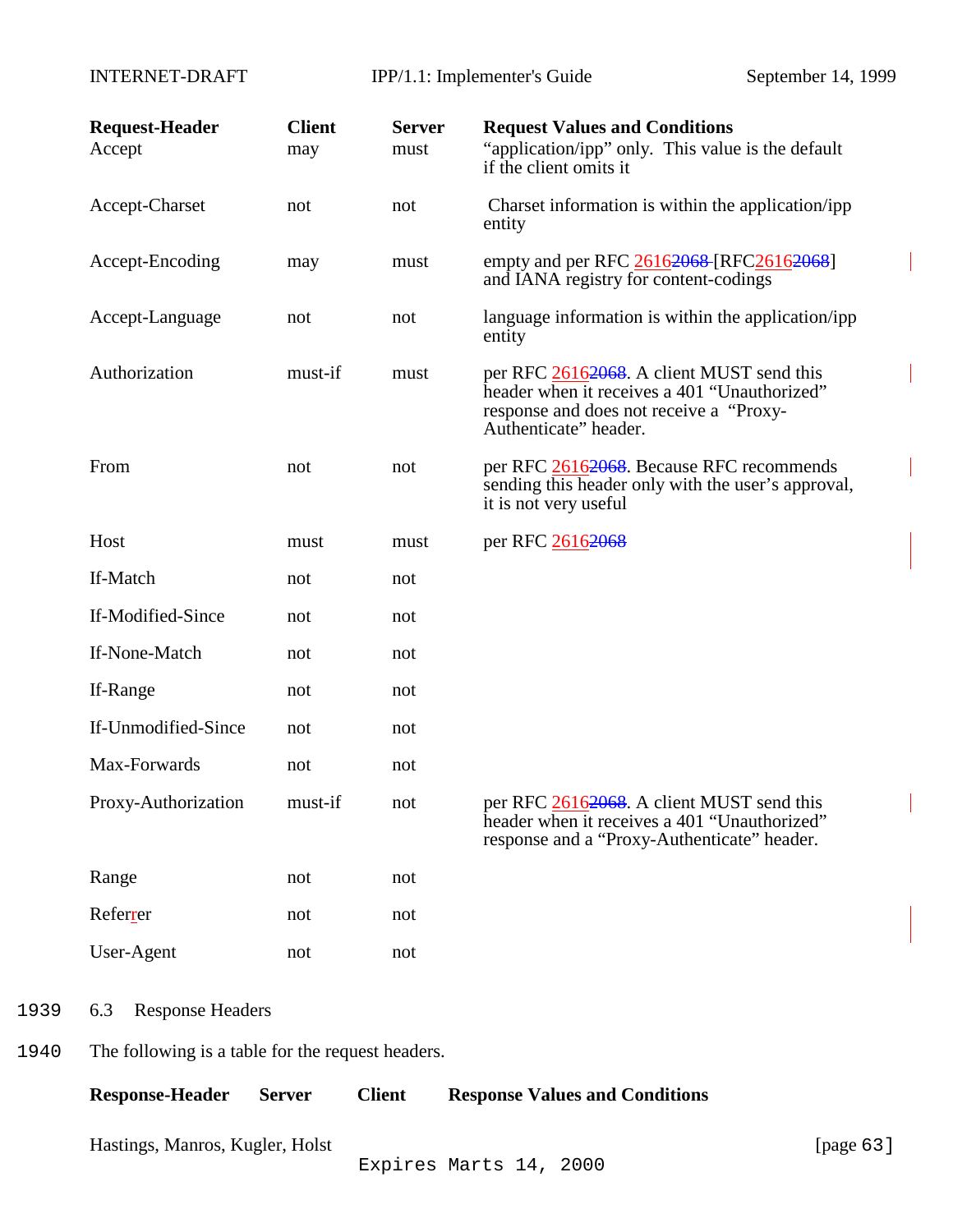| Request-Header | Client | Server | Request Values and Conditions |
|---|---|---|---|
| Accept | may | must | "application/ipp" only. This value is the default if the client omits it |
| Accept-Charset | not | not | Charset information is within the application/ipp entity |
| Accept-Encoding | may | must | empty and per RFC 26162068 [RFC26162068] and IANA registry for content-codings |
| Accept-Language | not | not | language information is within the application/ipp entity |
| Authorization | must-if | must | per RFC 26162068. A client MUST send this header when it receives a 401 "Unauthorized" response and does not receive a "Proxy-Authenticate" header. |
| From | not | not | per RFC 26162068. Because RFC recommends sending this header only with the user's approval, it is not very useful |
| Host | must | must | per RFC 26162068 |
| If-Match | not | not | |
| If-Modified-Since | not | not | |
| If-None-Match | not | not | |
| If-Range | not | not | |
| If-Unmodified-Since | not | not | |
| Max-Forwards | not | not | |
| Proxy-Authorization | must-if | not | per RFC 26162068. A client MUST send this header when it receives a 401 "Unauthorized" response and a "Proxy-Authenticate" header. |
| Range | not | not | |
| Referrer | not | not | |
| User-Agent | not | not | |

1939 6.3 Response Headers

1940 The following is a table for the request headers.

| Response-Header | Server | Client | Response Values and Conditions |
|---|---|---|---|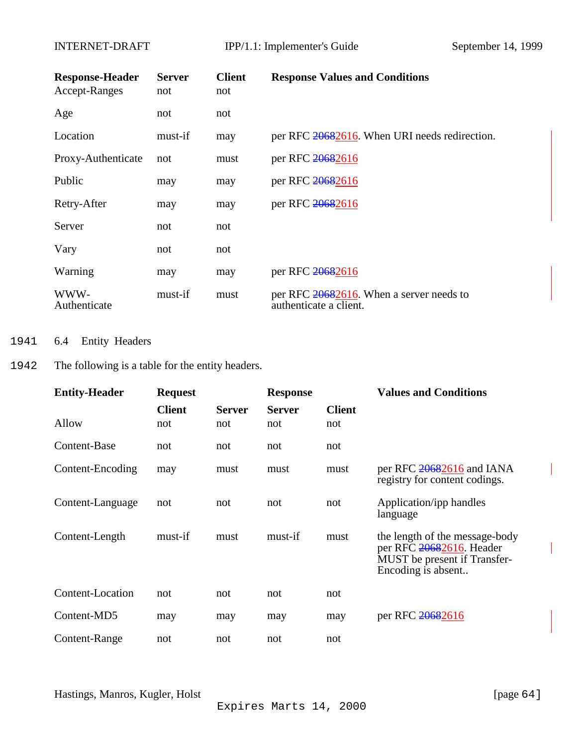| Response-Header | Server | Client | Response Values and Conditions |
|---|---|---|---|
| Accept-Ranges | not | not | |
| Age | not | not | |
| Location | must-if | may | per RFC ~~2068~~2616. When URI needs redirection. |
| Proxy-Authenticate | not | must | per RFC ~~2068~~2616 |
| Public | may | may | per RFC ~~2068~~2616 |
| Retry-After | may | may | per RFC ~~2068~~2616 |
| Server | not | not | |
| Vary | not | not | |
| Warning | may | may | per RFC ~~2068~~2616 |
| WWW-Authenticate | must-if | must | per RFC ~~2068~~2616. When a server needs to authenticate a client. |

1941 6.4 Entity Headers

1942 The following is a table for the entity headers.

| Entity-Header | Request | | Response | | Values and Conditions |
|---|---|---|---|---|---|
| | Client | Server | Server | Client | |
| Allow | not | not | not | not | |
| Content-Base | not | not | not | not | |
| Content-Encoding | may | must | must | must | per RFC ~~2068~~2616 and IANA registry for content codings. |
| Content-Language | not | not | not | not | Application/ipp handles language |
| Content-Length | must-if | must | must-if | must | the length of the message-body per RFC ~~2068~~2616. Header MUST be present if Transfer-Encoding is absent.. |
| Content-Location | not | not | not | not | |
| Content-MD5 | may | may | may | may | per RFC ~~2068~~2616 |
| Content-Range | not | not | not | not | |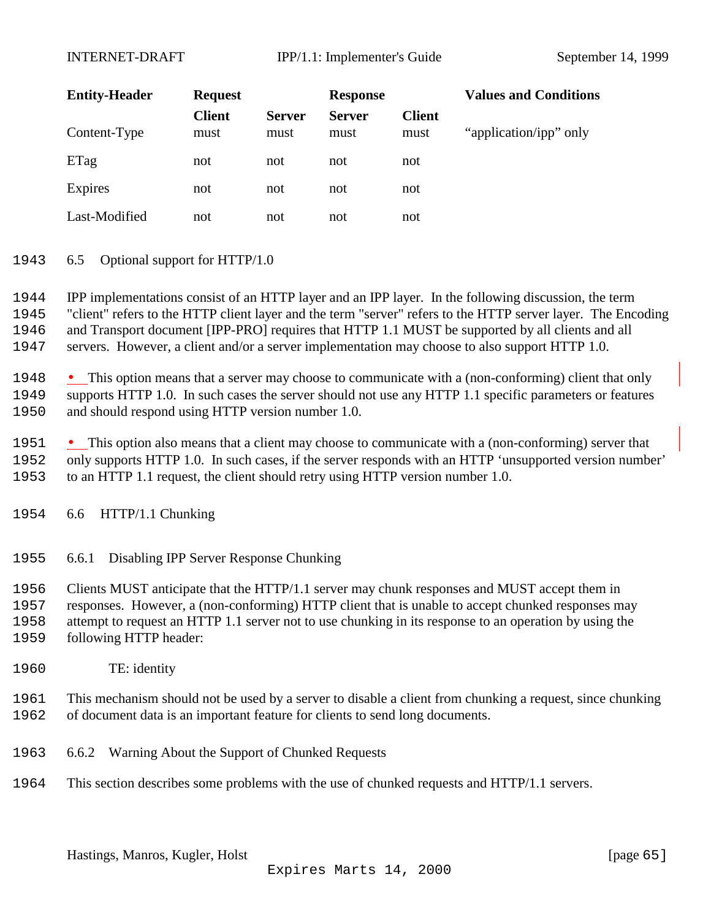| Entity-Header | Request | | Response | | Values and Conditions |
|---|---|---|---|---|---|
| | Client | Server | Server | Client | |
| Content-Type | must | must | must | must | "application/ipp" only |
| ETag | not | not | not | not | |
| Expires | not | not | not | not | |
| Last-Modified | not | not | not | not | |

## 6.5 Optional support for HTTP/1.0

IPP implementations consist of an HTTP layer and an IPP layer. In the following discussion, the term "client" refers to the HTTP client layer and the term "server" refers to the HTTP server layer. The Encoding and Transport document [IPP-PRO] requires that HTTP 1.1 MUST be supported by all clients and all servers. However, a client and/or a server implementation may choose to also support HTTP 1.0.

- This option means that a server may choose to communicate with a (non-conforming) client that only supports HTTP 1.0. In such cases the server should not use any HTTP 1.1 specific parameters or features and should respond using HTTP version number 1.0.

- This option also means that a client may choose to communicate with a (non-conforming) server that only supports HTTP 1.0. In such cases, if the server responds with an HTTP 'unsupported version number' to an HTTP 1.1 request, the client should retry using HTTP version number 1.0.

## 6.6 HTTP/1.1 Chunking

### 6.6.1 Disabling IPP Server Response Chunking

Clients MUST anticipate that the HTTP/1.1 server may chunk responses and MUST accept them in responses. However, a (non-conforming) HTTP client that is unable to accept chunked responses may attempt to request an HTTP 1.1 server not to use chunking in its response to an operation by using the following HTTP header:

```
TE: identity
```

This mechanism should not be used by a server to disable a client from chunking a request, since chunking of document data is an important feature for clients to send long documents.

### 6.6.2 Warning About the Support of Chunked Requests

This section describes some problems with the use of chunked requests and HTTP/1.1 servers.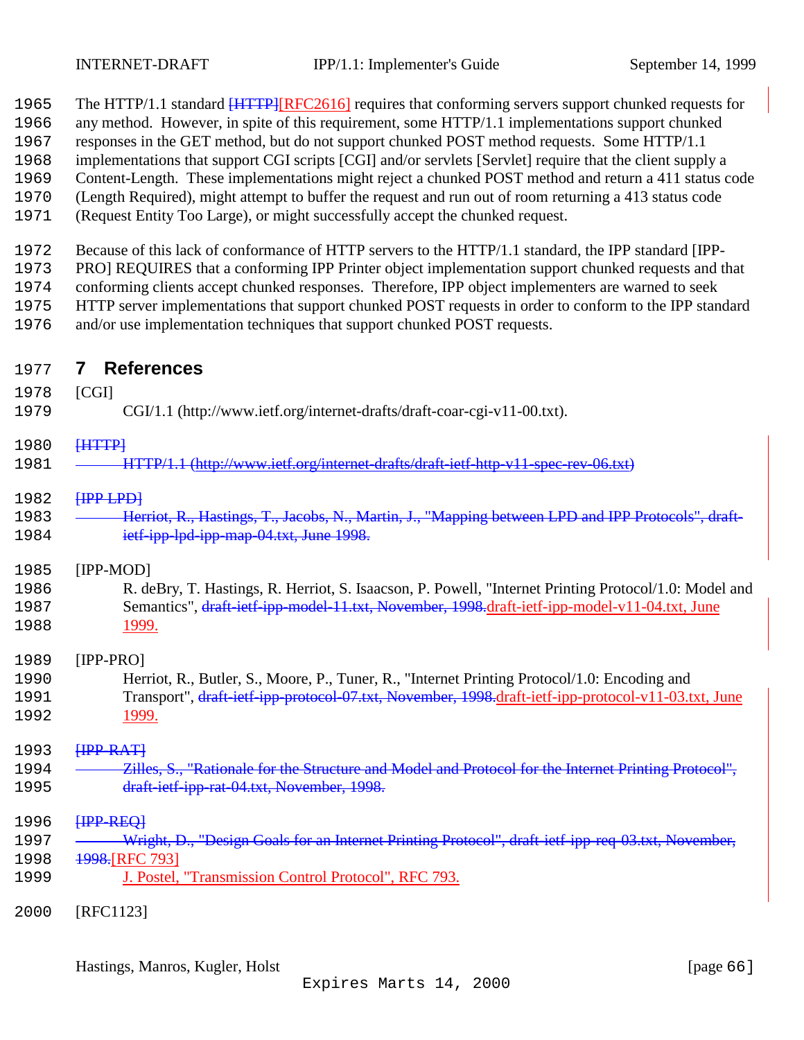The HTTP/1.1 standard ~~[HTTP]~~[RFC2616] requires that conforming servers support chunked requests for any method. However, in spite of this requirement, some HTTP/1.1 implementations support chunked responses in the GET method, but do not support chunked POST method requests. Some HTTP/1.1 implementations that support CGI scripts [CGI] and/or servlets [Servlet] require that the client supply a Content-Length. These implementations might reject a chunked POST method and return a 411 status code (Length Required), might attempt to buffer the request and run out of room returning a 413 status code (Request Entity Too Large), or might successfully accept the chunked request.

Because of this lack of conformance of HTTP servers to the HTTP/1.1 standard, the IPP standard [IPP-PRO] REQUIRES that a conforming IPP Printer object implementation support chunked requests and that conforming clients accept chunked responses. Therefore, IPP object implementers are warned to seek HTTP server implementations that support chunked POST requests in order to conform to the IPP standard and/or use implementation techniques that support chunked POST requests.

# 7 References

[CGI]

CGI/1.1 (http://www.ietf.org/internet-drafts/draft-coar-cgi-v11-00.txt).

~~[HTTP]~~

~~HTTP/1.1 (http://www.ietf.org/internet-drafts/draft-ietf-http-v11-spec-rev-06.txt)~~

~~[IPP-LPD]~~

~~Herriot, R., Hastings, T., Jacobs, N., Martin, J., "Mapping between LPD and IPP Protocols", draft-ietf-ipp-lpd-ipp-map-04.txt, June 1998.~~

[IPP-MOD]

R. deBry, T. Hastings, R. Herriot, S. Isaacson, P. Powell, "Internet Printing Protocol/1.0: Model and Semantics", ~~draft-ietf-ipp-model-11.txt, November, 1998.~~draft-ietf-ipp-model-v11-04.txt, June 1999.

[IPP-PRO]

Herriot, R., Butler, S., Moore, P., Tuner, R., "Internet Printing Protocol/1.0: Encoding and Transport", ~~draft-ietf-ipp-protocol-07.txt, November, 1998.~~draft-ietf-ipp-protocol-v11-03.txt, June 1999.

~~[IPP-RAT]~~

~~Zilles, S., "Rationale for the Structure and Model and Protocol for the Internet Printing Protocol", draft-ietf-ipp-rat-04.txt, November, 1998.~~

~~[IPP-REQ]~~

~~Wright, D., "Design Goals for an Internet Printing Protocol", draft-ietf-ipp-req-03.txt, November, 1998.~~[RFC 793]

J. Postel, "Transmission Control Protocol", RFC 793.

[RFC1123]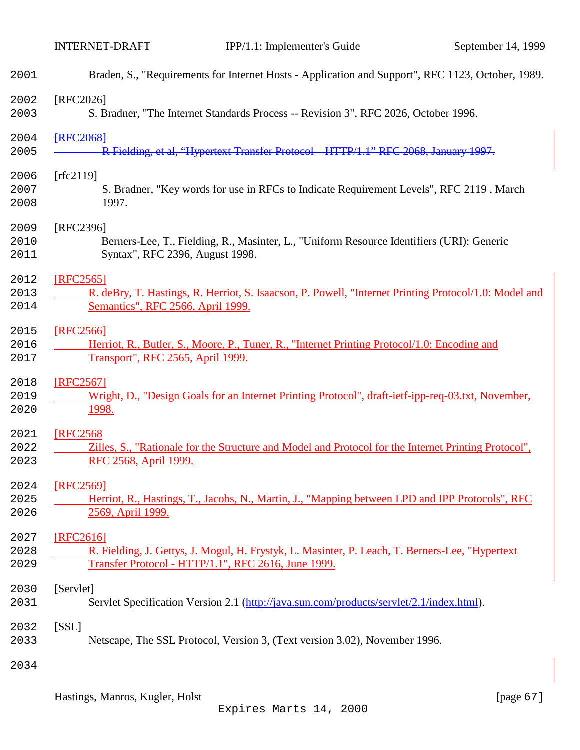Braden, S., "Requirements for Internet Hosts - Application and Support", RFC 1123, October, 1989.

[RFC2026]
S. Bradner, "The Internet Standards Process -- Revision 3", RFC 2026, October 1996.

~~[RFC2068]~~
~~R Fielding, et al, “Hypertext Transfer Protocol – HTTP/1.1” RFC 2068, January 1997.~~

[rfc2119]
S. Bradner, "Key words for use in RFCs to Indicate Requirement Levels", RFC 2119 , March 1997.

[RFC2396]
Berners-Lee, T., Fielding, R., Masinter, L., "Uniform Resource Identifiers (URI): Generic Syntax", RFC 2396, August 1998.

[RFC2565]
R. deBry, T. Hastings, R. Herriot, S. Isaacson, P. Powell, "Internet Printing Protocol/1.0: Model and Semantics", RFC 2566, April 1999.

[RFC2566]
Herriot, R., Butler, S., Moore, P., Tuner, R., "Internet Printing Protocol/1.0: Encoding and Transport", RFC 2565, April 1999.

[RFC2567]
Wright, D., "Design Goals for an Internet Printing Protocol", draft-ietf-ipp-req-03.txt, November, 1998.

[RFC2568
Zilles, S., "Rationale for the Structure and Model and Protocol for the Internet Printing Protocol", RFC 2568, April 1999.

[RFC2569]
Herriot, R., Hastings, T., Jacobs, N., Martin, J., "Mapping between LPD and IPP Protocols", RFC 2569, April 1999.

[RFC2616]
R. Fielding, J. Gettys, J. Mogul, H. Frystyk, L. Masinter, P. Leach, T. Berners-Lee, "Hypertext Transfer Protocol - HTTP/1.1", RFC 2616, June 1999.

[Servlet]
Servlet Specification Version 2.1 (http://java.sun.com/products/servlet/2.1/index.html).

[SSL]
Netscape, The SSL Protocol, Version 3, (Text version 3.02), November 1996.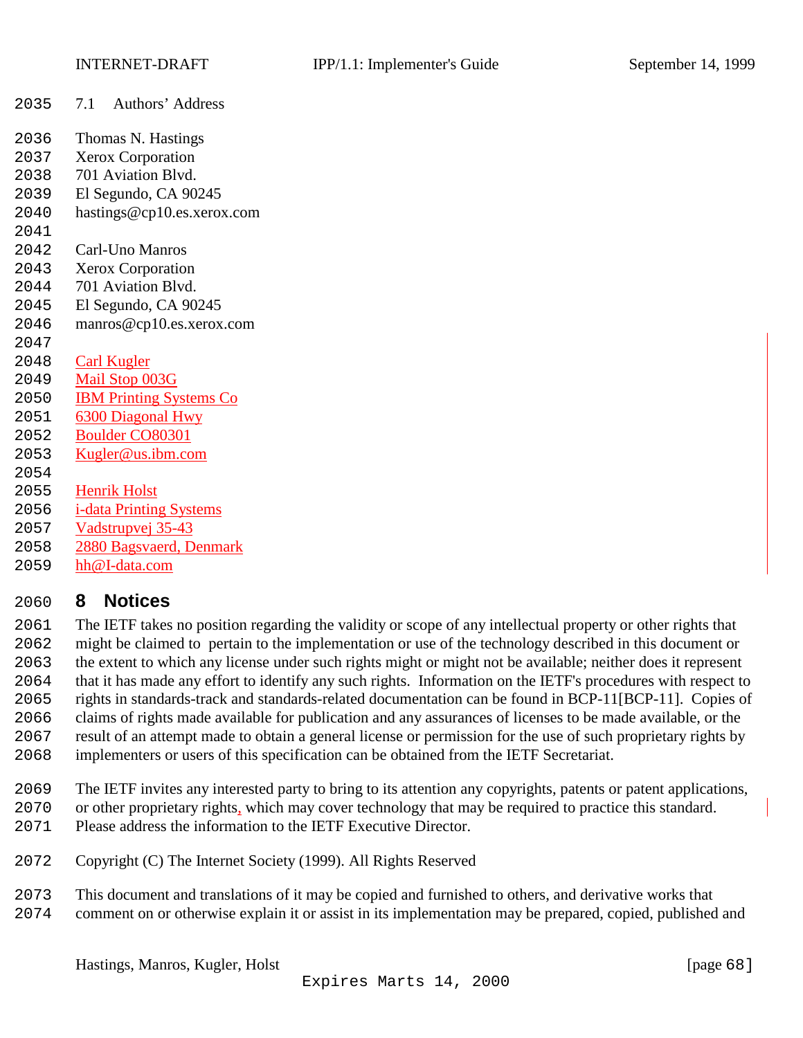## 7.1 Authors' Address

Thomas N. Hastings
Xerox Corporation
701 Aviation Blvd.
El Segundo, CA 90245
hastings@cp10.es.xerox.com

Carl-Uno Manros
Xerox Corporation
701 Aviation Blvd.
El Segundo, CA 90245
manros@cp10.es.xerox.com

Carl Kugler
Mail Stop 003G
IBM Printing Systems Co
6300 Diagonal Hwy
Boulder CO80301
Kugler@us.ibm.com

Henrik Holst
i-data Printing Systems
Vadstrupvej 35-43
2880 Bagsvaerd, Denmark
hh@I-data.com

# 8 Notices

The IETF takes no position regarding the validity or scope of any intellectual property or other rights that might be claimed to pertain to the implementation or use of the technology described in this document or the extent to which any license under such rights might or might not be available; neither does it represent that it has made any effort to identify any such rights. Information on the IETF's procedures with respect to rights in standards-track and standards-related documentation can be found in BCP-11[BCP-11]. Copies of claims of rights made available for publication and any assurances of licenses to be made available, or the result of an attempt made to obtain a general license or permission for the use of such proprietary rights by implementers or users of this specification can be obtained from the IETF Secretariat.

The IETF invites any interested party to bring to its attention any copyrights, patents or patent applications, or other proprietary rights, which may cover technology that may be required to practice this standard. Please address the information to the IETF Executive Director.

Copyright (C) The Internet Society (1999). All Rights Reserved

This document and translations of it may be copied and furnished to others, and derivative works that comment on or otherwise explain it or assist in its implementation may be prepared, copied, published and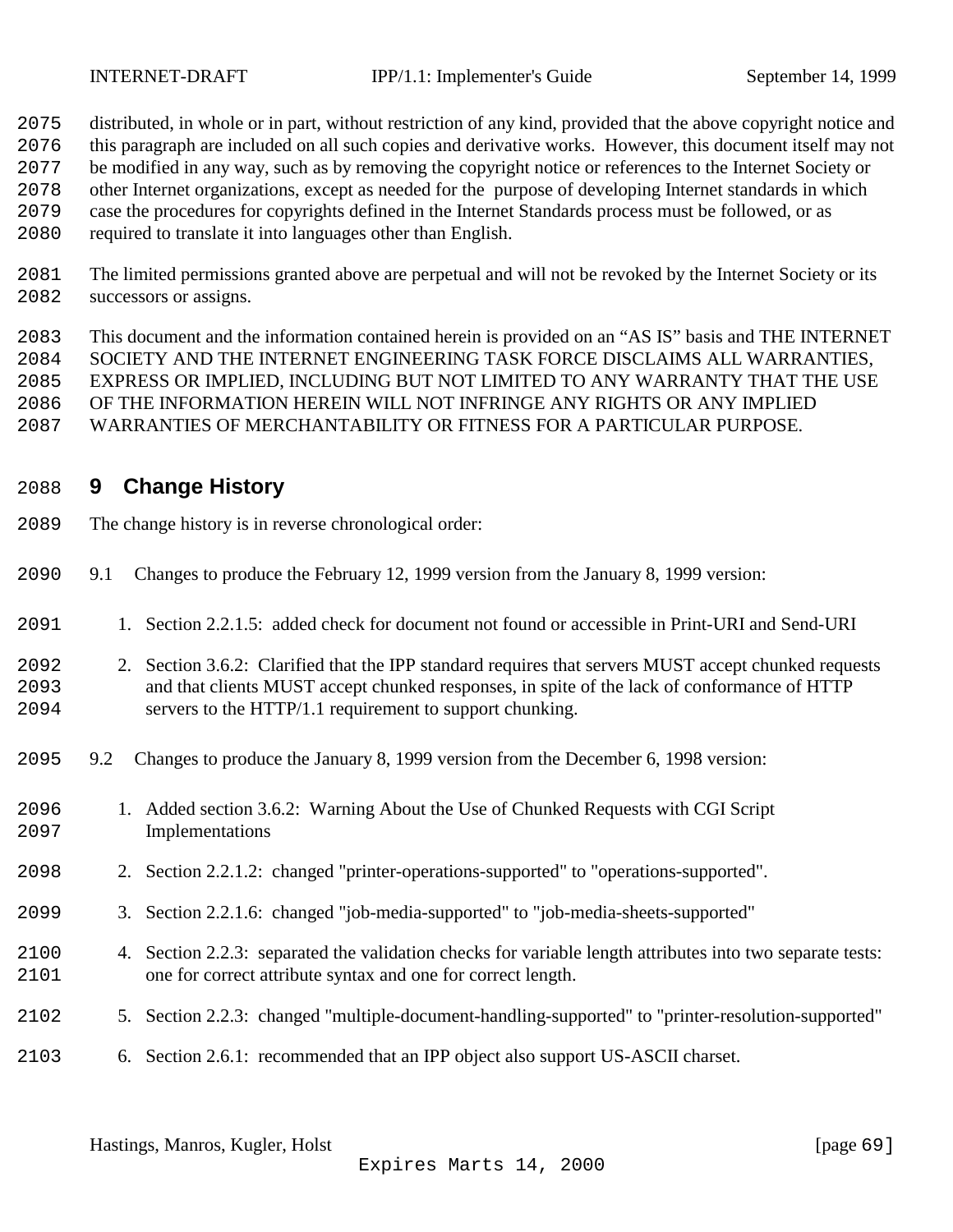distributed, in whole or in part, without restriction of any kind, provided that the above copyright notice and this paragraph are included on all such copies and derivative works. However, this document itself may not be modified in any way, such as by removing the copyright notice or references to the Internet Society or other Internet organizations, except as needed for the purpose of developing Internet standards in which case the procedures for copyrights defined in the Internet Standards process must be followed, or as required to translate it into languages other than English.

The limited permissions granted above are perpetual and will not be revoked by the Internet Society or its successors or assigns.

This document and the information contained herein is provided on an "AS IS" basis and THE INTERNET SOCIETY AND THE INTERNET ENGINEERING TASK FORCE DISCLAIMS ALL WARRANTIES, EXPRESS OR IMPLIED, INCLUDING BUT NOT LIMITED TO ANY WARRANTY THAT THE USE OF THE INFORMATION HEREIN WILL NOT INFRINGE ANY RIGHTS OR ANY IMPLIED WARRANTIES OF MERCHANTABILITY OR FITNESS FOR A PARTICULAR PURPOSE.

# 9 Change History

The change history is in reverse chronological order:

9.1 Changes to produce the February 12, 1999 version from the January 8, 1999 version:

1. Section 2.2.1.5: added check for document not found or accessible in Print-URI and Send-URI
2. Section 3.6.2: Clarified that the IPP standard requires that servers MUST accept chunked requests and that clients MUST accept chunked responses, in spite of the lack of conformance of HTTP servers to the HTTP/1.1 requirement to support chunking.

9.2 Changes to produce the January 8, 1999 version from the December 6, 1998 version:

1. Added section 3.6.2: Warning About the Use of Chunked Requests with CGI Script Implementations
2. Section 2.2.1.2: changed "printer-operations-supported" to "operations-supported".
3. Section 2.2.1.6: changed "job-media-supported" to "job-media-sheets-supported"
4. Section 2.2.3: separated the validation checks for variable length attributes into two separate tests: one for correct attribute syntax and one for correct length.
5. Section 2.2.3: changed "multiple-document-handling-supported" to "printer-resolution-supported"
6. Section 2.6.1: recommended that an IPP object also support US-ASCII charset.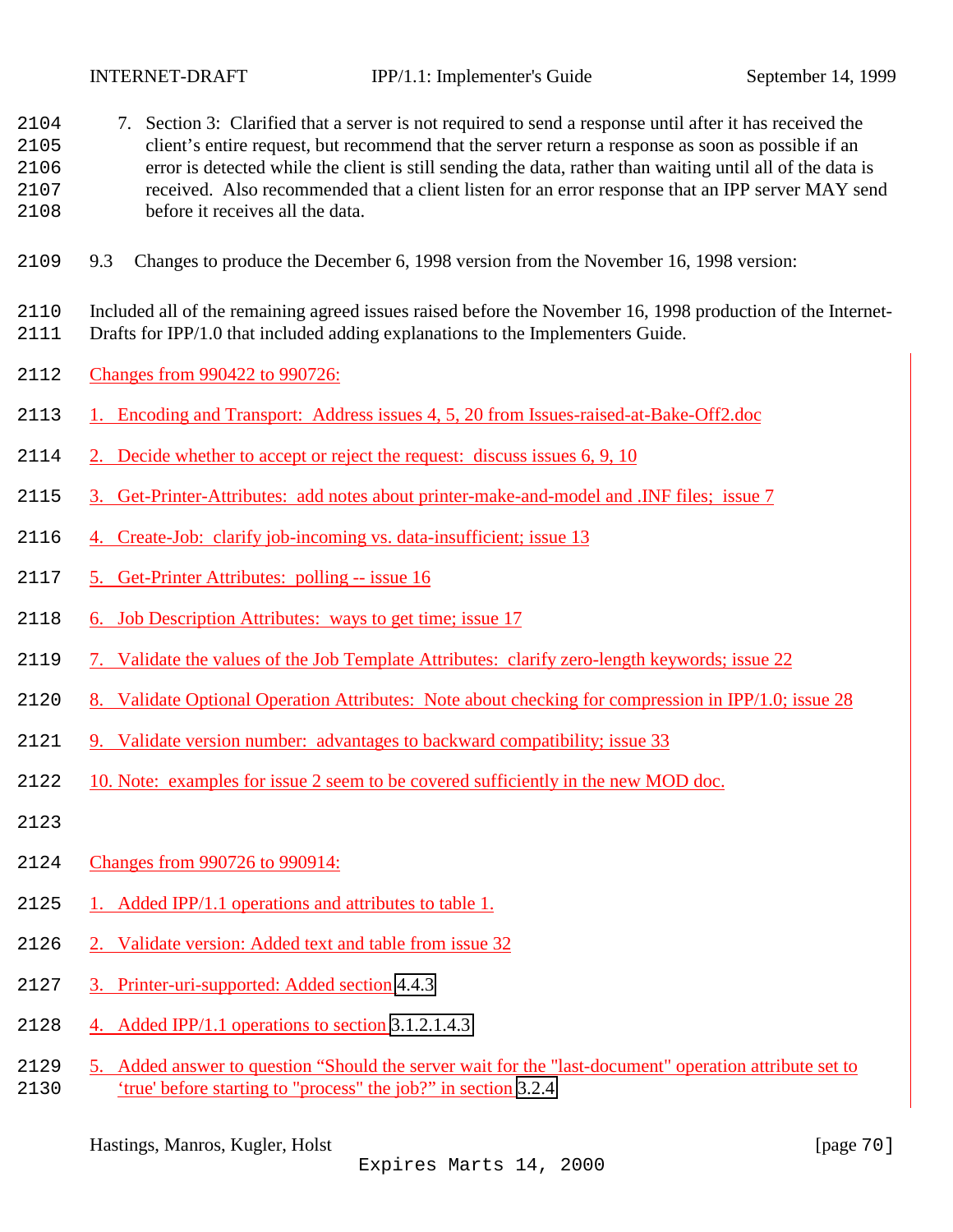7. Section 3: Clarified that a server is not required to send a response until after it has received the client's entire request, but recommend that the server return a response as soon as possible if an error is detected while the client is still sending the data, rather than waiting until all of the data is received. Also recommended that a client listen for an error response that an IPP server MAY send before it receives all the data.

### 9.3 Changes to produce the December 6, 1998 version from the November 16, 1998 version:

Included all of the remaining agreed issues raised before the November 16, 1998 production of the Internet-Drafts for IPP/1.0 that included adding explanations to the Implementers Guide.

Changes from 990422 to 990726:

1. Encoding and Transport: Address issues 4, 5, 20 from Issues-raised-at-Bake-Off2.doc
2. Decide whether to accept or reject the request: discuss issues 6, 9, 10
3. Get-Printer-Attributes: add notes about printer-make-and-model and .INF files; issue 7
4. Create-Job: clarify job-incoming vs. data-insufficient; issue 13
5. Get-Printer Attributes: polling -- issue 16
6. Job Description Attributes: ways to get time; issue 17
7. Validate the values of the Job Template Attributes: clarify zero-length keywords; issue 22
8. Validate Optional Operation Attributes: Note about checking for compression in IPP/1.0; issue 28
9. Validate version number: advantages to backward compatibility; issue 33
10. Note: examples for issue 2 seem to be covered sufficiently in the new MOD doc.

Changes from 990726 to 990914:

1. Added IPP/1.1 operations and attributes to table 1.
2. Validate version: Added text and table from issue 32
3. Printer-uri-supported: Added section 4.4.3
4. Added IPP/1.1 operations to section 3.1.2.1.4.3
5. Added answer to question "Should the server wait for the "last-document" operation attribute set to 'true' before starting to "process" the job?" in section 3.2.4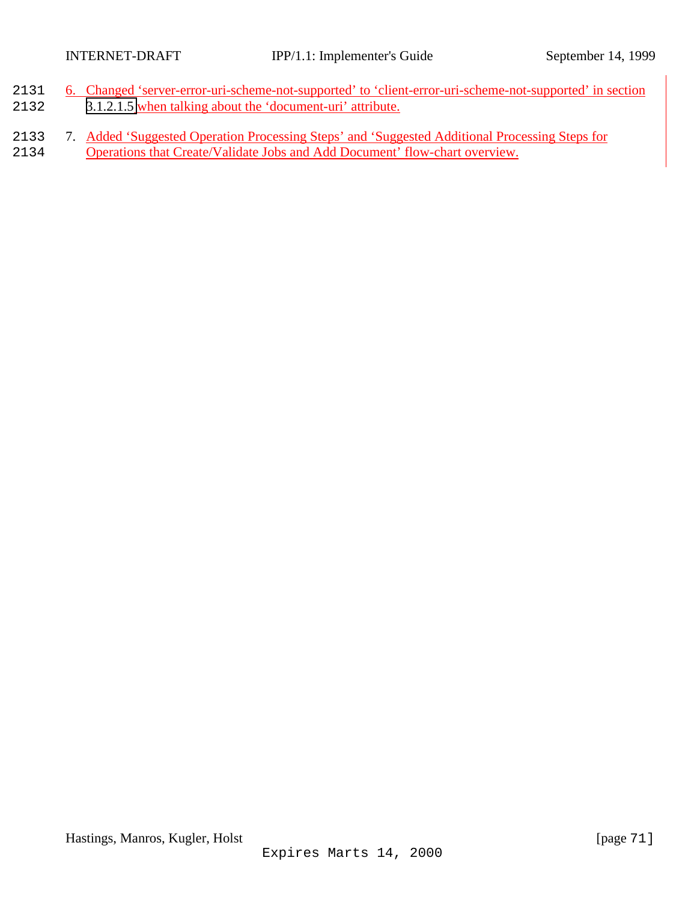6. Changed ‘server-error-uri-scheme-not-supported’ to ‘client-error-uri-scheme-not-supported’ in section 3.1.2.1.5 when talking about the ‘document-uri’ attribute.

7. Added ‘Suggested Operation Processing Steps’ and ‘Suggested Additional Processing Steps for Operations that Create/Validate Jobs and Add Document’ flow-chart overview.